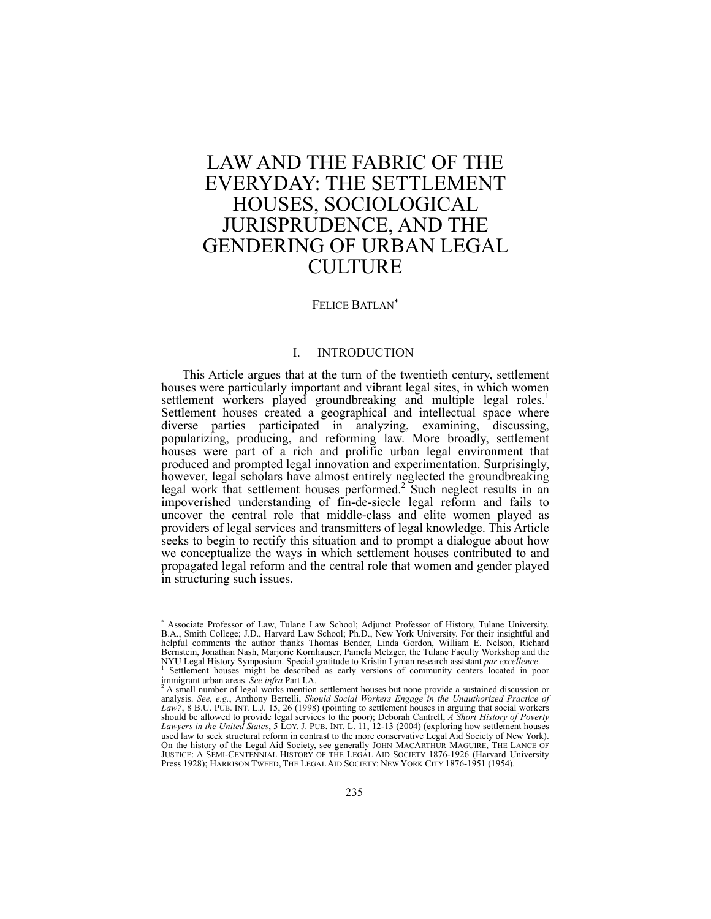# LAW AND THE FABRIC OF THE EVERYDAY: THE SETTLEMENT HOUSES, SOCIOLOGICAL JURISPRUDENCE, AND THE GENDERING OF URBAN LEGAL CULTURE

FELICE BATLAN[*]

## I. INTRODUCTION

This Article argues that at the turn of the twentieth century, settlement houses were particularly important and vibrant legal sites, in which women settlement workers played groundbreaking and multiple legal roles.[1] Settlement houses created a geographical and intellectual space where diverse parties participated in analyzing, examining, discussing, popularizing, producing, and reforming law. More broadly, settlement houses were part of a rich and prolific urban legal environment that produced and prompted legal innovation and experimentation. Surprisingly, however, legal scholars have almost entirely neglected the groundbreaking legal work that settlement houses performed.[2] Such neglect results in an impoverished understanding of fin-de-siecle legal reform and fails to uncover the central role that middle-class and elite women played as providers of legal services and transmitters of legal knowledge. This Article seeks to begin to rectify this situation and to prompt a dialogue about how we conceptualize the ways in which settlement houses contributed to and propagated legal reform and the central role that women and gender played in structuring such issues.

---

[*] Associate Professor of Law, Tulane Law School; Adjunct Professor of History, Tulane University. B.A., Smith College; J.D., Harvard Law School; Ph.D., New York University. For their insightful and helpful comments the author thanks Thomas Bender, Linda Gordon, William E. Nelson, Richard Bernstein, Jonathan Nash, Marjorie Kornhauser, Pamela Metzger, the Tulane Faculty Workshop and the NYU Legal History Symposium. Special gratitude to Kristin Lyman research assistant *par excellence*.

[1] Settlement houses might be described as early versions of community centers located in poor immigrant urban areas. *See infra* Part I.A.

[2] A small number of legal works mention settlement houses but none provide a sustained discussion or analysis. *See, e.g.*, Anthony Bertelli, *Should Social Workers Engage in the Unauthorized Practice of Law?*, 8 B.U. PUB. INT. L.J. 15, 26 (1998) (pointing to settlement houses in arguing that social workers should be allowed to provide legal services to the poor); Deborah Cantrell, *A Short History of Poverty Lawyers in the United States*, 5 LOY. J. PUB. INT. L. 11, 12-13 (2004) (exploring how settlement houses used law to seek structural reform in contrast to the more conservative Legal Aid Society of New York). On the history of the Legal Aid Society, see generally JOHN MACARTHUR MAGUIRE, THE LANCE OF JUSTICE: A SEMI-CENTENNIAL HISTORY OF THE LEGAL AID SOCIETY 1876-1926 (Harvard University Press 1928); HARRISON TWEED, THE LEGAL AID SOCIETY: NEW YORK CITY 1876-1951 (1954).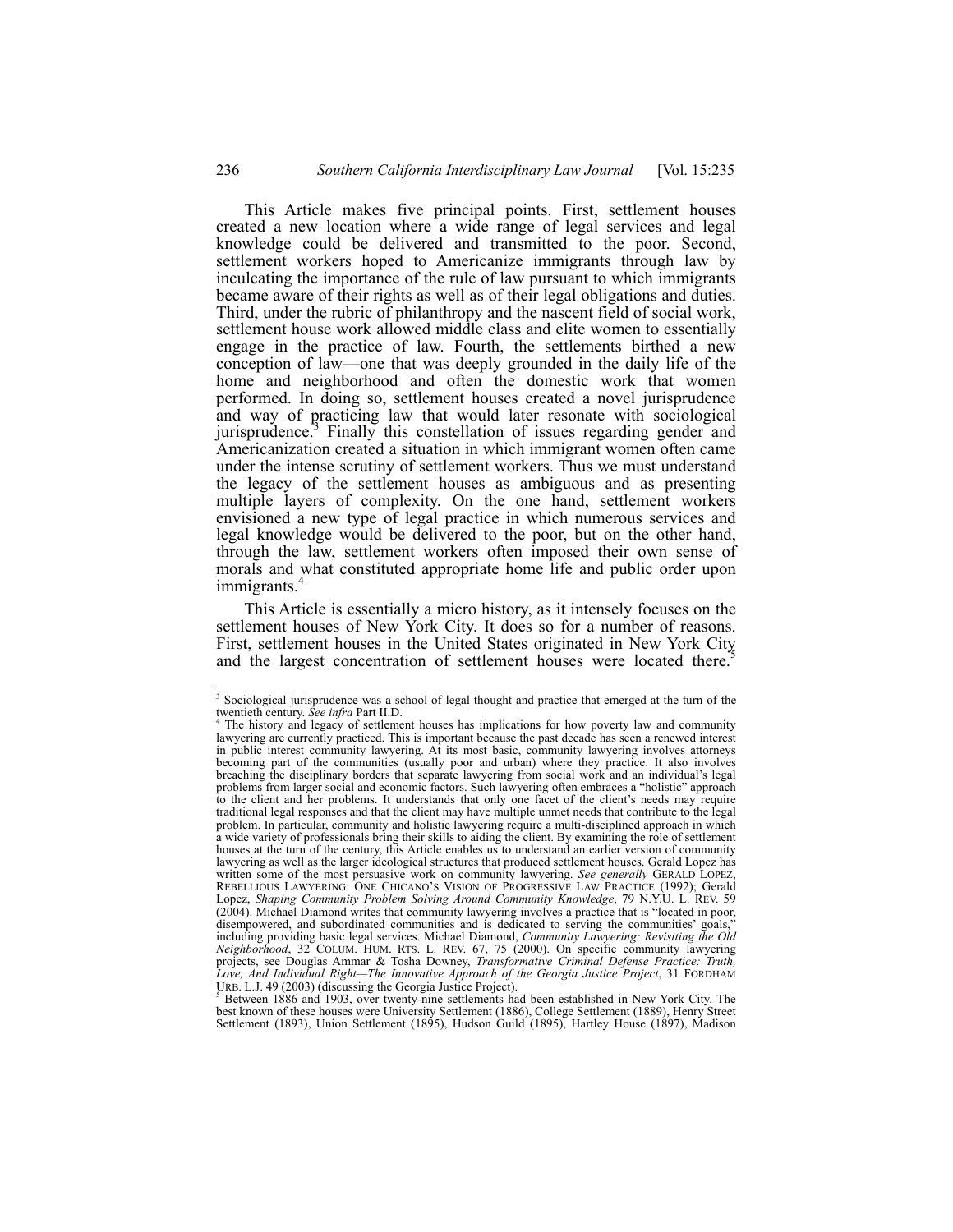This Article makes five principal points. First, settlement houses created a new location where a wide range of legal services and legal knowledge could be delivered and transmitted to the poor. Second, settlement workers hoped to Americanize immigrants through law by inculcating the importance of the rule of law pursuant to which immigrants became aware of their rights as well as of their legal obligations and duties. Third, under the rubric of philanthropy and the nascent field of social work, settlement house work allowed middle class and elite women to essentially engage in the practice of law. Fourth, the settlements birthed a new conception of law—one that was deeply grounded in the daily life of the home and neighborhood and often the domestic work that women performed. In doing so, settlement houses created a novel jurisprudence and way of practicing law that would later resonate with sociological jurisprudence.[3] Finally this constellation of issues regarding gender and Americanization created a situation in which immigrant women often came under the intense scrutiny of settlement workers. Thus we must understand the legacy of the settlement houses as ambiguous and as presenting multiple layers of complexity. On the one hand, settlement workers envisioned a new type of legal practice in which numerous services and legal knowledge would be delivered to the poor, but on the other hand, through the law, settlement workers often imposed their own sense of morals and what constituted appropriate home life and public order upon immigrants.[4]

This Article is essentially a micro history, as it intensely focuses on the settlement houses of New York City. It does so for a number of reasons. First, settlement houses in the United States originated in New York City and the largest concentration of settlement houses were located there.[5]

---

[3] Sociological jurisprudence was a school of legal thought and practice that emerged at the turn of the twentieth century. *See infra* Part II.D.

[4] The history and legacy of settlement houses has implications for how poverty law and community lawyering are currently practiced. This is important because the past decade has seen a renewed interest in public interest community lawyering. At its most basic, community lawyering involves attorneys becoming part of the communities (usually poor and urban) where they practice. It also involves breaching the disciplinary borders that separate lawyering from social work and an individual's legal problems from larger social and economic factors. Such lawyering often embraces a "holistic" approach to the client and her problems. It understands that only one facet of the client's needs may require traditional legal responses and that the client may have multiple unmet needs that contribute to the legal problem. In particular, community and holistic lawyering require a multi-disciplined approach in which a wide variety of professionals bring their skills to aiding the client. By examining the role of settlement houses at the turn of the century, this Article enables us to understand an earlier version of community lawyering as well as the larger ideological structures that produced settlement houses. Gerald Lopez has written some of the most persuasive work on community lawyering. *See generally* GERALD LOPEZ, REBELLIOUS LAWYERING: ONE CHICANO'S VISION OF PROGRESSIVE LAW PRACTICE (1992); Gerald Lopez, *Shaping Community Problem Solving Around Community Knowledge*, 79 N.Y.U. L. REV. 59 (2004). Michael Diamond writes that community lawyering involves a practice that is "located in poor, disempowered, and subordinated communities and is dedicated to serving the communities' goals," including providing basic legal services. Michael Diamond, *Community Lawyering: Revisiting the Old Neighborhood*, 32 COLUM. HUM. RTS. L. REV. 67, 75 (2000). On specific community lawyering projects, see Douglas Ammar & Tosha Downey, *Transformative Criminal Defense Practice: Truth, Love, And Individual Right—The Innovative Approach of the Georgia Justice Project*, 31 FORDHAM URB. L.J. 49 (2003) (discussing the Georgia Justice Project).

[5] Between 1886 and 1903, over twenty-nine settlements had been established in New York City. The best known of these houses were University Settlement (1886), College Settlement (1889), Henry Street Settlement (1893), Union Settlement (1895), Hudson Guild (1895), Hartley House (1897), Madison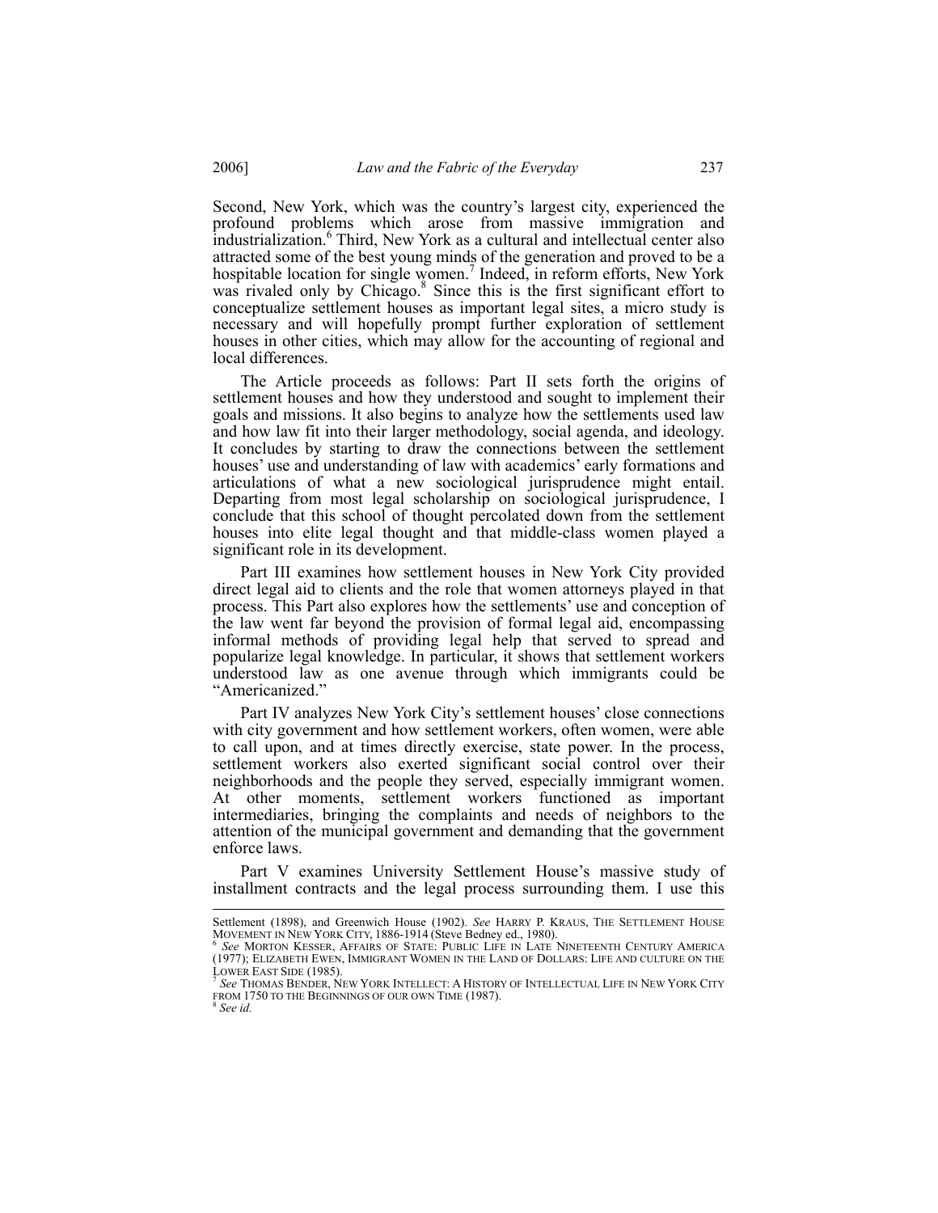Second, New York, which was the country's largest city, experienced the profound problems which arose from massive immigration and industrialization.[6] Third, New York as a cultural and intellectual center also attracted some of the best young minds of the generation and proved to be a hospitable location for single women.[7] Indeed, in reform efforts, New York was rivaled only by Chicago.[8] Since this is the first significant effort to conceptualize settlement houses as important legal sites, a micro study is necessary and will hopefully prompt further exploration of settlement houses in other cities, which may allow for the accounting of regional and local differences.

The Article proceeds as follows: Part II sets forth the origins of settlement houses and how they understood and sought to implement their goals and missions. It also begins to analyze how the settlements used law and how law fit into their larger methodology, social agenda, and ideology. It concludes by starting to draw the connections between the settlement houses' use and understanding of law with academics' early formations and articulations of what a new sociological jurisprudence might entail. Departing from most legal scholarship on sociological jurisprudence, I conclude that this school of thought percolated down from the settlement houses into elite legal thought and that middle-class women played a significant role in its development.

Part III examines how settlement houses in New York City provided direct legal aid to clients and the role that women attorneys played in that process. This Part also explores how the settlements' use and conception of the law went far beyond the provision of formal legal aid, encompassing informal methods of providing legal help that served to spread and popularize legal knowledge. In particular, it shows that settlement workers understood law as one avenue through which immigrants could be "Americanized."

Part IV analyzes New York City's settlement houses' close connections with city government and how settlement workers, often women, were able to call upon, and at times directly exercise, state power. In the process, settlement workers also exerted significant social control over their neighborhoods and the people they served, especially immigrant women. At other moments, settlement workers functioned as important intermediaries, bringing the complaints and needs of neighbors to the attention of the municipal government and demanding that the government enforce laws.

Part V examines University Settlement House's massive study of installment contracts and the legal process surrounding them. I use this

---

Settlement (1898), and Greenwich House (1902). *See* HARRY P. KRAUS, THE SETTLEMENT HOUSE MOVEMENT IN NEW YORK CITY, 1886-1914 (Steve Bedney ed., 1980).

[6] *See* MORTON KESSER, AFFAIRS OF STATE: PUBLIC LIFE IN LATE NINETEENTH CENTURY AMERICA (1977); ELIZABETH EWEN, IMMIGRANT WOMEN IN THE LAND OF DOLLARS: LIFE AND CULTURE ON THE LOWER EAST SIDE (1985).

[7] *See* THOMAS BENDER, NEW YORK INTELLECT: A HISTORY OF INTELLECTUAL LIFE IN NEW YORK CITY FROM 1750 TO THE BEGINNINGS OF OUR OWN TIME (1987).

[8] *See id.*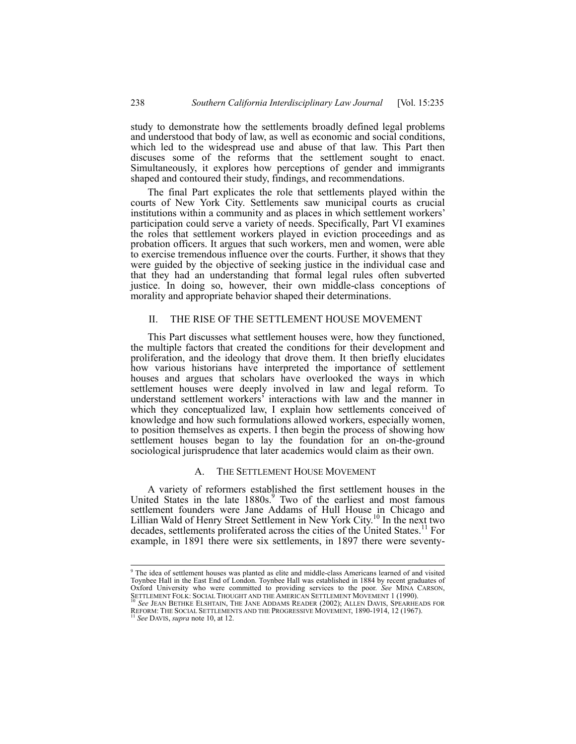study to demonstrate how the settlements broadly defined legal problems and understood that body of law, as well as economic and social conditions, which led to the widespread use and abuse of that law. This Part then discuses some of the reforms that the settlement sought to enact. Simultaneously, it explores how perceptions of gender and immigrants shaped and contoured their study, findings, and recommendations.

The final Part explicates the role that settlements played within the courts of New York City. Settlements saw municipal courts as crucial institutions within a community and as places in which settlement workers' participation could serve a variety of needs. Specifically, Part VI examines the roles that settlement workers played in eviction proceedings and as probation officers. It argues that such workers, men and women, were able to exercise tremendous influence over the courts. Further, it shows that they were guided by the objective of seeking justice in the individual case and that they had an understanding that formal legal rules often subverted justice. In doing so, however, their own middle-class conceptions of morality and appropriate behavior shaped their determinations.

## II. THE RISE OF THE SETTLEMENT HOUSE MOVEMENT

This Part discusses what settlement houses were, how they functioned, the multiple factors that created the conditions for their development and proliferation, and the ideology that drove them. It then briefly elucidates how various historians have interpreted the importance of settlement houses and argues that scholars have overlooked the ways in which settlement houses were deeply involved in law and legal reform. To understand settlement workers' interactions with law and the manner in which they conceptualized law, I explain how settlements conceived of knowledge and how such formulations allowed workers, especially women, to position themselves as experts. I then begin the process of showing how settlement houses began to lay the foundation for an on-the-ground sociological jurisprudence that later academics would claim as their own.

### A. THE SETTLEMENT HOUSE MOVEMENT

A variety of reformers established the first settlement houses in the United States in the late 1880s.[9] Two of the earliest and most famous settlement founders were Jane Addams of Hull House in Chicago and Lillian Wald of Henry Street Settlement in New York City.[10] In the next two decades, settlements proliferated across the cities of the United States.[11] For example, in 1891 there were six settlements, in 1897 there were seventy-

---

[9] The idea of settlement houses was planted as elite and middle-class Americans learned of and visited Toynbee Hall in the East End of London. Toynbee Hall was established in 1884 by recent graduates of Oxford University who were committed to providing services to the poor. *See* MINA CARSON, SETTLEMENT FOLK: SOCIAL THOUGHT AND THE AMERICAN SETTLEMENT MOVEMENT 1 (1990).

[10] *See* JEAN BETHKE ELSHTAIN, THE JANE ADDAMS READER (2002); ALLEN DAVIS, SPEARHEADS FOR REFORM: THE SOCIAL SETTLEMENTS AND THE PROGRESSIVE MOVEMENT, 1890-1914, 12 (1967).

[11] *See* DAVIS, *supra* note 10, at 12.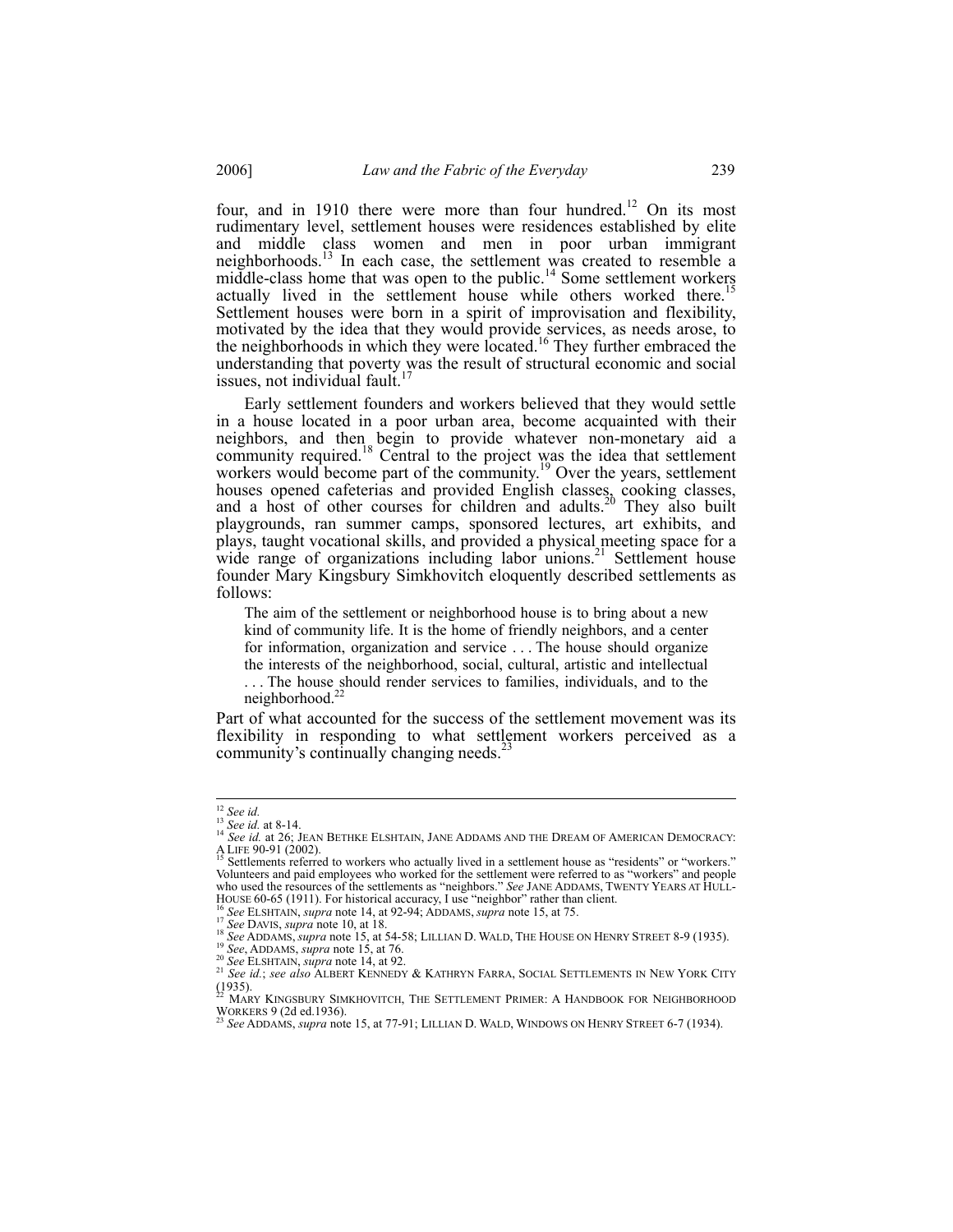four, and in 1910 there were more than four hundred.[12] On its most rudimentary level, settlement houses were residences established by elite and middle class women and men in poor urban immigrant neighborhoods.[13] In each case, the settlement was created to resemble a middle-class home that was open to the public.[14] Some settlement workers actually lived in the settlement house while others worked there.[15] Settlement houses were born in a spirit of improvisation and flexibility, motivated by the idea that they would provide services, as needs arose, to the neighborhoods in which they were located.[16] They further embraced the understanding that poverty was the result of structural economic and social issues, not individual fault.[17]

Early settlement founders and workers believed that they would settle in a house located in a poor urban area, become acquainted with their neighbors, and then begin to provide whatever non-monetary aid a community required.[18] Central to the project was the idea that settlement workers would become part of the community.[19] Over the years, settlement houses opened cafeterias and provided English classes, cooking classes, and a host of other courses for children and adults.[20] They also built playgrounds, ran summer camps, sponsored lectures, art exhibits, and plays, taught vocational skills, and provided a physical meeting space for a wide range of organizations including labor unions.[21] Settlement house founder Mary Kingsbury Simkhovitch eloquently described settlements as follows:

> The aim of the settlement or neighborhood house is to bring about a new kind of community life. It is the home of friendly neighbors, and a center for information, organization and service . . . The house should organize the interests of the neighborhood, social, cultural, artistic and intellectual . . . The house should render services to families, individuals, and to the neighborhood.[22]

Part of what accounted for the success of the settlement movement was its flexibility in responding to what settlement workers perceived as a community's continually changing needs.[23]

---

[12] *See id.*

[13] *See id.* at 8-14.

[14] *See id.* at 26; JEAN BETHKE ELSHTAIN, JANE ADDAMS AND THE DREAM OF AMERICAN DEMOCRACY: A LIFE 90-91 (2002).

[15] Settlements referred to workers who actually lived in a settlement house as "residents" or "workers." Volunteers and paid employees who worked for the settlement were referred to as "workers" and people who used the resources of the settlements as "neighbors." *See* JANE ADDAMS, TWENTY YEARS AT HULL-HOUSE 60-65 (1911). For historical accuracy, I use "neighbor" rather than client.

[16] *See* ELSHTAIN, *supra* note 14, at 92-94; ADDAMS, *supra* note 15, at 75.

[17] *See* DAVIS, *supra* note 10, at 18.

[18] *See* ADDAMS, *supra* note 15, at 54-58; LILLIAN D. WALD, THE HOUSE ON HENRY STREET 8-9 (1935).

[19] *See*, ADDAMS, *supra* note 15, at 76.

[20] *See* ELSHTAIN, *supra* note 14, at 92.

[21] *See id.*; *see also* ALBERT KENNEDY & KATHRYN FARRA, SOCIAL SETTLEMENTS IN NEW YORK CITY (1935).

[22] MARY KINGSBURY SIMKHOVITCH, THE SETTLEMENT PRIMER: A HANDBOOK FOR NEIGHBORHOOD WORKERS 9 (2d ed.1936).

[23] *See* ADDAMS, *supra* note 15, at 77-91; LILLIAN D. WALD, WINDOWS ON HENRY STREET 6-7 (1934).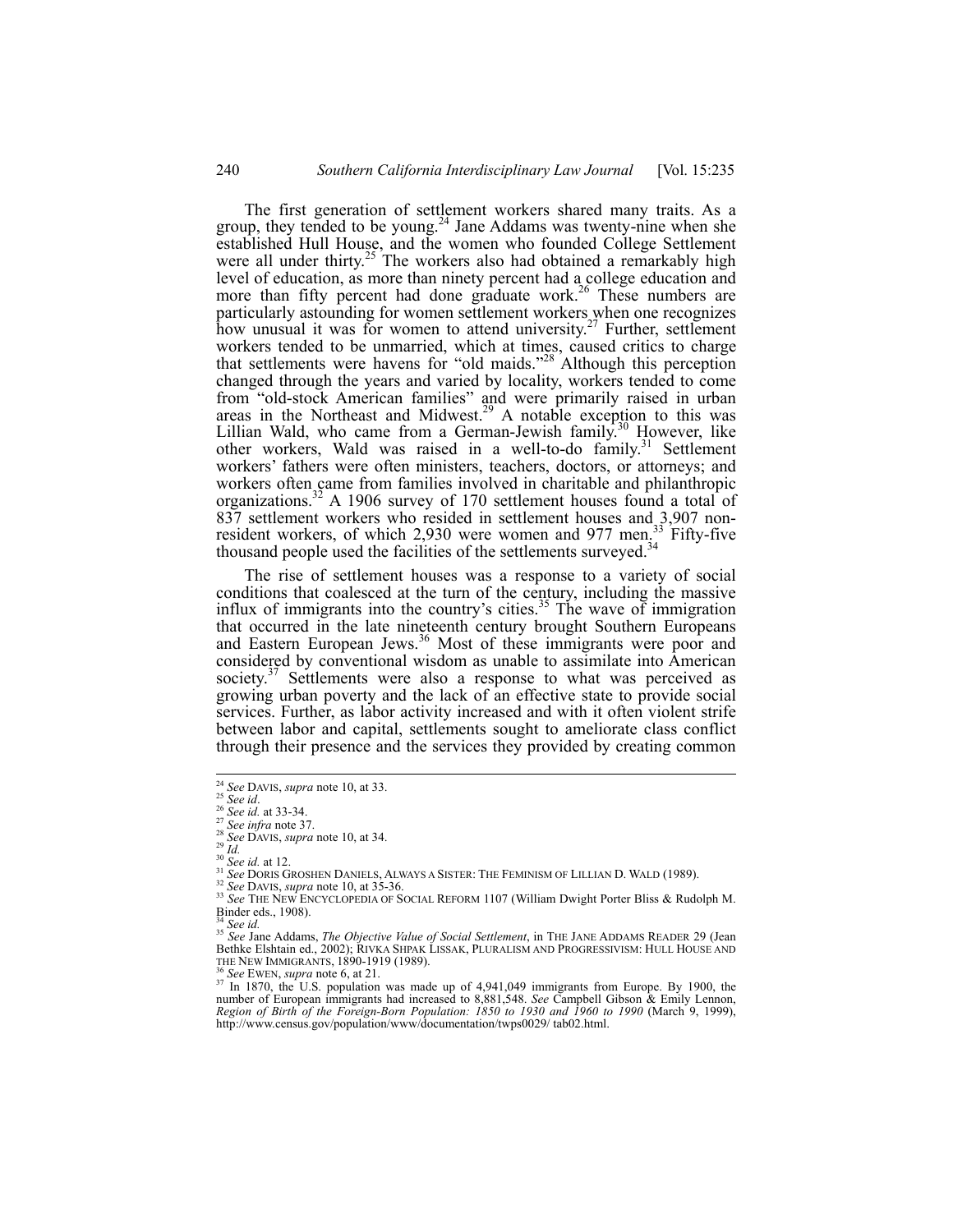The first generation of settlement workers shared many traits. As a group, they tended to be young.[24] Jane Addams was twenty-nine when she established Hull House, and the women who founded College Settlement were all under thirty.[25] The workers also had obtained a remarkably high level of education, as more than ninety percent had a college education and more than fifty percent had done graduate work.[26] These numbers are particularly astounding for women settlement workers when one recognizes how unusual it was for women to attend university.[27] Further, settlement workers tended to be unmarried, which at times, caused critics to charge that settlements were havens for "old maids."[28] Although this perception changed through the years and varied by locality, workers tended to come from "old-stock American families" and were primarily raised in urban areas in the Northeast and Midwest.[29] A notable exception to this was Lillian Wald, who came from a German-Jewish family.[30] However, like other workers, Wald was raised in a well-to-do family.[31] Settlement workers' fathers were often ministers, teachers, doctors, or attorneys; and workers often came from families involved in charitable and philanthropic organizations.[32] A 1906 survey of 170 settlement houses found a total of 837 settlement workers who resided in settlement houses and 3,907 non-resident workers, of which 2,930 were women and 977 men.[33] Fifty-five thousand people used the facilities of the settlements surveyed.[34]

The rise of settlement houses was a response to a variety of social conditions that coalesced at the turn of the century, including the massive influx of immigrants into the country's cities.[35] The wave of immigration that occurred in the late nineteenth century brought Southern Europeans and Eastern European Jews.[36] Most of these immigrants were poor and considered by conventional wisdom as unable to assimilate into American society.[37] Settlements were also a response to what was perceived as growing urban poverty and the lack of an effective state to provide social services. Further, as labor activity increased and with it often violent strife between labor and capital, settlements sought to ameliorate class conflict through their presence and the services they provided by creating common

---

[24] *See* DAVIS, *supra* note 10, at 33.

[25] *See id*.

[26] *See id.* at 33-34.

[27] *See infra* note 37.

[28] *See* DAVIS, *supra* note 10, at 34.

[29] *Id.*

[30] *See id.* at 12.

[31] *See* DORIS GROSHEN DANIELS, ALWAYS A SISTER: THE FEMINISM OF LILLIAN D. WALD (1989).

[32] *See* DAVIS, *supra* note 10, at 35-36.

[33] *See* THE NEW ENCYCLOPEDIA OF SOCIAL REFORM 1107 (William Dwight Porter Bliss & Rudolph M. Binder eds., 1908).

[34] *See id.*

[35] *See* Jane Addams, *The Objective Value of Social Settlement*, in THE JANE ADDAMS READER 29 (Jean Bethke Elshtain ed., 2002); RIVKA SHPAK LISSAK, PLURALISM AND PROGRESSIVISM: HULL HOUSE AND THE NEW IMMIGRANTS, 1890-1919 (1989).

[36] *See* EWEN, *supra* note 6, at 21.

[37] In 1870, the U.S. population was made up of 4,941,049 immigrants from Europe. By 1900, the number of European immigrants had increased to 8,881,548. *See* Campbell Gibson & Emily Lennon, *Region of Birth of the Foreign-Born Population: 1850 to 1930 and 1960 to 1990* (March 9, 1999), http://www.census.gov/population/www/documentation/twps0029/ tab02.html.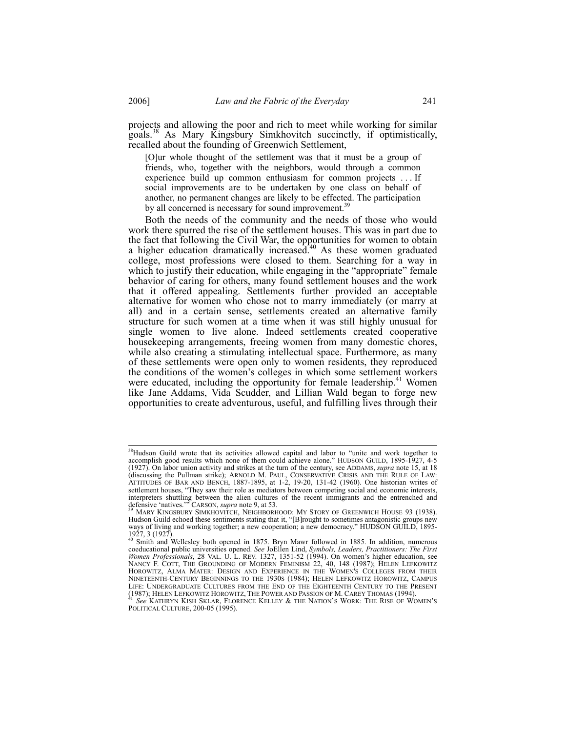projects and allowing the poor and rich to meet while working for similar goals.[38] As Mary Kingsbury Simkhovitch succinctly, if optimistically, recalled about the founding of Greenwich Settlement,

> [O]ur whole thought of the settlement was that it must be a group of friends, who, together with the neighbors, would through a common experience build up common enthusiasm for common projects . . . If social improvements are to be undertaken by one class on behalf of another, no permanent changes are likely to be effected. The participation by all concerned is necessary for sound improvement.[39]

Both the needs of the community and the needs of those who would work there spurred the rise of the settlement houses. This was in part due to the fact that following the Civil War, the opportunities for women to obtain a higher education dramatically increased.[40] As these women graduated college, most professions were closed to them. Searching for a way in which to justify their education, while engaging in the "appropriate" female behavior of caring for others, many found settlement houses and the work that it offered appealing. Settlements further provided an acceptable alternative for women who chose not to marry immediately (or marry at all) and in a certain sense, settlements created an alternative family structure for such women at a time when it was still highly unusual for single women to live alone. Indeed settlements created cooperative housekeeping arrangements, freeing women from many domestic chores, while also creating a stimulating intellectual space. Furthermore, as many of these settlements were open only to women residents, they reproduced the conditions of the women's colleges in which some settlement workers were educated, including the opportunity for female leadership.[41] Women like Jane Addams, Vida Scudder, and Lillian Wald began to forge new opportunities to create adventurous, useful, and fulfilling lives through their

---

[38] Hudson Guild wrote that its activities allowed capital and labor to "unite and work together to accomplish good results which none of them could achieve alone." HUDSON GUILD, 1895-1927, 4-5 (1927). On labor union activity and strikes at the turn of the century, see ADDAMS, *supra* note 15, at 18 (discussing the Pullman strike); ARNOLD M. PAUL, CONSERVATIVE CRISIS AND THE RULE OF LAW: ATTITUDES OF BAR AND BENCH, 1887-1895, at 1-2, 19-20, 131-42 (1960). One historian writes of settlement houses, "They saw their role as mediators between competing social and economic interests, interpreters shuttling between the alien cultures of the recent immigrants and the entrenched and defensive 'natives.'" CARSON, *supra* note 9, at 53.

[39] MARY KINGSBURY SIMKHOVITCH, NEIGHBORHOOD: MY STORY OF GREENWICH HOUSE 93 (1938). Hudson Guild echoed these sentiments stating that it, "[B]rought to sometimes antagonistic groups new ways of living and working together; a new cooperation; a new democracy." HUDSON GUILD, 1895-1927, 3 (1927).

[40] Smith and Wellesley both opened in 1875. Bryn Mawr followed in 1885. In addition, numerous coeducational public universities opened. *See* JoEllen Lind, *Symbols, Leaders, Practitioners: The First Women Professionals*, 28 VAL. U. L. REV. 1327, 1351-52 (1994). On women's higher education, see NANCY F. COTT, THE GROUNDING OF MODERN FEMINISM 22, 40, 148 (1987); HELEN LEFKOWITZ HOROWITZ, ALMA MATER: DESIGN AND EXPERIENCE IN THE WOMEN'S COLLEGES FROM THEIR NINETEENTH-CENTURY BEGINNINGS TO THE 1930S (1984); HELEN LEFKOWITZ HOROWITZ, CAMPUS LIFE: UNDERGRADUATE CULTURES FROM THE END OF THE EIGHTEENTH CENTURY TO THE PRESENT (1987); HELEN LEFKOWITZ HOROWITZ, THE POWER AND PASSION OF M. CAREY THOMAS (1994).

[41] *See* KATHRYN KISH SKLAR, FLORENCE KELLEY & THE NATION'S WORK: THE RISE OF WOMEN'S POLITICAL CULTURE, 200-05 (1995).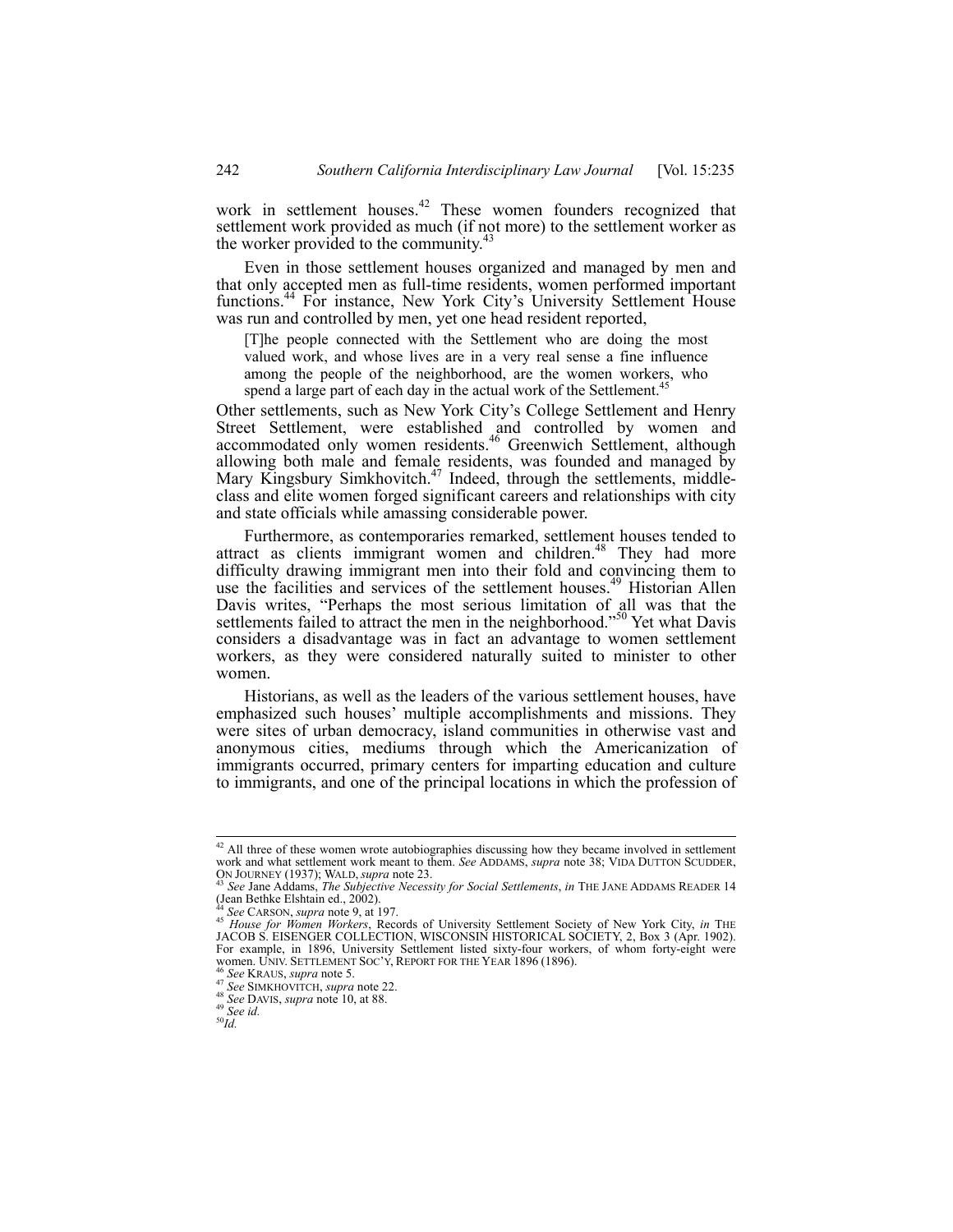work in settlement houses.[42] These women founders recognized that settlement work provided as much (if not more) to the settlement worker as the worker provided to the community.[43]

Even in those settlement houses organized and managed by men and that only accepted men as full-time residents, women performed important functions.[44] For instance, New York City's University Settlement House was run and controlled by men, yet one head resident reported,

> [T]he people connected with the Settlement who are doing the most valued work, and whose lives are in a very real sense a fine influence among the people of the neighborhood, are the women workers, who spend a large part of each day in the actual work of the Settlement.[45]

Other settlements, such as New York City's College Settlement and Henry Street Settlement, were established and controlled by women and accommodated only women residents.[46] Greenwich Settlement, although allowing both male and female residents, was founded and managed by Mary Kingsbury Simkhovitch.[47] Indeed, through the settlements, middle-class and elite women forged significant careers and relationships with city and state officials while amassing considerable power.

Furthermore, as contemporaries remarked, settlement houses tended to attract as clients immigrant women and children.[48] They had more difficulty drawing immigrant men into their fold and convincing them to use the facilities and services of the settlement houses.[49] Historian Allen Davis writes, "Perhaps the most serious limitation of all was that the settlements failed to attract the men in the neighborhood."[50] Yet what Davis considers a disadvantage was in fact an advantage to women settlement workers, as they were considered naturally suited to minister to other women.

Historians, as well as the leaders of the various settlement houses, have emphasized such houses' multiple accomplishments and missions. They were sites of urban democracy, island communities in otherwise vast and anonymous cities, mediums through which the Americanization of immigrants occurred, primary centers for imparting education and culture to immigrants, and one of the principal locations in which the profession of

---

[42] All three of these women wrote autobiographies discussing how they became involved in settlement work and what settlement work meant to them. *See* ADDAMS, *supra* note 38; VIDA DUTTON SCUDDER, ON JOURNEY (1937); WALD, *supra* note 23.

[43] *See* Jane Addams, *The Subjective Necessity for Social Settlements*, *in* THE JANE ADDAMS READER 14 (Jean Bethke Elshtain ed., 2002).

[44] *See* CARSON, *supra* note 9, at 197.

[45] *House for Women Workers*, Records of University Settlement Society of New York City, *in* THE JACOB S. EISENGER COLLECTION, WISCONSIN HISTORICAL SOCIETY, 2, Box 3 (Apr. 1902). For example, in 1896, University Settlement listed sixty-four workers, of whom forty-eight were women. UNIV. SETTLEMENT SOC'Y, REPORT FOR THE YEAR 1896 (1896).

[46] *See* KRAUS, *supra* note 5.

[47] *See* SIMKHOVITCH, *supra* note 22.

[48] *See* DAVIS, *supra* note 10, at 88.

[49] *See id.*

[50] *Id.*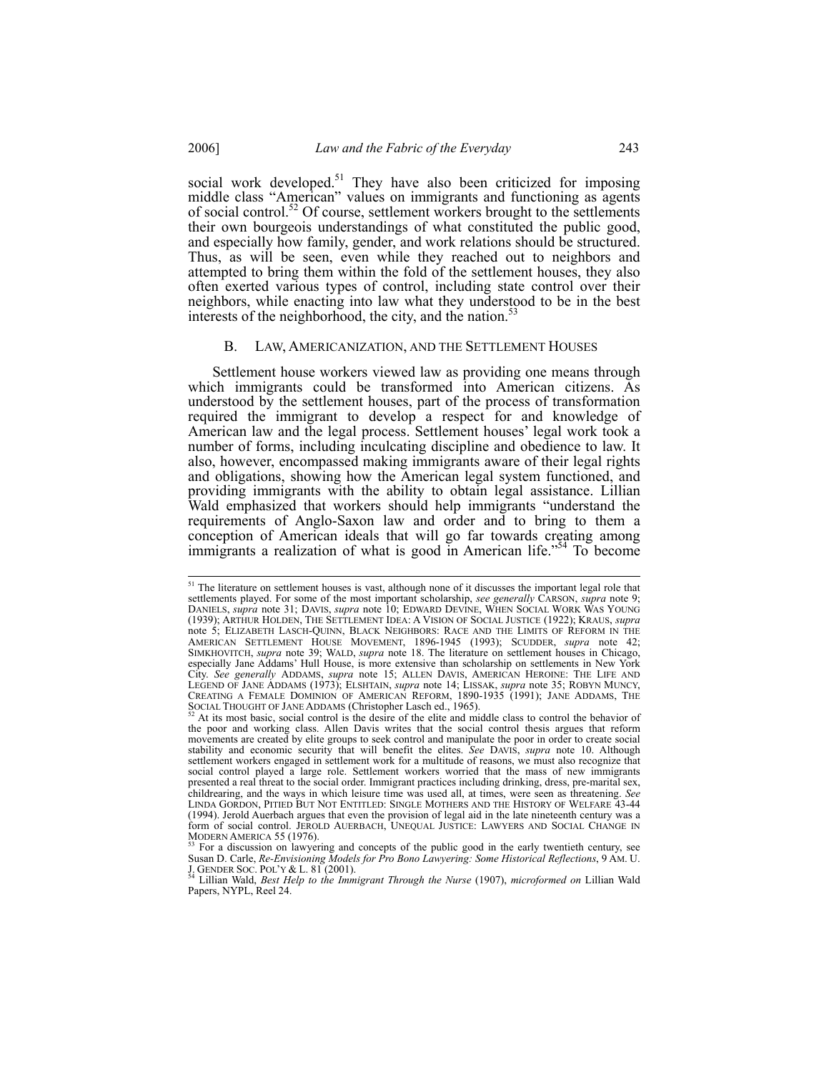social work developed.[51] They have also been criticized for imposing middle class "American" values on immigrants and functioning as agents of social control.[52] Of course, settlement workers brought to the settlements their own bourgeois understandings of what constituted the public good, and especially how family, gender, and work relations should be structured. Thus, as will be seen, even while they reached out to neighbors and attempted to bring them within the fold of the settlement houses, they also often exerted various types of control, including state control over their neighbors, while enacting into law what they understood to be in the best interests of the neighborhood, the city, and the nation.[53]

### B. LAW, AMERICANIZATION, AND THE SETTLEMENT HOUSES

Settlement house workers viewed law as providing one means through which immigrants could be transformed into American citizens. As understood by the settlement houses, part of the process of transformation required the immigrant to develop a respect for and knowledge of American law and the legal process. Settlement houses' legal work took a number of forms, including inculcating discipline and obedience to law. It also, however, encompassed making immigrants aware of their legal rights and obligations, showing how the American legal system functioned, and providing immigrants with the ability to obtain legal assistance. Lillian Wald emphasized that workers should help immigrants "understand the requirements of Anglo-Saxon law and order and to bring to them a conception of American ideals that will go far towards creating among immigrants a realization of what is good in American life."[54] To become

---

[51] The literature on settlement houses is vast, although none of it discusses the important legal role that settlements played. For some of the most important scholarship, *see generally* CARSON, *supra* note 9; DANIELS, *supra* note 31; DAVIS, *supra* note 10; EDWARD DEVINE, WHEN SOCIAL WORK WAS YOUNG (1939); ARTHUR HOLDEN, THE SETTLEMENT IDEA: A VISION OF SOCIAL JUSTICE (1922); KRAUS, *supra* note 5; ELIZABETH LASCH-QUINN, BLACK NEIGHBORS: RACE AND THE LIMITS OF REFORM IN THE AMERICAN SETTLEMENT HOUSE MOVEMENT, 1896-1945 (1993); SCUDDER, *supra* note 42; SIMKHOVITCH, *supra* note 39; WALD, *supra* note 18. The literature on settlement houses in Chicago, especially Jane Addams' Hull House, is more extensive than scholarship on settlements in New York City. *See generally* ADDAMS, *supra* note 15; ALLEN DAVIS, AMERICAN HEROINE: THE LIFE AND LEGEND OF JANE ADDAMS (1973); ELSHTAIN, *supra* note 14; LISSAK, *supra* note 35; ROBYN MUNCY, CREATING A FEMALE DOMINION OF AMERICAN REFORM, 1890-1935 (1991); JANE ADDAMS, THE SOCIAL THOUGHT OF JANE ADDAMS (Christopher Lasch ed., 1965).

[52] At its most basic, social control is the desire of the elite and middle class to control the behavior of the poor and working class. Allen Davis writes that the social control thesis argues that reform movements are created by elite groups to seek control and manipulate the poor in order to create social stability and economic security that will benefit the elites. *See* DAVIS, *supra* note 10. Although settlement workers engaged in settlement work for a multitude of reasons, we must also recognize that social control played a large role. Settlement workers worried that the mass of new immigrants presented a real threat to the social order. Immigrant practices including drinking, dress, pre-marital sex, childrearing, and the ways in which leisure time was used all, at times, were seen as threatening. *See* LINDA GORDON, PITIED BUT NOT ENTITLED: SINGLE MOTHERS AND THE HISTORY OF WELFARE 43-44 (1994). Jerold Auerbach argues that even the provision of legal aid in the late nineteenth century was a form of social control. JEROLD AUERBACH, UNEQUAL JUSTICE: LAWYERS AND SOCIAL CHANGE IN MODERN AMERICA 55 (1976).

[53] For a discussion on lawyering and concepts of the public good in the early twentieth century, see Susan D. Carle, *Re-Envisioning Models for Pro Bono Lawyering: Some Historical Reflections*, 9 AM. U. J. GENDER SOC. POL'Y & L. 81 (2001).

[54] Lillian Wald, *Best Help to the Immigrant Through the Nurse* (1907), *microformed on* Lillian Wald Papers, NYPL, Reel 24.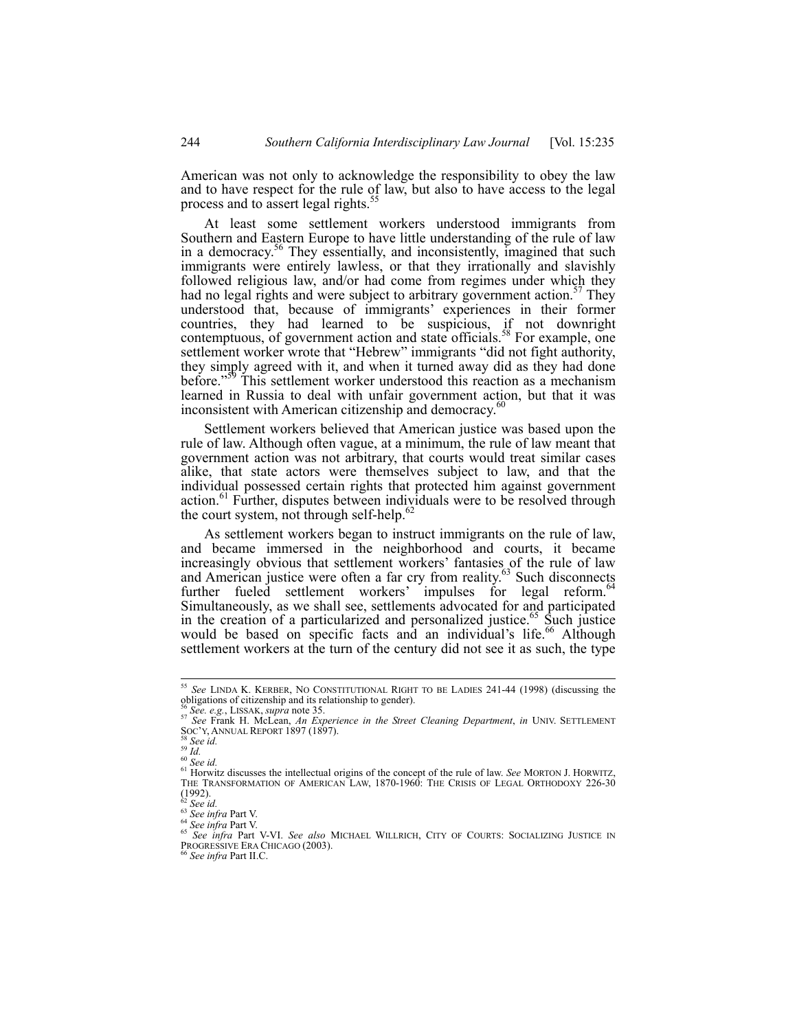American was not only to acknowledge the responsibility to obey the law and to have respect for the rule of law, but also to have access to the legal process and to assert legal rights.[55]

At least some settlement workers understood immigrants from Southern and Eastern Europe to have little understanding of the rule of law in a democracy.[56] They essentially, and inconsistently, imagined that such immigrants were entirely lawless, or that they irrationally and slavishly followed religious law, and/or had come from regimes under which they had no legal rights and were subject to arbitrary government action.[57] They understood that, because of immigrants' experiences in their former countries, they had learned to be suspicious, if not downright contemptuous, of government action and state officials.[58] For example, one settlement worker wrote that "Hebrew" immigrants "did not fight authority, they simply agreed with it, and when it turned away did as they had done before."[59] This settlement worker understood this reaction as a mechanism learned in Russia to deal with unfair government action, but that it was inconsistent with American citizenship and democracy.[60]

Settlement workers believed that American justice was based upon the rule of law. Although often vague, at a minimum, the rule of law meant that government action was not arbitrary, that courts would treat similar cases alike, that state actors were themselves subject to law, and that the individual possessed certain rights that protected him against government action.[61] Further, disputes between individuals were to be resolved through the court system, not through self-help.[62]

As settlement workers began to instruct immigrants on the rule of law, and became immersed in the neighborhood and courts, it became increasingly obvious that settlement workers' fantasies of the rule of law and American justice were often a far cry from reality.[63] Such disconnects further fueled settlement workers' impulses for legal reform.[64] Simultaneously, as we shall see, settlements advocated for and participated in the creation of a particularized and personalized justice.[65] Such justice would be based on specific facts and an individual's life.[66] Although settlement workers at the turn of the century did not see it as such, the type

---

[55] *See* LINDA K. KERBER, NO CONSTITUTIONAL RIGHT TO BE LADIES 241-44 (1998) (discussing the obligations of citizenship and its relationship to gender).

[56] *See. e.g.*, LISSAK, *supra* note 35.

[57] *See* Frank H. McLean, *An Experience in the Street Cleaning Department*, *in* UNIV. SETTLEMENT SOC'Y, ANNUAL REPORT 1897 (1897).

[58] *See id.*

[59] *Id.*

[60] *See id.*

[61] Horwitz discusses the intellectual origins of the concept of the rule of law. *See* MORTON J. HORWITZ, THE TRANSFORMATION OF AMERICAN LAW, 1870-1960: THE CRISIS OF LEGAL ORTHODOXY 226-30 (1992).

[62] *See id.*

[63] *See infra* Part V.

[64] *See infra* Part V.

[65] *See infra* Part V-VI. *See also* MICHAEL WILLRICH, CITY OF COURTS: SOCIALIZING JUSTICE IN PROGRESSIVE ERA CHICAGO (2003).

[66] *See infra* Part II.C.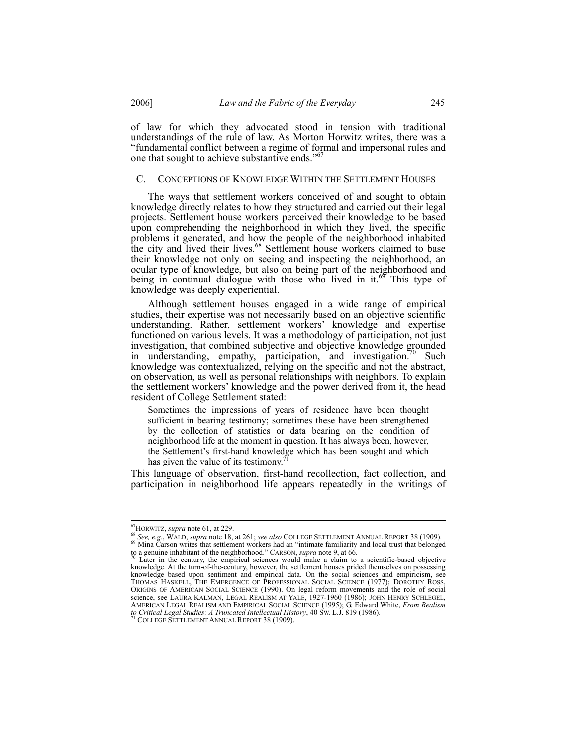of law for which they advocated stood in tension with traditional understandings of the rule of law. As Morton Horwitz writes, there was a "fundamental conflict between a regime of formal and impersonal rules and one that sought to achieve substantive ends."[67]

## C. Conceptions of Knowledge Within the Settlement Houses

The ways that settlement workers conceived of and sought to obtain knowledge directly relates to how they structured and carried out their legal projects. Settlement house workers perceived their knowledge to be based upon comprehending the neighborhood in which they lived, the specific problems it generated, and how the people of the neighborhood inhabited the city and lived their lives.[68] Settlement house workers claimed to base their knowledge not only on seeing and inspecting the neighborhood, an ocular type of knowledge, but also on being part of the neighborhood and being in continual dialogue with those who lived in it.[69] This type of knowledge was deeply experiential.

Although settlement houses engaged in a wide range of empirical studies, their expertise was not necessarily based on an objective scientific understanding. Rather, settlement workers' knowledge and expertise functioned on various levels. It was a methodology of participation, not just investigation, that combined subjective and objective knowledge grounded in understanding, empathy, participation, and investigation.[70] Such knowledge was contextualized, relying on the specific and not the abstract, on observation, as well as personal relationships with neighbors. To explain the settlement workers' knowledge and the power derived from it, the head resident of College Settlement stated:

> Sometimes the impressions of years of residence have been thought sufficient in bearing testimony; sometimes these have been strengthened by the collection of statistics or data bearing on the condition of neighborhood life at the moment in question. It has always been, however, the Settlement's first-hand knowledge which has been sought and which has given the value of its testimony.[71]

This language of observation, first-hand recollection, fact collection, and participation in neighborhood life appears repeatedly in the writings of

---

[67] Horwitz, *supra* note 61, at 229.

[68] *See, e.g.*, Wald, *supra* note 18, at 261; *see also* College Settlement Annual Report 38 (1909).

[69] Mina Carson writes that settlement workers had an "intimate familiarity and local trust that belonged to a genuine inhabitant of the neighborhood." Carson, *supra* note 9, at 66.

[70] Later in the century, the empirical sciences would make a claim to a scientific-based objective knowledge. At the turn-of-the-century, however, the settlement houses prided themselves on possessing knowledge based upon sentiment and empirical data. On the social sciences and empiricism, see Thomas Haskell, The Emergence of Professional Social Science (1977); Dorothy Ross, Origins of American Social Science (1990). On legal reform movements and the role of social science, see Laura Kalman, Legal Realism at Yale, 1927-1960 (1986); John Henry Schlegel, American Legal Realism and Empirical Social Science (1995); G. Edward White, *From Realism to Critical Legal Studies: A Truncated Intellectual History*, 40 Sw. L.J. 819 (1986).

[71] College Settlement Annual Report 38 (1909).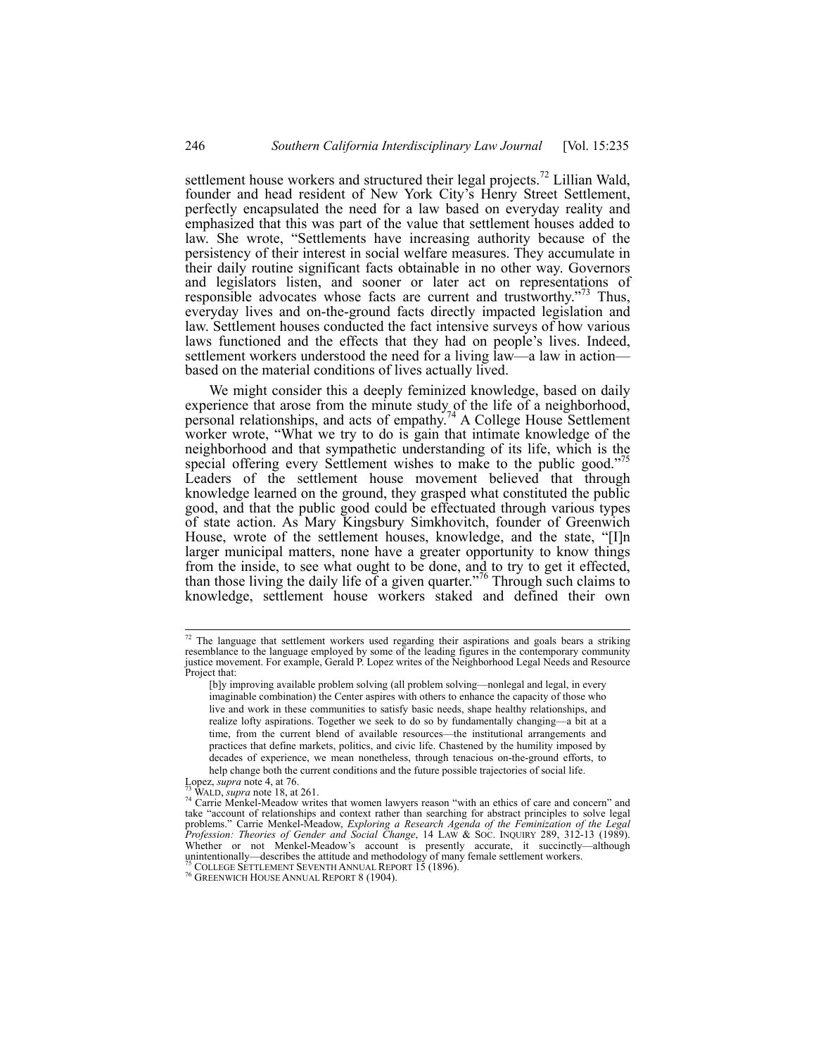settlement house workers and structured their legal projects.[72] Lillian Wald, founder and head resident of New York City's Henry Street Settlement, perfectly encapsulated the need for a law based on everyday reality and emphasized that this was part of the value that settlement houses added to law. She wrote, "Settlements have increasing authority because of the persistency of their interest in social welfare measures. They accumulate in their daily routine significant facts obtainable in no other way. Governors and legislators listen, and sooner or later act on representations of responsible advocates whose facts are current and trustworthy."[73] Thus, everyday lives and on-the-ground facts directly impacted legislation and law. Settlement houses conducted the fact intensive surveys of how various laws functioned and the effects that they had on people's lives. Indeed, settlement workers understood the need for a living law—a law in action—based on the material conditions of lives actually lived.

We might consider this a deeply feminized knowledge, based on daily experience that arose from the minute study of the life of a neighborhood, personal relationships, and acts of empathy.[74] A College House Settlement worker wrote, "What we try to do is gain that intimate knowledge of the neighborhood and that sympathetic understanding of its life, which is the special offering every Settlement wishes to make to the public good."[75] Leaders of the settlement house movement believed that through knowledge learned on the ground, they grasped what constituted the public good, and that the public good could be effectuated through various types of state action. As Mary Kingsbury Simkhovitch, founder of Greenwich House, wrote of the settlement houses, knowledge, and the state, "[I]n larger municipal matters, none have a greater opportunity to know things from the inside, to see what ought to be done, and to try to get it effected, than those living the daily life of a given quarter."[76] Through such claims to knowledge, settlement house workers staked and defined their own

---

[72] The language that settlement workers used regarding their aspirations and goals bears a striking resemblance to the language employed by some of the leading figures in the contemporary community justice movement. For example, Gerald P. Lopez writes of the Neighborhood Legal Needs and Resource Project that:

> [b]y improving available problem solving (all problem solving—nonlegal and legal, in every imaginable combination) the Center aspires with others to enhance the capacity of those who live and work in these communities to satisfy basic needs, shape healthy relationships, and realize lofty aspirations. Together we seek to do so by fundamentally changing—a bit at a time, from the current blend of available resources—the institutional arrangements and practices that define markets, politics, and civic life. Chastened by the humility imposed by decades of experience, we mean nonetheless, through tenacious on-the-ground efforts, to help change both the current conditions and the future possible trajectories of social life.

Lopez, *supra* note 4, at 76.

[73] WALD, *supra* note 18, at 261.

[74] Carrie Menkel-Meadow writes that women lawyers reason "with an ethics of care and concern" and take "account of relationships and context rather than searching for abstract principles to solve legal problems." Carrie Menkel-Meadow, *Exploring a Research Agenda of the Feminization of the Legal Profession: Theories of Gender and Social Change*, 14 LAW & SOC. INQUIRY 289, 312-13 (1989). Whether or not Menkel-Meadow's account is presently accurate, it succinctly—although unintentionally—describes the attitude and methodology of many female settlement workers.

[75] COLLEGE SETTLEMENT SEVENTH ANNUAL REPORT 15 (1896).

[76] GREENWICH HOUSE ANNUAL REPORT 8 (1904).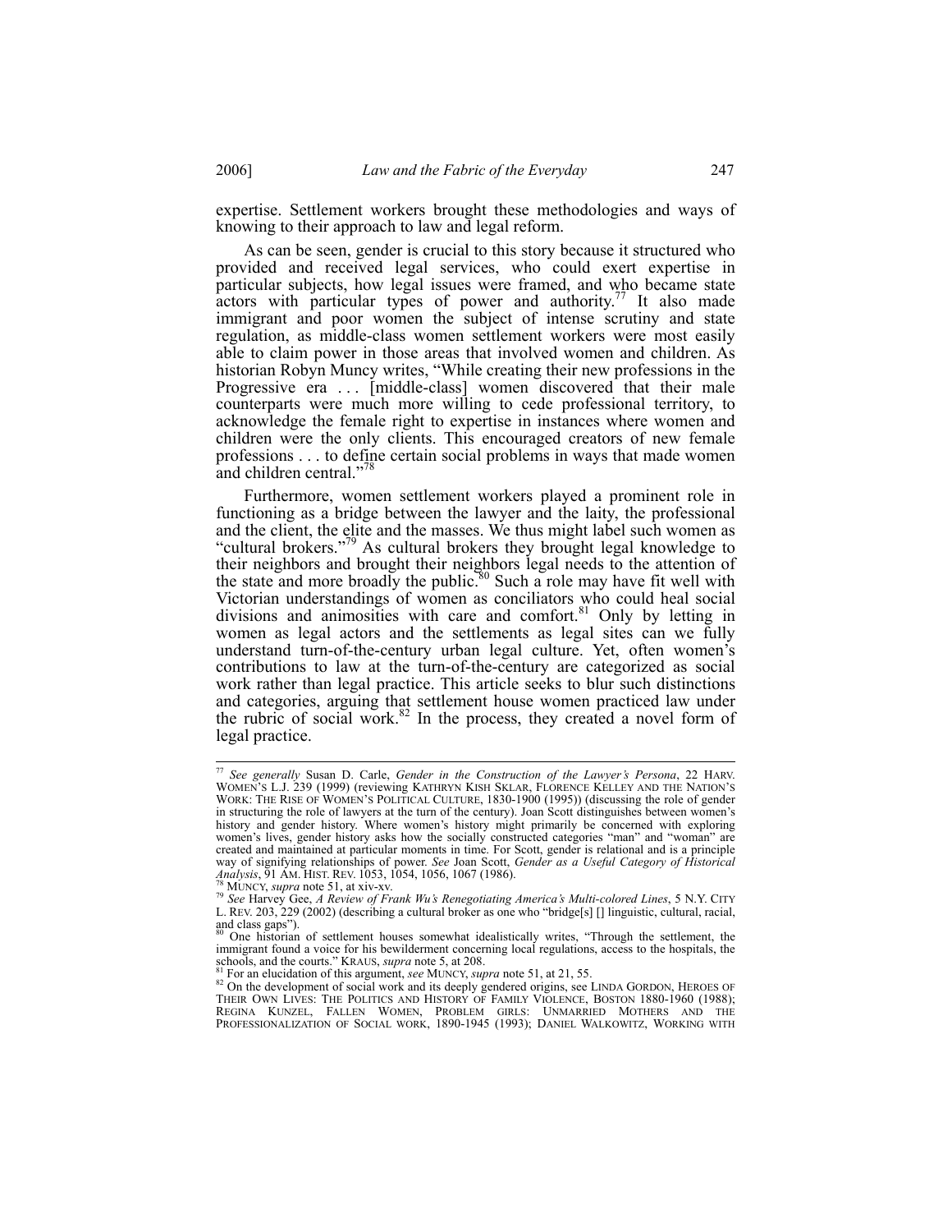expertise. Settlement workers brought these methodologies and ways of knowing to their approach to law and legal reform.

As can be seen, gender is crucial to this story because it structured who provided and received legal services, who could exert expertise in particular subjects, how legal issues were framed, and who became state actors with particular types of power and authority.[77] It also made immigrant and poor women the subject of intense scrutiny and state regulation, as middle-class women settlement workers were most easily able to claim power in those areas that involved women and children. As historian Robyn Muncy writes, "While creating their new professions in the Progressive era . . . [middle-class] women discovered that their male counterparts were much more willing to cede professional territory, to acknowledge the female right to expertise in instances where women and children were the only clients. This encouraged creators of new female professions . . . to define certain social problems in ways that made women and children central."[78]

Furthermore, women settlement workers played a prominent role in functioning as a bridge between the lawyer and the laity, the professional and the client, the elite and the masses. We thus might label such women as "cultural brokers."[79] As cultural brokers they brought legal knowledge to their neighbors and brought their neighbors legal needs to the attention of the state and more broadly the public.[80] Such a role may have fit well with Victorian understandings of women as conciliators who could heal social divisions and animosities with care and comfort.[81] Only by letting in women as legal actors and the settlements as legal sites can we fully understand turn-of-the-century urban legal culture. Yet, often women's contributions to law at the turn-of-the-century are categorized as social work rather than legal practice. This article seeks to blur such distinctions and categories, arguing that settlement house women practiced law under the rubric of social work.[82] In the process, they created a novel form of legal practice.

---

[77] *See generally* Susan D. Carle, *Gender in the Construction of the Lawyer's Persona*, 22 HARV. WOMEN'S L.J. 239 (1999) (reviewing KATHRYN KISH SKLAR, FLORENCE KELLEY AND THE NATION'S WORK: THE RISE OF WOMEN'S POLITICAL CULTURE, 1830-1900 (1995)) (discussing the role of gender in structuring the role of lawyers at the turn of the century). Joan Scott distinguishes between women's history and gender history. Where women's history might primarily be concerned with exploring women's lives, gender history asks how the socially constructed categories "man" and "woman" are created and maintained at particular moments in time. For Scott, gender is relational and is a principle way of signifying relationships of power. *See* Joan Scott, *Gender as a Useful Category of Historical Analysis*, 91 AM. HIST. REV. 1053, 1054, 1056, 1067 (1986).

[78] MUNCY, *supra* note 51, at xiv-xv.

[79] *See* Harvey Gee, *A Review of Frank Wu's Renegotiating America's Multi-colored Lines*, 5 N.Y. CITY L. REV. 203, 229 (2002) (describing a cultural broker as one who "bridge[s] [] linguistic, cultural, racial, and class gaps").

[80] One historian of settlement houses somewhat idealistically writes, "Through the settlement, the immigrant found a voice for his bewilderment concerning local regulations, access to the hospitals, the schools, and the courts." KRAUS, *supra* note 5, at 208.

[81] For an elucidation of this argument, *see* MUNCY, *supra* note 51, at 21, 55.

[82] On the development of social work and its deeply gendered origins, see LINDA GORDON, HEROES OF THEIR OWN LIVES: THE POLITICS AND HISTORY OF FAMILY VIOLENCE, BOSTON 1880-1960 (1988); REGINA KUNZEL, FALLEN WOMEN, PROBLEM GIRLS: UNMARRIED MOTHERS AND THE PROFESSIONALIZATION OF SOCIAL WORK, 1890-1945 (1993); DANIEL WALKOWITZ, WORKING WITH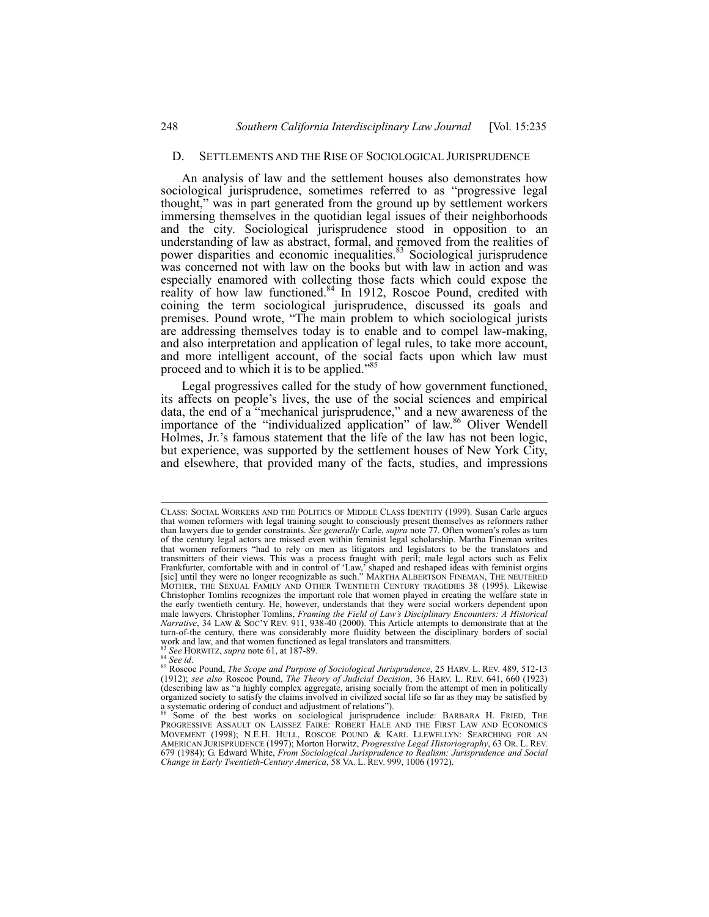## D. SETTLEMENTS AND THE RISE OF SOCIOLOGICAL JURISPRUDENCE

An analysis of law and the settlement houses also demonstrates how sociological jurisprudence, sometimes referred to as "progressive legal thought," was in part generated from the ground up by settlement workers immersing themselves in the quotidian legal issues of their neighborhoods and the city. Sociological jurisprudence stood in opposition to an understanding of law as abstract, formal, and removed from the realities of power disparities and economic inequalities.[83] Sociological jurisprudence was concerned not with law on the books but with law in action and was especially enamored with collecting those facts which could expose the reality of how law functioned.[84] In 1912, Roscoe Pound, credited with coining the term sociological jurisprudence, discussed its goals and premises. Pound wrote, "The main problem to which sociological jurists are addressing themselves today is to enable and to compel law-making, and also interpretation and application of legal rules, to take more account, and more intelligent account, of the social facts upon which law must proceed and to which it is to be applied."[85]

Legal progressives called for the study of how government functioned, its affects on people's lives, the use of the social sciences and empirical data, the end of a "mechanical jurisprudence," and a new awareness of the importance of the "individualized application" of law.[86] Oliver Wendell Holmes, Jr.'s famous statement that the life of the law has not been logic, but experience, was supported by the settlement houses of New York City, and elsewhere, that provided many of the facts, studies, and impressions

---

CLASS: SOCIAL WORKERS AND THE POLITICS OF MIDDLE CLASS IDENTITY (1999). Susan Carle argues that women reformers with legal training sought to consciously present themselves as reformers rather than lawyers due to gender constraints. *See generally* Carle, *supra* note 77. Often women's roles as turn of the century legal actors are missed even within feminist legal scholarship. Martha Fineman writes that women reformers "had to rely on men as litigators and legislators to be the translators and transmitters of their views. This was a process fraught with peril; male legal actors such as Felix Frankfurter, comfortable with and in control of 'Law,' shaped and reshaped ideas with feminist orgins [sic] until they were no longer recognizable as such." MARTHA ALBERTSON FINEMAN, THE NEUTERED MOTHER, THE SEXUAL FAMILY AND OTHER TWENTIETH CENTURY TRAGEDIES 38 (1995). Likewise Christopher Tomlins recognizes the important role that women played in creating the welfare state in the early twentieth century. He, however, understands that they were social workers dependent upon male lawyers. Christopher Tomlins, *Framing the Field of Law's Disciplinary Encounters: A Historical Narrative*, 34 LAW & SOC'Y REV. 911, 938-40 (2000). This Article attempts to demonstrate that at the turn-of-the century, there was considerably more fluidity between the disciplinary borders of social work and law, and that women functioned as legal translators and transmitters.

[83] *See* HORWITZ, *supra* note 61, at 187-89.

[84] *See id*.

[85] Roscoe Pound, *The Scope and Purpose of Sociological Jurisprudence*, 25 HARV. L. REV. 489, 512-13 (1912); *see also* Roscoe Pound, *The Theory of Judicial Decision*, 36 HARV. L. REV. 641, 660 (1923) (describing law as "a highly complex aggregate, arising socially from the attempt of men in politically organized society to satisfy the claims involved in civilized social life so far as they may be satisfied by a systematic ordering of conduct and adjustment of relations").

[86] Some of the best works on sociological jurisprudence include: BARBARA H. FRIED, THE PROGRESSIVE ASSAULT ON LAISSEZ FAIRE: ROBERT HALE AND THE FIRST LAW AND ECONOMICS MOVEMENT (1998); N.E.H. HULL, ROSCOE POUND & KARL LLEWELLYN: SEARCHING FOR AN AMERICAN JURISPRUDENCE (1997); Morton Horwitz, *Progressive Legal Historiography*, 63 OR. L. REV. 679 (1984); G. Edward White, *From Sociological Jurisprudence to Realism: Jurisprudence and Social Change in Early Twentieth-Century America*, 58 VA. L. REV. 999, 1006 (1972).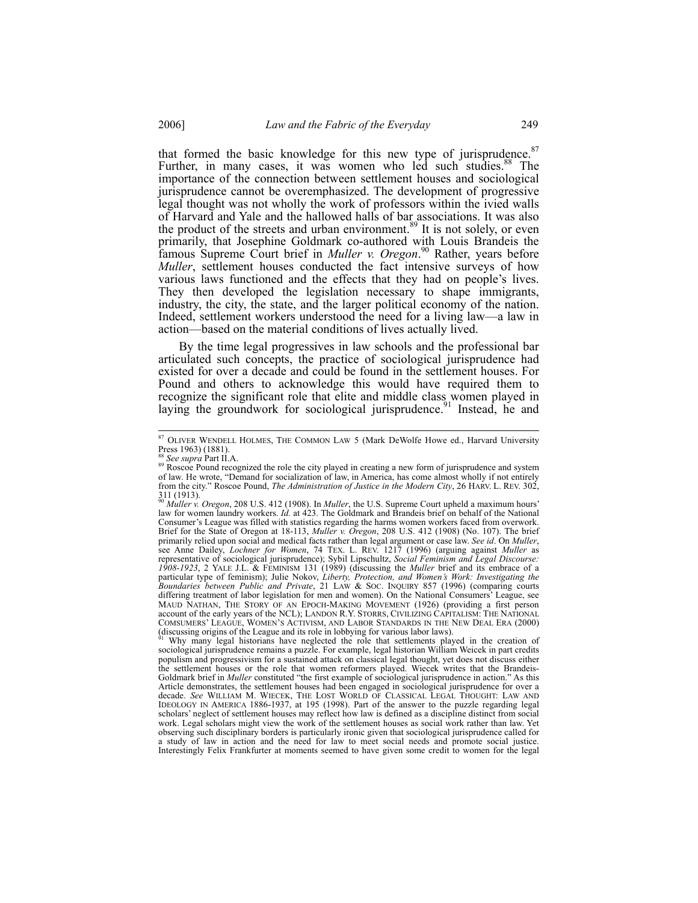that formed the basic knowledge for this new type of jurisprudence.[87] Further, in many cases, it was women who led such studies.[88] The importance of the connection between settlement houses and sociological jurisprudence cannot be overemphasized. The development of progressive legal thought was not wholly the work of professors within the ivied walls of Harvard and Yale and the hallowed halls of bar associations. It was also the product of the streets and urban environment.[89] It is not solely, or even primarily, that Josephine Goldmark co-authored with Louis Brandeis the famous Supreme Court brief in *Muller v. Oregon*.[90] Rather, years before *Muller*, settlement houses conducted the fact intensive surveys of how various laws functioned and the effects that they had on people's lives. They then developed the legislation necessary to shape immigrants, industry, the city, the state, and the larger political economy of the nation. Indeed, settlement workers understood the need for a living law—a law in action—based on the material conditions of lives actually lived.

By the time legal progressives in law schools and the professional bar articulated such concepts, the practice of sociological jurisprudence had existed for over a decade and could be found in the settlement houses. For Pound and others to acknowledge this would have required them to recognize the significant role that elite and middle class women played in laying the groundwork for sociological jurisprudence.[91] Instead, he and

---

[87] OLIVER WENDELL HOLMES, THE COMMON LAW 5 (Mark DeWolfe Howe ed., Harvard University Press 1963) (1881).

[88] *See supra* Part II.A.

[89] Roscoe Pound recognized the role the city played in creating a new form of jurisprudence and system of law. He wrote, "Demand for socialization of law, in America, has come almost wholly if not entirely from the city." Roscoe Pound, *The Administration of Justice in the Modern City*, 26 HARV. L. REV. 302, 311 (1913).

[90] *Muller v. Oregon*, 208 U.S. 412 (1908). In *Muller*, the U.S. Supreme Court upheld a maximum hours' law for women laundry workers. *Id.* at 423. The Goldmark and Brandeis brief on behalf of the National Consumer's League was filled with statistics regarding the harms women workers faced from overwork. Brief for the State of Oregon at 18-113, *Muller v. Oregon*, 208 U.S. 412 (1908) (No. 107). The brief primarily relied upon social and medical facts rather than legal argument or case law. *See id*. On *Muller*, see Anne Dailey, *Lochner for Women*, 74 TEX. L. REV. 1217 (1996) (arguing against *Muller* as representative of sociological jurisprudence); Sybil Lipschultz, *Social Feminism and Legal Discourse: 1908-1923*, 2 YALE J.L. & FEMINISM 131 (1989) (discussing the *Muller* brief and its embrace of a particular type of feminism); Julie Nokov, *Liberty, Protection, and Women's Work: Investigating the Boundaries between Public and Private*, 21 LAW & SOC. INQUIRY 857 (1996) (comparing courts differing treatment of labor legislation for men and women). On the National Consumers' League, see MAUD NATHAN, THE STORY OF AN EPOCH-MAKING MOVEMENT (1926) (providing a first person account of the early years of the NCL); LANDON R.Y. STORRS, CIVILIZING CAPITALISM: THE NATIONAL COMSUMERS' LEAGUE, WOMEN'S ACTIVISM, AND LABOR STANDARDS IN THE NEW DEAL ERA (2000) (discussing origins of the League and its role in lobbying for various labor laws).

[91] Why many legal historians have neglected the role that settlements played in the creation of sociological jurisprudence remains a puzzle. For example, legal historian William Weicek in part credits populism and progressivism for a sustained attack on classical legal thought, yet does not discuss either the settlement houses or the role that women reformers played. Wiecek writes that the Brandeis-Goldmark brief in *Muller* constituted "the first example of sociological jurisprudence in action." As this Article demonstrates, the settlement houses had been engaged in sociological jurisprudence for over a decade. *See* WILLIAM M. WIECEK, THE LOST WORLD OF CLASSICAL LEGAL THOUGHT: LAW AND IDEOLOGY IN AMERICA 1886-1937, at 195 (1998). Part of the answer to the puzzle regarding legal scholars' neglect of settlement houses may reflect how law is defined as a discipline distinct from social work. Legal scholars might view the work of the settlement houses as social work rather than law. Yet observing such disciplinary borders is particularly ironic given that sociological jurisprudence called for a study of law in action and the need for law to meet social needs and promote social justice. Interestingly Felix Frankfurter at moments seemed to have given some credit to women for the legal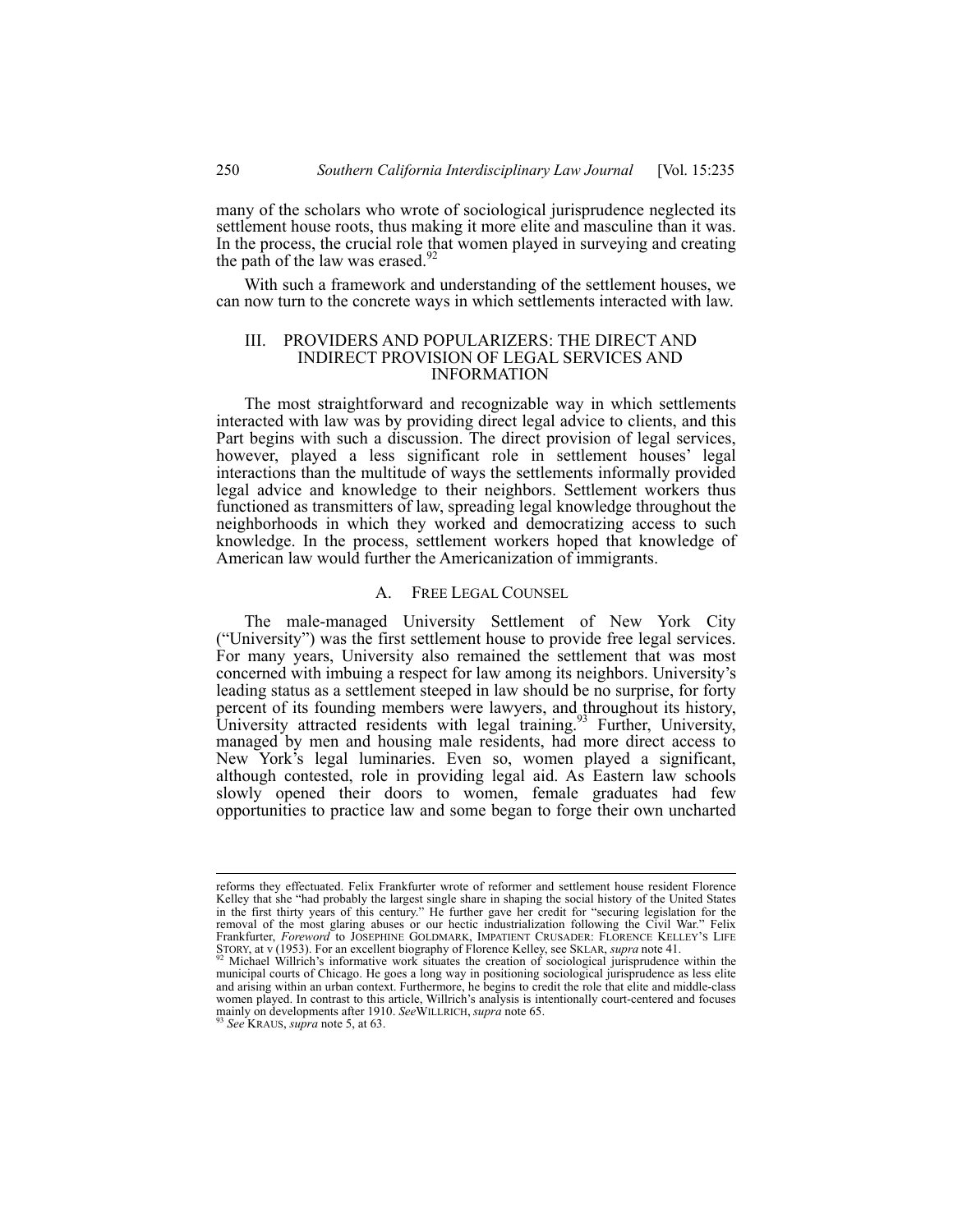many of the scholars who wrote of sociological jurisprudence neglected its settlement house roots, thus making it more elite and masculine than it was. In the process, the crucial role that women played in surveying and creating the path of the law was erased.[92]

With such a framework and understanding of the settlement houses, we can now turn to the concrete ways in which settlements interacted with law.

## III. PROVIDERS AND POPULARIZERS: THE DIRECT AND INDIRECT PROVISION OF LEGAL SERVICES AND INFORMATION

The most straightforward and recognizable way in which settlements interacted with law was by providing direct legal advice to clients, and this Part begins with such a discussion. The direct provision of legal services, however, played a less significant role in settlement houses' legal interactions than the multitude of ways the settlements informally provided legal advice and knowledge to their neighbors. Settlement workers thus functioned as transmitters of law, spreading legal knowledge throughout the neighborhoods in which they worked and democratizing access to such knowledge. In the process, settlement workers hoped that knowledge of American law would further the Americanization of immigrants.

### A. FREE LEGAL COUNSEL

The male-managed University Settlement of New York City ("University") was the first settlement house to provide free legal services. For many years, University also remained the settlement that was most concerned with imbuing a respect for law among its neighbors. University's leading status as a settlement steeped in law should be no surprise, for forty percent of its founding members were lawyers, and throughout its history, University attracted residents with legal training.[93] Further, University, managed by men and housing male residents, had more direct access to New York's legal luminaries. Even so, women played a significant, although contested, role in providing legal aid. As Eastern law schools slowly opened their doors to women, female graduates had few opportunities to practice law and some began to forge their own uncharted

---

reforms they effectuated. Felix Frankfurter wrote of reformer and settlement house resident Florence Kelley that she "had probably the largest single share in shaping the social history of the United States in the first thirty years of this century." He further gave her credit for "securing legislation for the removal of the most glaring abuses or our hectic industrialization following the Civil War." Felix Frankfurter, *Foreword* to JOSEPHINE GOLDMARK, IMPATIENT CRUSADER: FLORENCE KELLEY'S LIFE STORY, at v (1953). For an excellent biography of Florence Kelley, see SKLAR, *supra* note 41.

[92] Michael Willrich's informative work situates the creation of sociological jurisprudence within the municipal courts of Chicago. He goes a long way in positioning sociological jurisprudence as less elite and arising within an urban context. Furthermore, he begins to credit the role that elite and middle-class women played. In contrast to this article, Willrich's analysis is intentionally court-centered and focuses mainly on developments after 1910. *See*WILLRICH, *supra* note 65.

[93] *See* KRAUS, *supra* note 5, at 63.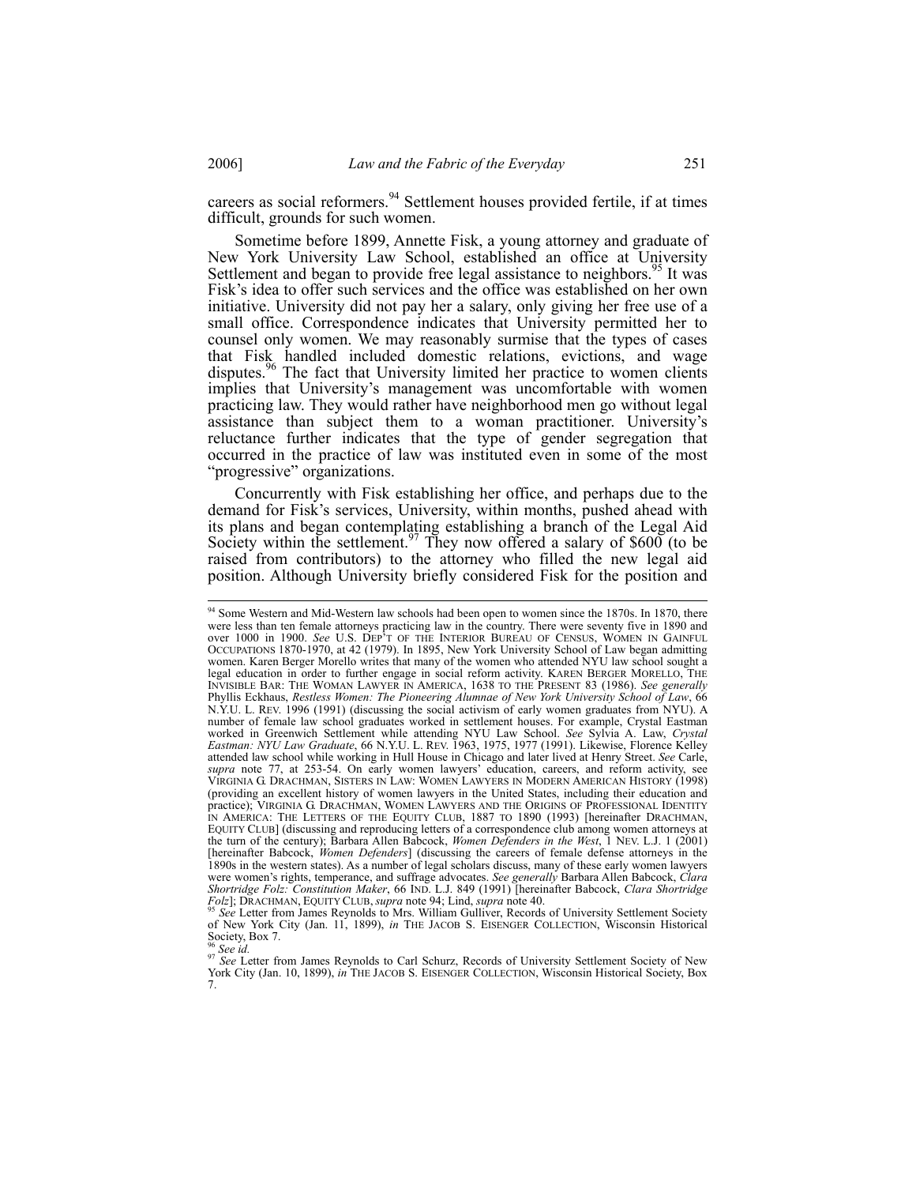careers as social reformers.[94] Settlement houses provided fertile, if at times difficult, grounds for such women.

Sometime before 1899, Annette Fisk, a young attorney and graduate of New York University Law School, established an office at University Settlement and began to provide free legal assistance to neighbors.[95] It was Fisk's idea to offer such services and the office was established on her own initiative. University did not pay her a salary, only giving her free use of a small office. Correspondence indicates that University permitted her to counsel only women. We may reasonably surmise that the types of cases that Fisk handled included domestic relations, evictions, and wage disputes.[96] The fact that University limited her practice to women clients implies that University's management was uncomfortable with women practicing law. They would rather have neighborhood men go without legal assistance than subject them to a woman practitioner. University's reluctance further indicates that the type of gender segregation that occurred in the practice of law was instituted even in some of the most "progressive" organizations.

Concurrently with Fisk establishing her office, and perhaps due to the demand for Fisk's services, University, within months, pushed ahead with its plans and began contemplating establishing a branch of the Legal Aid Society within the settlement.[97] They now offered a salary of $600 (to be raised from contributors) to the attorney who filled the new legal aid position. Although University briefly considered Fisk for the position and

---

[94] Some Western and Mid-Western law schools had been open to women since the 1870s. In 1870, there were less than ten female attorneys practicing law in the country. There were seventy five in 1890 and over 1000 in 1900. *See* U.S. DEP'T OF THE INTERIOR BUREAU OF CENSUS, WOMEN IN GAINFUL OCCUPATIONS 1870-1970, at 42 (1979). In 1895, New York University School of Law began admitting women. Karen Berger Morello writes that many of the women who attended NYU law school sought a legal education in order to further engage in social reform activity. KAREN BERGER MORELLO, THE INVISIBLE BAR: THE WOMAN LAWYER IN AMERICA, 1638 TO THE PRESENT 83 (1986). *See generally* Phyllis Eckhaus, *Restless Women: The Pioneering Alumnae of New York University School of Law*, 66 N.Y.U. L. REV. 1996 (1991) (discussing the social activism of early women graduates from NYU). A number of female law school graduates worked in settlement houses. For example, Crystal Eastman worked in Greenwich Settlement while attending NYU Law School. *See* Sylvia A. Law, *Crystal Eastman: NYU Law Graduate*, 66 N.Y.U. L. REV. 1963, 1975, 1977 (1991). Likewise, Florence Kelley attended law school while working in Hull House in Chicago and later lived at Henry Street. *See* Carle, *supra* note 77, at 253-54. On early women lawyers' education, careers, and reform activity, see VIRGINIA G. DRACHMAN, SISTERS IN LAW: WOMEN LAWYERS IN MODERN AMERICAN HISTORY (1998) (providing an excellent history of women lawyers in the United States, including their education and practice); VIRGINIA G. DRACHMAN, WOMEN LAWYERS AND THE ORIGINS OF PROFESSIONAL IDENTITY IN AMERICA: THE LETTERS OF THE EQUITY CLUB, 1887 TO 1890 (1993) [hereinafter DRACHMAN, EQUITY CLUB] (discussing and reproducing letters of a correspondence club among women attorneys at the turn of the century); Barbara Allen Babcock, *Women Defenders in the West*, 1 NEV. L.J. 1 (2001) [hereinafter Babcock, *Women Defenders*] (discussing the careers of female defense attorneys in the 1890s in the western states). As a number of legal scholars discuss, many of these early women lawyers were women's rights, temperance, and suffrage advocates. *See generally* Barbara Allen Babcock, *Clara Shortridge Folz: Constitution Maker*, 66 IND. L.J. 849 (1991) [hereinafter Babcock, *Clara Shortridge Folz*]; DRACHMAN, EQUITY CLUB, *supra* note 94; Lind, *supra* note 40.

[95] *See* Letter from James Reynolds to Mrs. William Gulliver, Records of University Settlement Society of New York City (Jan. 11, 1899), *in* THE JACOB S. EISENGER COLLECTION, Wisconsin Historical Society, Box 7.

[96] *See id.*

[97] *See* Letter from James Reynolds to Carl Schurz, Records of University Settlement Society of New York City (Jan. 10, 1899), *in* THE JACOB S. EISENGER COLLECTION, Wisconsin Historical Society, Box 7.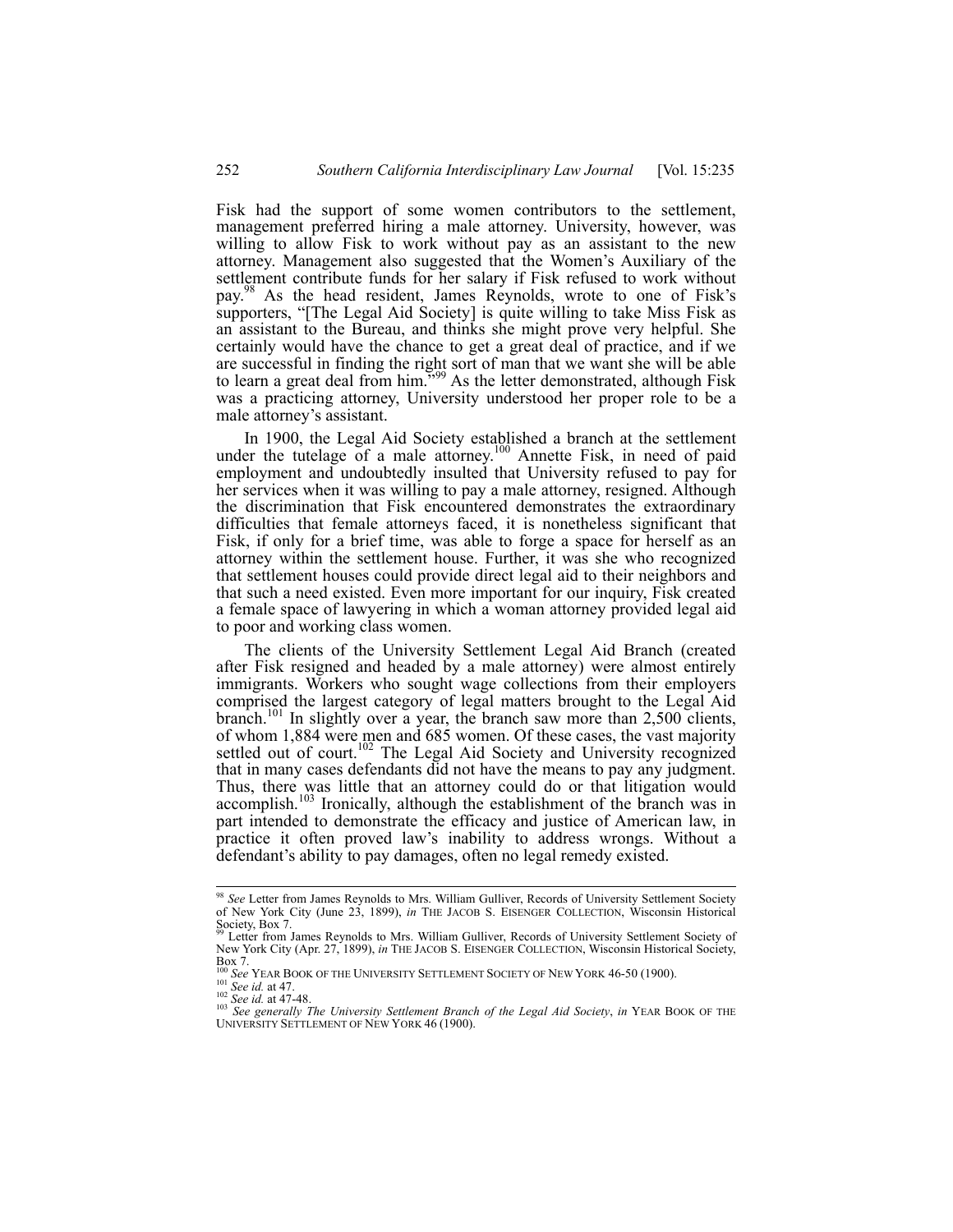Fisk had the support of some women contributors to the settlement, management preferred hiring a male attorney. University, however, was willing to allow Fisk to work without pay as an assistant to the new attorney. Management also suggested that the Women's Auxiliary of the settlement contribute funds for her salary if Fisk refused to work without pay.[98] As the head resident, James Reynolds, wrote to one of Fisk's supporters, "[The Legal Aid Society] is quite willing to take Miss Fisk as an assistant to the Bureau, and thinks she might prove very helpful. She certainly would have the chance to get a great deal of practice, and if we are successful in finding the right sort of man that we want she will be able to learn a great deal from him."[99] As the letter demonstrated, although Fisk was a practicing attorney, University understood her proper role to be a male attorney's assistant.

In 1900, the Legal Aid Society established a branch at the settlement under the tutelage of a male attorney.[100] Annette Fisk, in need of paid employment and undoubtedly insulted that University refused to pay for her services when it was willing to pay a male attorney, resigned. Although the discrimination that Fisk encountered demonstrates the extraordinary difficulties that female attorneys faced, it is nonetheless significant that Fisk, if only for a brief time, was able to forge a space for herself as an attorney within the settlement house. Further, it was she who recognized that settlement houses could provide direct legal aid to their neighbors and that such a need existed. Even more important for our inquiry, Fisk created a female space of lawyering in which a woman attorney provided legal aid to poor and working class women.

The clients of the University Settlement Legal Aid Branch (created after Fisk resigned and headed by a male attorney) were almost entirely immigrants. Workers who sought wage collections from their employers comprised the largest category of legal matters brought to the Legal Aid branch.[101] In slightly over a year, the branch saw more than 2,500 clients, of whom 1,884 were men and 685 women. Of these cases, the vast majority settled out of court.[102] The Legal Aid Society and University recognized that in many cases defendants did not have the means to pay any judgment. Thus, there was little that an attorney could do or that litigation would accomplish.[103] Ironically, although the establishment of the branch was in part intended to demonstrate the efficacy and justice of American law, in practice it often proved law's inability to address wrongs. Without a defendant's ability to pay damages, often no legal remedy existed.

---

[98] *See* Letter from James Reynolds to Mrs. William Gulliver, Records of University Settlement Society of New York City (June 23, 1899), *in* THE JACOB S. EISENGER COLLECTION, Wisconsin Historical Society, Box 7.

[99] Letter from James Reynolds to Mrs. William Gulliver, Records of University Settlement Society of New York City (Apr. 27, 1899), *in* THE JACOB S. EISENGER COLLECTION, Wisconsin Historical Society, Box 7.

[100] *See* YEAR BOOK OF THE UNIVERSITY SETTLEMENT SOCIETY OF NEW YORK 46-50 (1900).

[101] *See id.* at 47.

[102] *See id.* at 47-48.

[103] *See generally The University Settlement Branch of the Legal Aid Society*, *in* YEAR BOOK OF THE UNIVERSITY SETTLEMENT OF NEW YORK 46 (1900).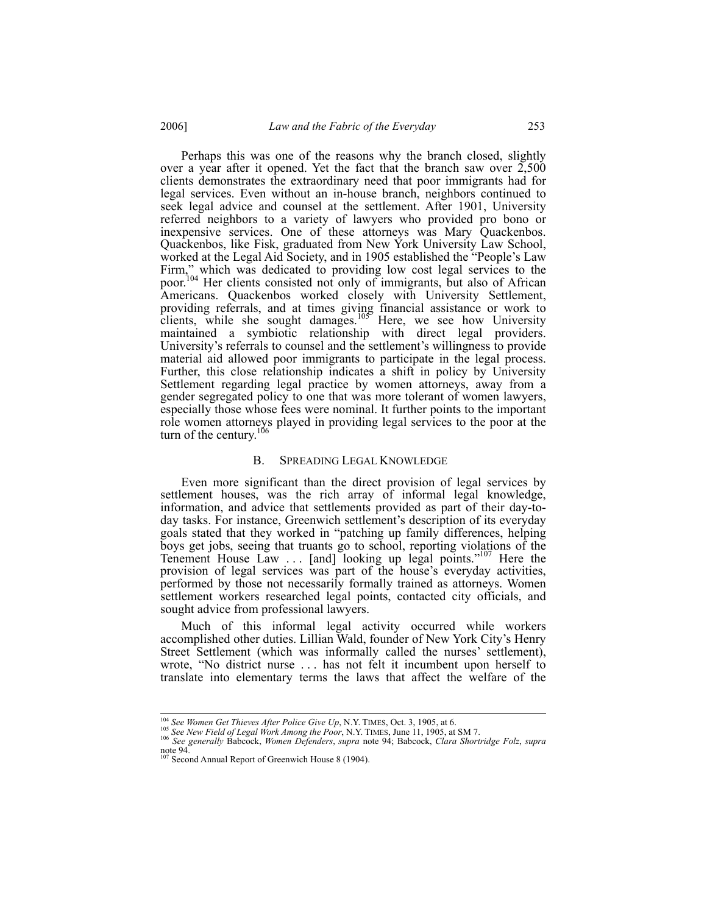Perhaps this was one of the reasons why the branch closed, slightly over a year after it opened. Yet the fact that the branch saw over 2,500 clients demonstrates the extraordinary need that poor immigrants had for legal services. Even without an in-house branch, neighbors continued to seek legal advice and counsel at the settlement. After 1901, University referred neighbors to a variety of lawyers who provided pro bono or inexpensive services. One of these attorneys was Mary Quackenbos. Quackenbos, like Fisk, graduated from New York University Law School, worked at the Legal Aid Society, and in 1905 established the "People's Law Firm," which was dedicated to providing low cost legal services to the poor.[104] Her clients consisted not only of immigrants, but also of African Americans. Quackenbos worked closely with University Settlement, providing referrals, and at times giving financial assistance or work to clients, while she sought damages.[105] Here, we see how University maintained a symbiotic relationship with direct legal providers. University's referrals to counsel and the settlement's willingness to provide material aid allowed poor immigrants to participate in the legal process. Further, this close relationship indicates a shift in policy by University Settlement regarding legal practice by women attorneys, away from a gender segregated policy to one that was more tolerant of women lawyers, especially those whose fees were nominal. It further points to the important role women attorneys played in providing legal services to the poor at the turn of the century.[106]

### B. SPREADING LEGAL KNOWLEDGE

Even more significant than the direct provision of legal services by settlement houses, was the rich array of informal legal knowledge, information, and advice that settlements provided as part of their day-to-day tasks. For instance, Greenwich settlement's description of its everyday goals stated that they worked in "patching up family differences, helping boys get jobs, seeing that truants go to school, reporting violations of the Tenement House Law . . . [and] looking up legal points."[107] Here the provision of legal services was part of the house's everyday activities, performed by those not necessarily formally trained as attorneys. Women settlement workers researched legal points, contacted city officials, and sought advice from professional lawyers.

Much of this informal legal activity occurred while workers accomplished other duties. Lillian Wald, founder of New York City's Henry Street Settlement (which was informally called the nurses' settlement), wrote, "No district nurse . . . has not felt it incumbent upon herself to translate into elementary terms the laws that affect the welfare of the

---

[104] *See Women Get Thieves After Police Give Up*, N.Y. TIMES, Oct. 3, 1905, at 6.

[105] *See New Field of Legal Work Among the Poor*, N.Y. TIMES, June 11, 1905, at SM 7.

[106] *See generally* Babcock, *Women Defenders*, *supra* note 94; Babcock, *Clara Shortridge Folz*, *supra* note 94.

[107] Second Annual Report of Greenwich House 8 (1904).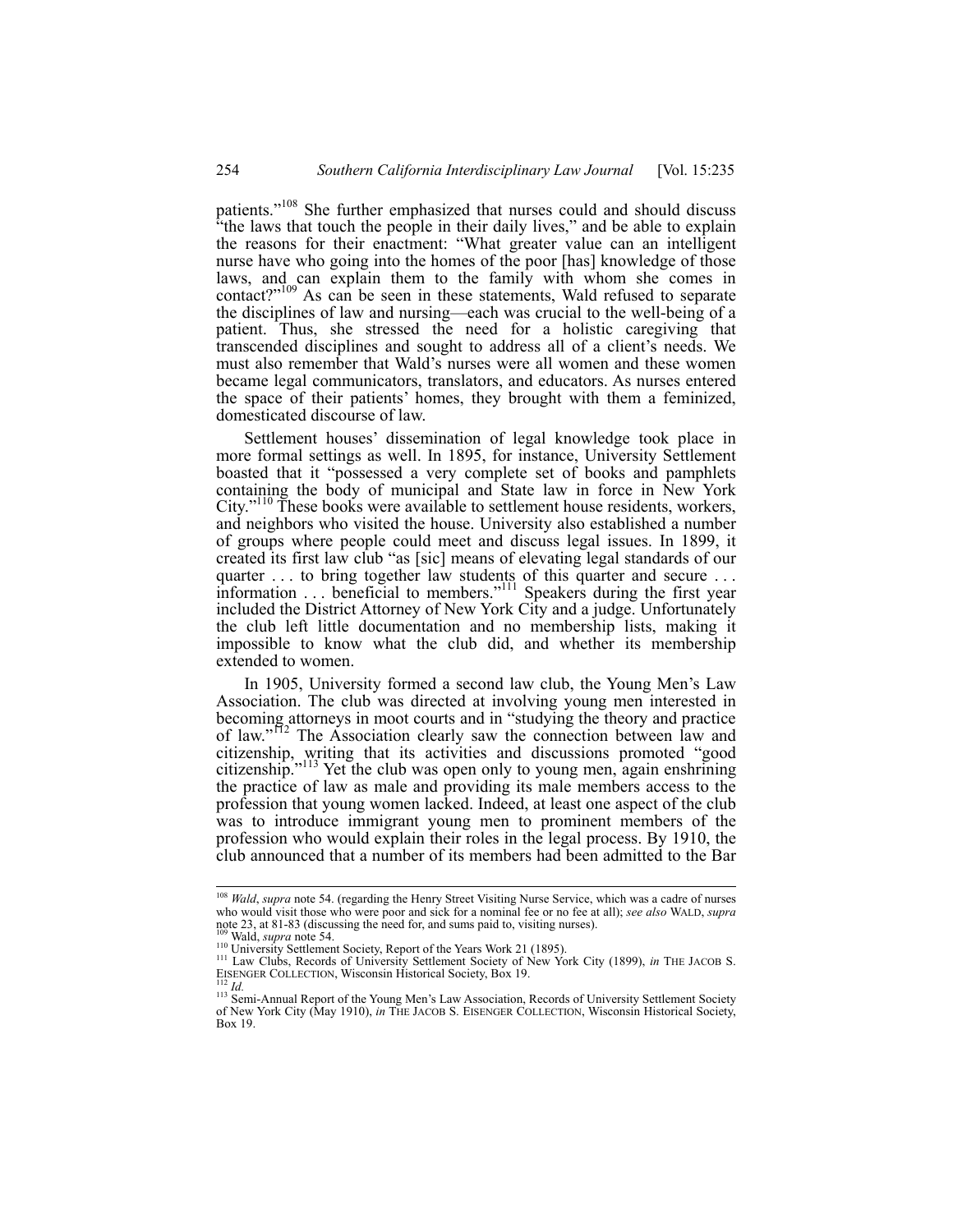patients."[108] She further emphasized that nurses could and should discuss "the laws that touch the people in their daily lives," and be able to explain the reasons for their enactment: "What greater value can an intelligent nurse have who going into the homes of the poor [has] knowledge of those laws, and can explain them to the family with whom she comes in contact?"[109] As can be seen in these statements, Wald refused to separate the disciplines of law and nursing—each was crucial to the well-being of a patient. Thus, she stressed the need for a holistic caregiving that transcended disciplines and sought to address all of a client's needs. We must also remember that Wald's nurses were all women and these women became legal communicators, translators, and educators. As nurses entered the space of their patients' homes, they brought with them a feminized, domesticated discourse of law.

Settlement houses' dissemination of legal knowledge took place in more formal settings as well. In 1895, for instance, University Settlement boasted that it "possessed a very complete set of books and pamphlets containing the body of municipal and State law in force in New York City."[110] These books were available to settlement house residents, workers, and neighbors who visited the house. University also established a number of groups where people could meet and discuss legal issues. In 1899, it created its first law club "as [sic] means of elevating legal standards of our quarter . . . to bring together law students of this quarter and secure . . . information . . . beneficial to members."[111] Speakers during the first year included the District Attorney of New York City and a judge. Unfortunately the club left little documentation and no membership lists, making it impossible to know what the club did, and whether its membership extended to women.

In 1905, University formed a second law club, the Young Men's Law Association. The club was directed at involving young men interested in becoming attorneys in moot courts and in "studying the theory and practice of law."[112] The Association clearly saw the connection between law and citizenship, writing that its activities and discussions promoted "good citizenship."[113] Yet the club was open only to young men, again enshrining the practice of law as male and providing its male members access to the profession that young women lacked. Indeed, at least one aspect of the club was to introduce immigrant young men to prominent members of the profession who would explain their roles in the legal process. By 1910, the club announced that a number of its members had been admitted to the Bar

---

[108] *Wald*, *supra* note 54. (regarding the Henry Street Visiting Nurse Service, which was a cadre of nurses who would visit those who were poor and sick for a nominal fee or no fee at all); *see also* WALD, *supra* note 23, at 81-83 (discussing the need for, and sums paid to, visiting nurses).

[109] Wald, *supra* note 54.

[110] University Settlement Society, Report of the Years Work 21 (1895).

[111] Law Clubs, Records of University Settlement Society of New York City (1899), *in* THE JACOB S. EISENGER COLLECTION, Wisconsin Historical Society, Box 19.

[112] *Id.*

[113] Semi-Annual Report of the Young Men's Law Association, Records of University Settlement Society of New York City (May 1910), *in* THE JACOB S. EISENGER COLLECTION, Wisconsin Historical Society, Box 19.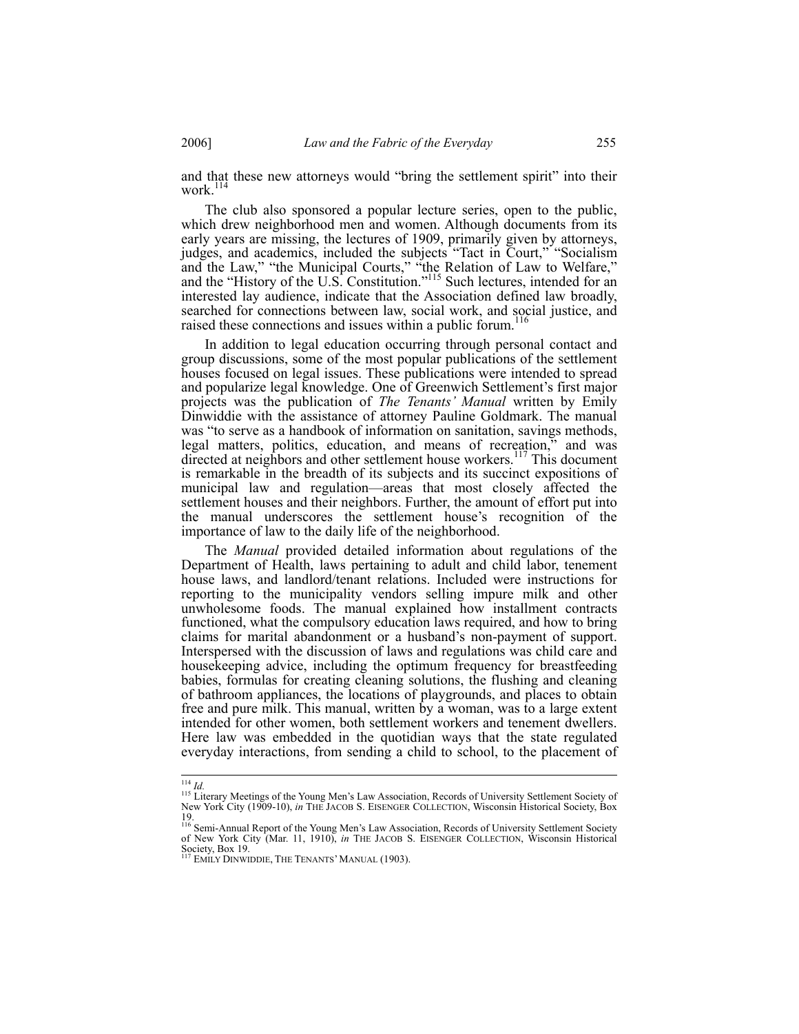and that these new attorneys would "bring the settlement spirit" into their work.[114]

The club also sponsored a popular lecture series, open to the public, which drew neighborhood men and women. Although documents from its early years are missing, the lectures of 1909, primarily given by attorneys, judges, and academics, included the subjects "Tact in Court," "Socialism and the Law," "the Municipal Courts," "the Relation of Law to Welfare," and the "History of the U.S. Constitution."[115] Such lectures, intended for an interested lay audience, indicate that the Association defined law broadly, searched for connections between law, social work, and social justice, and raised these connections and issues within a public forum.[116]

In addition to legal education occurring through personal contact and group discussions, some of the most popular publications of the settlement houses focused on legal issues. These publications were intended to spread and popularize legal knowledge. One of Greenwich Settlement's first major projects was the publication of *The Tenants' Manual* written by Emily Dinwiddie with the assistance of attorney Pauline Goldmark. The manual was "to serve as a handbook of information on sanitation, savings methods, legal matters, politics, education, and means of recreation," and was directed at neighbors and other settlement house workers.[117] This document is remarkable in the breadth of its subjects and its succinct expositions of municipal law and regulation—areas that most closely affected the settlement houses and their neighbors. Further, the amount of effort put into the manual underscores the settlement house's recognition of the importance of law to the daily life of the neighborhood.

The *Manual* provided detailed information about regulations of the Department of Health, laws pertaining to adult and child labor, tenement house laws, and landlord/tenant relations. Included were instructions for reporting to the municipality vendors selling impure milk and other unwholesome foods. The manual explained how installment contracts functioned, what the compulsory education laws required, and how to bring claims for marital abandonment or a husband's non-payment of support. Interspersed with the discussion of laws and regulations was child care and housekeeping advice, including the optimum frequency for breastfeeding babies, formulas for creating cleaning solutions, the flushing and cleaning of bathroom appliances, the locations of playgrounds, and places to obtain free and pure milk. This manual, written by a woman, was to a large extent intended for other women, both settlement workers and tenement dwellers. Here law was embedded in the quotidian ways that the state regulated everyday interactions, from sending a child to school, to the placement of

---

[114] *Id.*

[115] Literary Meetings of the Young Men's Law Association, Records of University Settlement Society of New York City (1909-10), *in* THE JACOB S. EISENGER COLLECTION, Wisconsin Historical Society, Box 19.

[116] Semi-Annual Report of the Young Men's Law Association, Records of University Settlement Society of New York City (Mar. 11, 1910), *in* THE JACOB S. EISENGER COLLECTION, Wisconsin Historical Society, Box 19.

[117] EMILY DINWIDDIE, THE TENANTS' MANUAL (1903).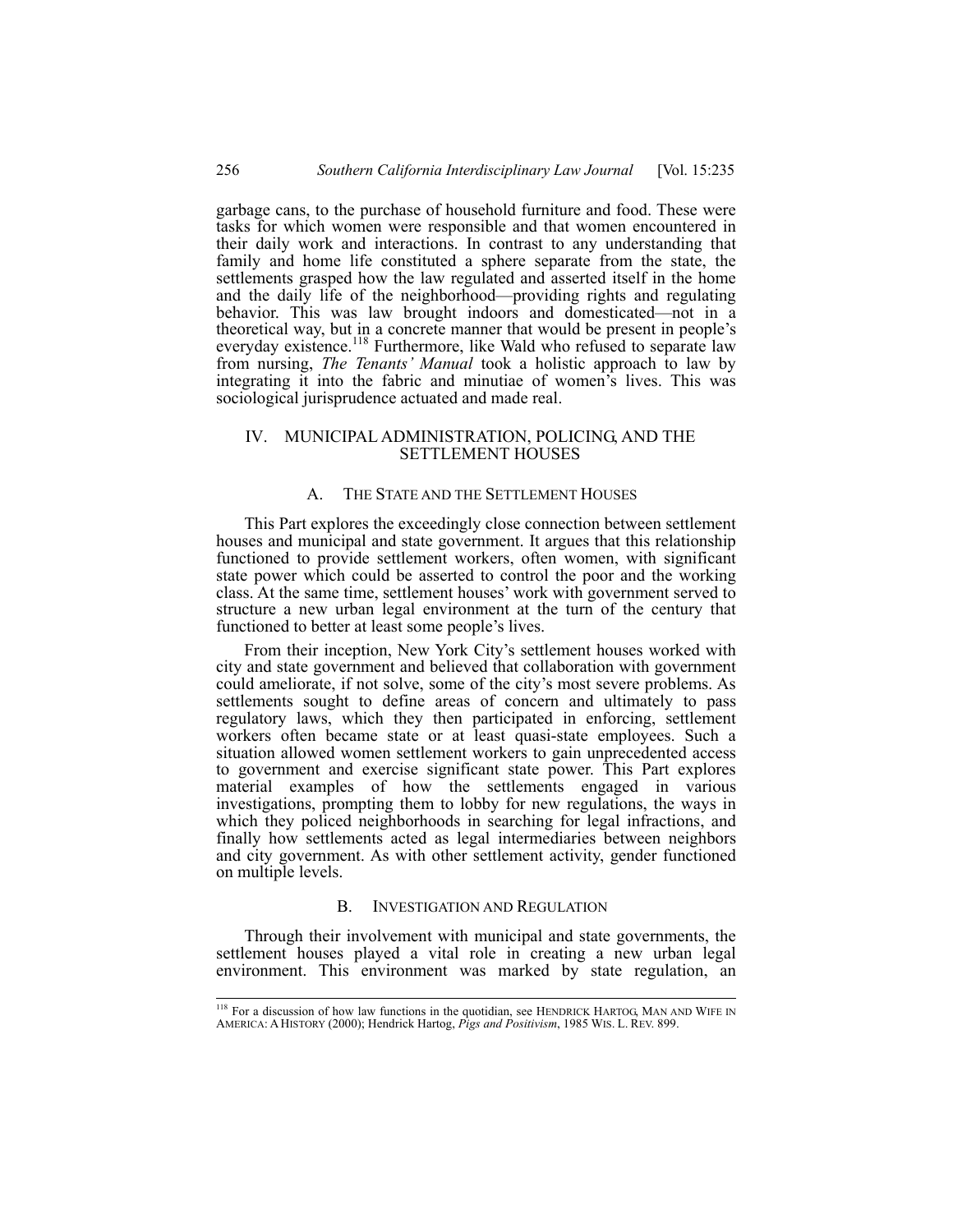garbage cans, to the purchase of household furniture and food. These were tasks for which women were responsible and that women encountered in their daily work and interactions. In contrast to any understanding that family and home life constituted a sphere separate from the state, the settlements grasped how the law regulated and asserted itself in the home and the daily life of the neighborhood—providing rights and regulating behavior. This was law brought indoors and domesticated—not in a theoretical way, but in a concrete manner that would be present in people's everyday existence.[118] Furthermore, like Wald who refused to separate law from nursing, *The Tenants' Manual* took a holistic approach to law by integrating it into the fabric and minutiae of women's lives. This was sociological jurisprudence actuated and made real.

## IV. MUNICIPAL ADMINISTRATION, POLICING, AND THE SETTLEMENT HOUSES

### A. THE STATE AND THE SETTLEMENT HOUSES

This Part explores the exceedingly close connection between settlement houses and municipal and state government. It argues that this relationship functioned to provide settlement workers, often women, with significant state power which could be asserted to control the poor and the working class. At the same time, settlement houses' work with government served to structure a new urban legal environment at the turn of the century that functioned to better at least some people's lives.

From their inception, New York City's settlement houses worked with city and state government and believed that collaboration with government could ameliorate, if not solve, some of the city's most severe problems. As settlements sought to define areas of concern and ultimately to pass regulatory laws, which they then participated in enforcing, settlement workers often became state or at least quasi-state employees. Such a situation allowed women settlement workers to gain unprecedented access to government and exercise significant state power. This Part explores material examples of how the settlements engaged in various investigations, prompting them to lobby for new regulations, the ways in which they policed neighborhoods in searching for legal infractions, and finally how settlements acted as legal intermediaries between neighbors and city government. As with other settlement activity, gender functioned on multiple levels.

### B. INVESTIGATION AND REGULATION

Through their involvement with municipal and state governments, the settlement houses played a vital role in creating a new urban legal environment. This environment was marked by state regulation, an

[118] For a discussion of how law functions in the quotidian, see HENDRICK HARTOG, MAN AND WIFE IN AMERICA: A HISTORY (2000); Hendrick Hartog, *Pigs and Positivism*, 1985 WIS. L. REV. 899.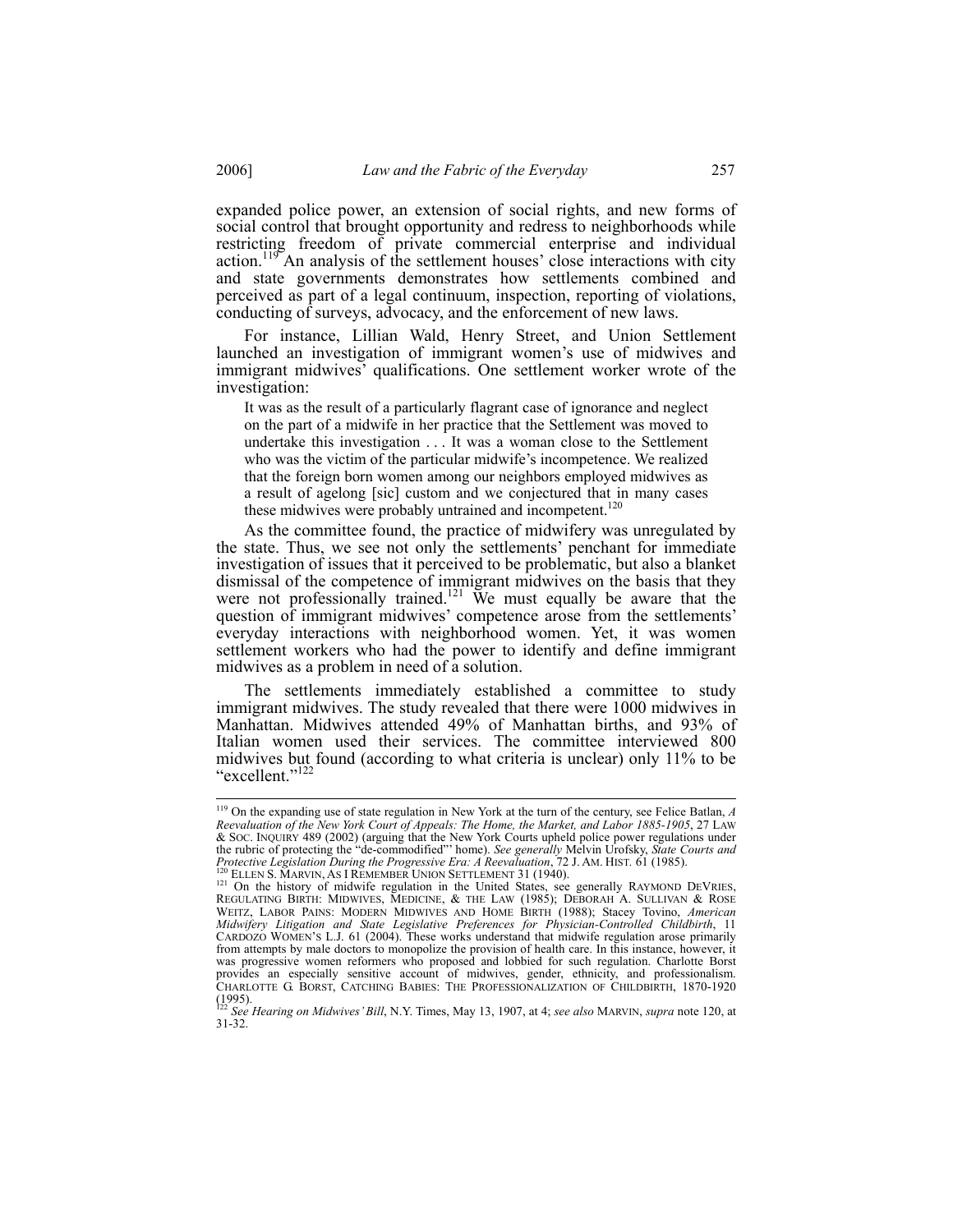expanded police power, an extension of social rights, and new forms of social control that brought opportunity and redress to neighborhoods while restricting freedom of private commercial enterprise and individual action.[119] An analysis of the settlement houses' close interactions with city and state governments demonstrates how settlements combined and perceived as part of a legal continuum, inspection, reporting of violations, conducting of surveys, advocacy, and the enforcement of new laws.

For instance, Lillian Wald, Henry Street, and Union Settlement launched an investigation of immigrant women's use of midwives and immigrant midwives' qualifications. One settlement worker wrote of the investigation:

> It was as the result of a particularly flagrant case of ignorance and neglect on the part of a midwife in her practice that the Settlement was moved to undertake this investigation . . . It was a woman close to the Settlement who was the victim of the particular midwife's incompetence. We realized that the foreign born women among our neighbors employed midwives as a result of agelong [sic] custom and we conjectured that in many cases these midwives were probably untrained and incompetent.[120]

As the committee found, the practice of midwifery was unregulated by the state. Thus, we see not only the settlements' penchant for immediate investigation of issues that it perceived to be problematic, but also a blanket dismissal of the competence of immigrant midwives on the basis that they were not professionally trained.[121] We must equally be aware that the question of immigrant midwives' competence arose from the settlements' everyday interactions with neighborhood women. Yet, it was women settlement workers who had the power to identify and define immigrant midwives as a problem in need of a solution.

The settlements immediately established a committee to study immigrant midwives. The study revealed that there were 1000 midwives in Manhattan. Midwives attended 49% of Manhattan births, and 93% of Italian women used their services. The committee interviewed 800 midwives but found (according to what criteria is unclear) only 11% to be "excellent."[122]

---

[119] On the expanding use of state regulation in New York at the turn of the century, see Felice Batlan, *A Reevaluation of the New York Court of Appeals: The Home, the Market, and Labor 1885-1905*, 27 LAW & SOC. INQUIRY 489 (2002) (arguing that the New York Courts upheld police power regulations under the rubric of protecting the "de-commodified"' home). *See generally* Melvin Urofsky, *State Courts and Protective Legislation During the Progressive Era: A Reevaluation*, 72 J. AM. HIST. 61 (1985).

[120] ELLEN S. MARVIN, AS I REMEMBER UNION SETTLEMENT 31 (1940).

[121] On the history of midwife regulation in the United States, see generally RAYMOND DEVRIES, REGULATING BIRTH: MIDWIVES, MEDICINE, & THE LAW (1985); DEBORAH A. SULLIVAN & ROSE WEITZ, LABOR PAINS: MODERN MIDWIVES AND HOME BIRTH (1988); Stacey Tovino, *American Midwifery Litigation and State Legislative Preferences for Physician-Controlled Childbirth*, 11 CARDOZO WOMEN'S L.J. 61 (2004). These works understand that midwife regulation arose primarily from attempts by male doctors to monopolize the provision of health care. In this instance, however, it was progressive women reformers who proposed and lobbied for such regulation. Charlotte Borst provides an especially sensitive account of midwives, gender, ethnicity, and professionalism. CHARLOTTE G. BORST, CATCHING BABIES: THE PROFESSIONALIZATION OF CHILDBIRTH, 1870-1920 (1995).

[122] *See Hearing on Midwives' Bill*, N.Y. Times, May 13, 1907, at 4; *see also* MARVIN, *supra* note 120, at 31-32.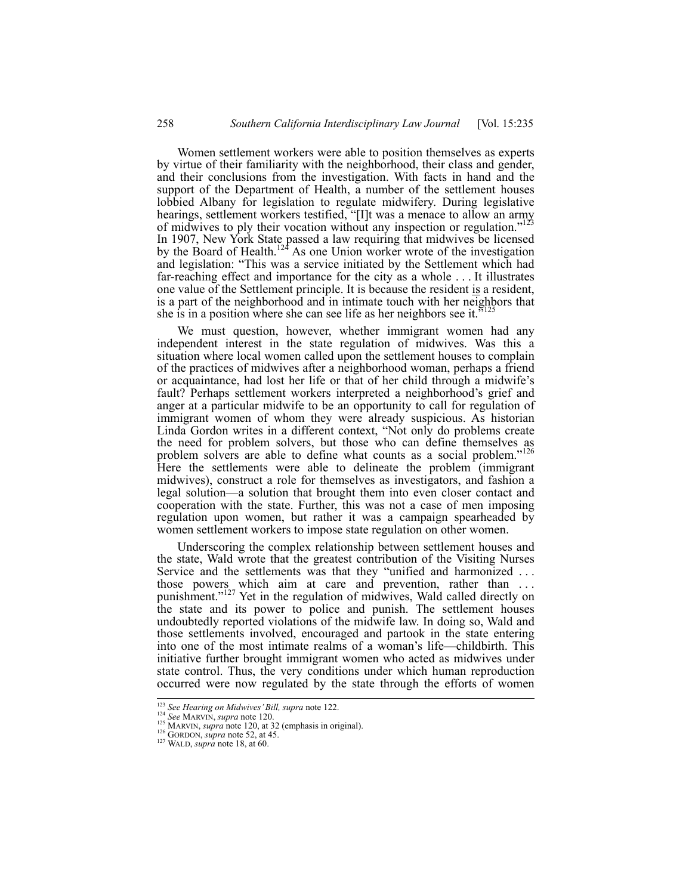Women settlement workers were able to position themselves as experts by virtue of their familiarity with the neighborhood, their class and gender, and their conclusions from the investigation. With facts in hand and the support of the Department of Health, a number of the settlement houses lobbied Albany for legislation to regulate midwifery. During legislative hearings, settlement workers testified, "[I]t was a menace to allow an army of midwives to ply their vocation without any inspection or regulation."[123] In 1907, New York State passed a law requiring that midwives be licensed by the Board of Health.[124] As one Union worker wrote of the investigation and legislation: "This was a service initiated by the Settlement which had far-reaching effect and importance for the city as a whole . . . It illustrates one value of the Settlement principle. It is because the resident <u>is</u> a resident, is a part of the neighborhood and in intimate touch with her neighbors that she is in a position where she can see life as her neighbors see it."[125]

We must question, however, whether immigrant women had any independent interest in the state regulation of midwives. Was this a situation where local women called upon the settlement houses to complain of the practices of midwives after a neighborhood woman, perhaps a friend or acquaintance, had lost her life or that of her child through a midwife's fault? Perhaps settlement workers interpreted a neighborhood's grief and anger at a particular midwife to be an opportunity to call for regulation of immigrant women of whom they were already suspicious. As historian Linda Gordon writes in a different context, "Not only do problems create the need for problem solvers, but those who can define themselves as problem solvers are able to define what counts as a social problem."[126] Here the settlements were able to delineate the problem (immigrant midwives), construct a role for themselves as investigators, and fashion a legal solution—a solution that brought them into even closer contact and cooperation with the state. Further, this was not a case of men imposing regulation upon women, but rather it was a campaign spearheaded by women settlement workers to impose state regulation on other women.

Underscoring the complex relationship between settlement houses and the state, Wald wrote that the greatest contribution of the Visiting Nurses Service and the settlements was that they "unified and harmonized . . . those powers which aim at care and prevention, rather than . . . punishment."[127] Yet in the regulation of midwives, Wald called directly on the state and its power to police and punish. The settlement houses undoubtedly reported violations of the midwife law. In doing so, Wald and those settlements involved, encouraged and partook in the state entering into one of the most intimate realms of a woman's life—childbirth. This initiative further brought immigrant women who acted as midwives under state control. Thus, the very conditions under which human reproduction occurred were now regulated by the state through the efforts of women

---

[123] *See Hearing on Midwives' Bill*, *supra* note 122.

[124] *See* MARVIN, *supra* note 120.

[125] MARVIN, *supra* note 120, at 32 (emphasis in original).

[126] GORDON, *supra* note 52, at 45.

[127] WALD, *supra* note 18, at 60.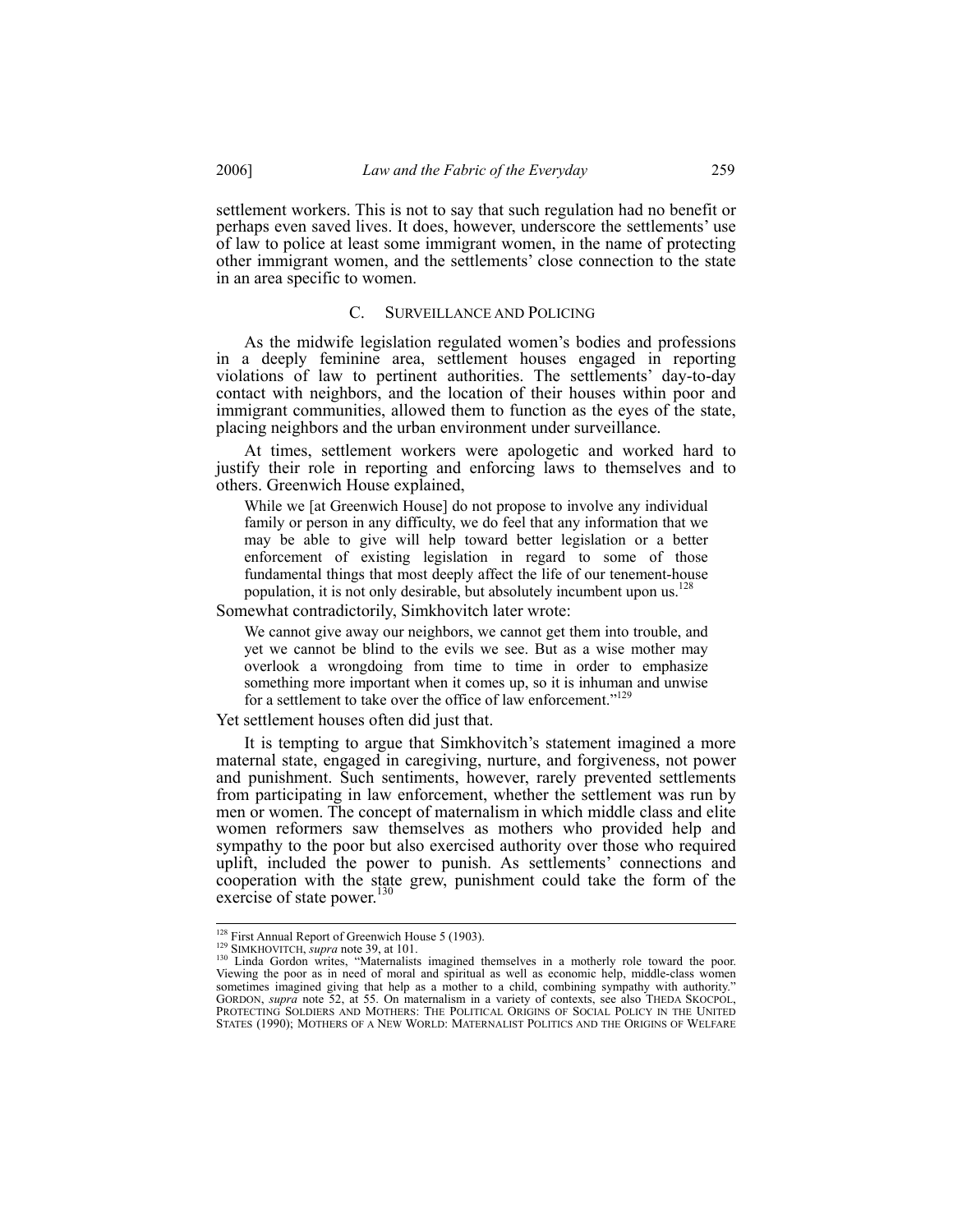settlement workers. This is not to say that such regulation had no benefit or perhaps even saved lives. It does, however, underscore the settlements' use of law to police at least some immigrant women, in the name of protecting other immigrant women, and the settlements' close connection to the state in an area specific to women.

### C. SURVEILLANCE AND POLICING

As the midwife legislation regulated women's bodies and professions in a deeply feminine area, settlement houses engaged in reporting violations of law to pertinent authorities. The settlements' day-to-day contact with neighbors, and the location of their houses within poor and immigrant communities, allowed them to function as the eyes of the state, placing neighbors and the urban environment under surveillance.

At times, settlement workers were apologetic and worked hard to justify their role in reporting and enforcing laws to themselves and to others. Greenwich House explained,

> While we [at Greenwich House] do not propose to involve any individual family or person in any difficulty, we do feel that any information that we may be able to give will help toward better legislation or a better enforcement of existing legislation in regard to some of those fundamental things that most deeply affect the life of our tenement-house population, it is not only desirable, but absolutely incumbent upon us.[128]

Somewhat contradictorily, Simkhovitch later wrote:

> We cannot give away our neighbors, we cannot get them into trouble, and yet we cannot be blind to the evils we see. But as a wise mother may overlook a wrongdoing from time to time in order to emphasize something more important when it comes up, so it is inhuman and unwise for a settlement to take over the office of law enforcement."[129]

Yet settlement houses often did just that.

It is tempting to argue that Simkhovitch's statement imagined a more maternal state, engaged in caregiving, nurture, and forgiveness, not power and punishment. Such sentiments, however, rarely prevented settlements from participating in law enforcement, whether the settlement was run by men or women. The concept of maternalism in which middle class and elite women reformers saw themselves as mothers who provided help and sympathy to the poor but also exercised authority over those who required uplift, included the power to punish. As settlements' connections and cooperation with the state grew, punishment could take the form of the exercise of state power.[130]

---

[128] First Annual Report of Greenwich House 5 (1903).

[129] SIMKHOVITCH, *supra* note 39, at 101.

[130] Linda Gordon writes, "Maternalists imagined themselves in a motherly role toward the poor. Viewing the poor as in need of moral and spiritual as well as economic help, middle-class women sometimes imagined giving that help as a mother to a child, combining sympathy with authority." GORDON, *supra* note 52, at 55. On maternalism in a variety of contexts, see also THEDA SKOCPOL, PROTECTING SOLDIERS AND MOTHERS: THE POLITICAL ORIGINS OF SOCIAL POLICY IN THE UNITED STATES (1990); MOTHERS OF A NEW WORLD: MATERNALIST POLITICS AND THE ORIGINS OF WELFARE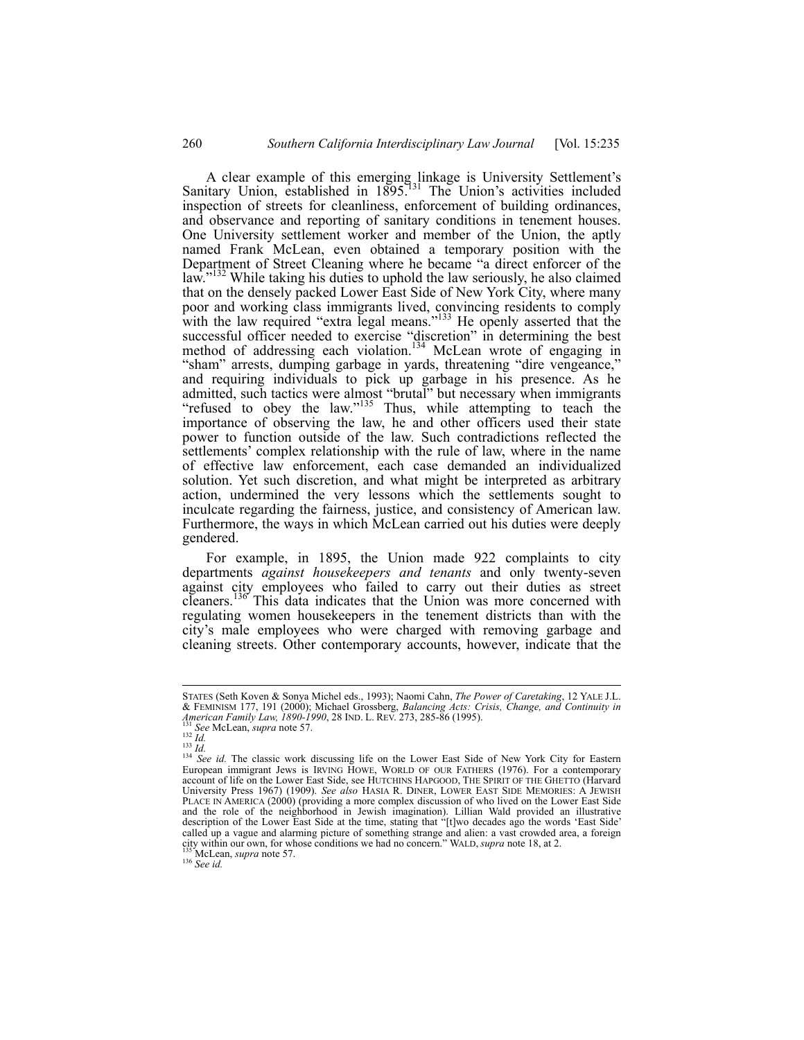A clear example of this emerging linkage is University Settlement's Sanitary Union, established in 1895.[131] The Union's activities included inspection of streets for cleanliness, enforcement of building ordinances, and observance and reporting of sanitary conditions in tenement houses. One University settlement worker and member of the Union, the aptly named Frank McLean, even obtained a temporary position with the Department of Street Cleaning where he became "a direct enforcer of the law."[132] While taking his duties to uphold the law seriously, he also claimed that on the densely packed Lower East Side of New York City, where many poor and working class immigrants lived, convincing residents to comply with the law required "extra legal means."[133] He openly asserted that the successful officer needed to exercise "discretion" in determining the best method of addressing each violation.[134] McLean wrote of engaging in "sham" arrests, dumping garbage in yards, threatening "dire vengeance," and requiring individuals to pick up garbage in his presence. As he admitted, such tactics were almost "brutal" but necessary when immigrants "refused to obey the law."[135] Thus, while attempting to teach the importance of observing the law, he and other officers used their state power to function outside of the law. Such contradictions reflected the settlements' complex relationship with the rule of law, where in the name of effective law enforcement, each case demanded an individualized solution. Yet such discretion, and what might be interpreted as arbitrary action, undermined the very lessons which the settlements sought to inculcate regarding the fairness, justice, and consistency of American law. Furthermore, the ways in which McLean carried out his duties were deeply gendered.

For example, in 1895, the Union made 922 complaints to city departments *against housekeepers and tenants* and only twenty-seven against city employees who failed to carry out their duties as street cleaners.[136] This data indicates that the Union was more concerned with regulating women housekeepers in the tenement districts than with the city's male employees who were charged with removing garbage and cleaning streets. Other contemporary accounts, however, indicate that the

---

STATES (Seth Koven & Sonya Michel eds., 1993); Naomi Cahn, *The Power of Caretaking*, 12 YALE J.L. & FEMINISM 177, 191 (2000); Michael Grossberg, *Balancing Acts: Crisis, Change, and Continuity in American Family Law, 1890-1990*, 28 IND. L. REV. 273, 285-86 (1995).

[131] *See* McLean, *supra* note 57.

[132] *Id.*

[133] *Id.*

[134] *See id.* The classic work discussing life on the Lower East Side of New York City for Eastern European immigrant Jews is IRVING HOWE, WORLD OF OUR FATHERS (1976). For a contemporary account of life on the Lower East Side, see HUTCHINS HAPGOOD, THE SPIRIT OF THE GHETTO (Harvard University Press 1967) (1909). *See also* HASIA R. DINER, LOWER EAST SIDE MEMORIES: A JEWISH PLACE IN AMERICA (2000) (providing a more complex discussion of who lived on the Lower East Side and the role of the neighborhood in Jewish imagination). Lillian Wald provided an illustrative description of the Lower East Side at the time, stating that "[t]wo decades ago the words 'East Side' called up a vague and alarming picture of something strange and alien: a vast crowded area, a foreign city within our own, for whose conditions we had no concern." WALD, *supra* note 18, at 2.

[135] McLean, *supra* note 57.

[136] *See id.*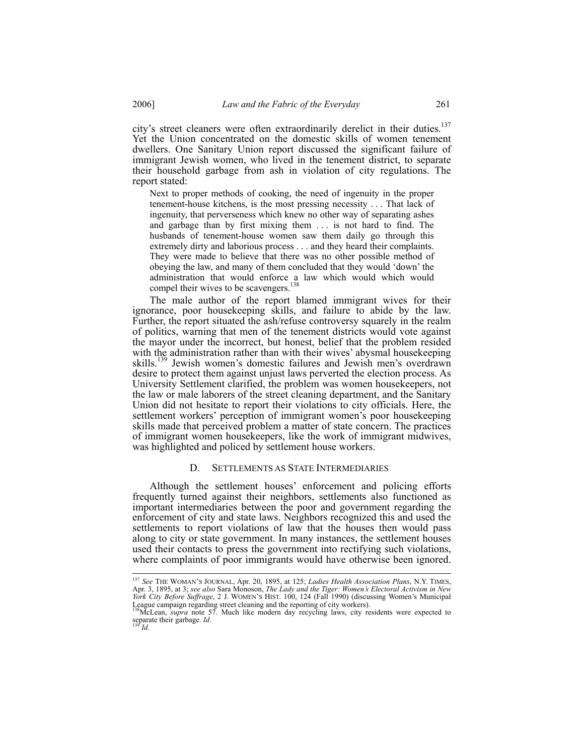city's street cleaners were often extraordinarily derelict in their duties.[137] Yet the Union concentrated on the domestic skills of women tenement dwellers. One Sanitary Union report discussed the significant failure of immigrant Jewish women, who lived in the tenement district, to separate their household garbage from ash in violation of city regulations. The report stated:

> Next to proper methods of cooking, the need of ingenuity in the proper tenement-house kitchens, is the most pressing necessity . . . That lack of ingenuity, that perverseness which knew no other way of separating ashes and garbage than by first mixing them . . . is not hard to find. The husbands of tenement-house women saw them daily go through this extremely dirty and laborious process . . . and they heard their complaints. They were made to believe that there was no other possible method of obeying the law, and many of them concluded that they would 'down' the administration that would enforce a law which would which would compel their wives to be scavengers.[138]

The male author of the report blamed immigrant wives for their ignorance, poor housekeeping skills, and failure to abide by the law. Further, the report situated the ash/refuse controversy squarely in the realm of politics, warning that men of the tenement districts would vote against the mayor under the incorrect, but honest, belief that the problem resided with the administration rather than with their wives' abysmal housekeeping skills.[139] Jewish women's domestic failures and Jewish men's overdrawn desire to protect them against unjust laws perverted the election process. As University Settlement clarified, the problem was women housekeepers, not the law or male laborers of the street cleaning department, and the Sanitary Union did not hesitate to report their violations to city officials. Here, the settlement workers' perception of immigrant women's poor housekeeping skills made that perceived problem a matter of state concern. The practices of immigrant women housekeepers, like the work of immigrant midwives, was highlighted and policed by settlement house workers.

### D. Settlements as State Intermediaries

Although the settlement houses' enforcement and policing efforts frequently turned against their neighbors, settlements also functioned as important intermediaries between the poor and government regarding the enforcement of city and state laws. Neighbors recognized this and used the settlements to report violations of law that the houses then would pass along to city or state government. In many instances, the settlement houses used their contacts to press the government into rectifying such violations, where complaints of poor immigrants would have otherwise been ignored.

---

[137] *See* THE WOMAN'S JOURNAL, Apr. 20, 1895, at 125; *Ladies Health Association Plans*, N.Y. TIMES, Apr. 3, 1895, at 3; *see also* Sara Monoson, *The Lady and the Tiger: Women's Electoral Activism in New York City Before Suffrage*, 2 J. WOMEN'S HIST. 100, 124 (Fall 1990) (discussing Women's Municipal League campaign regarding street cleaning and the reporting of city workers).

[138] McLean, *supra* note 57. Much like modern day recycling laws, city residents were expected to separate their garbage. *Id*.

[139] *Id.*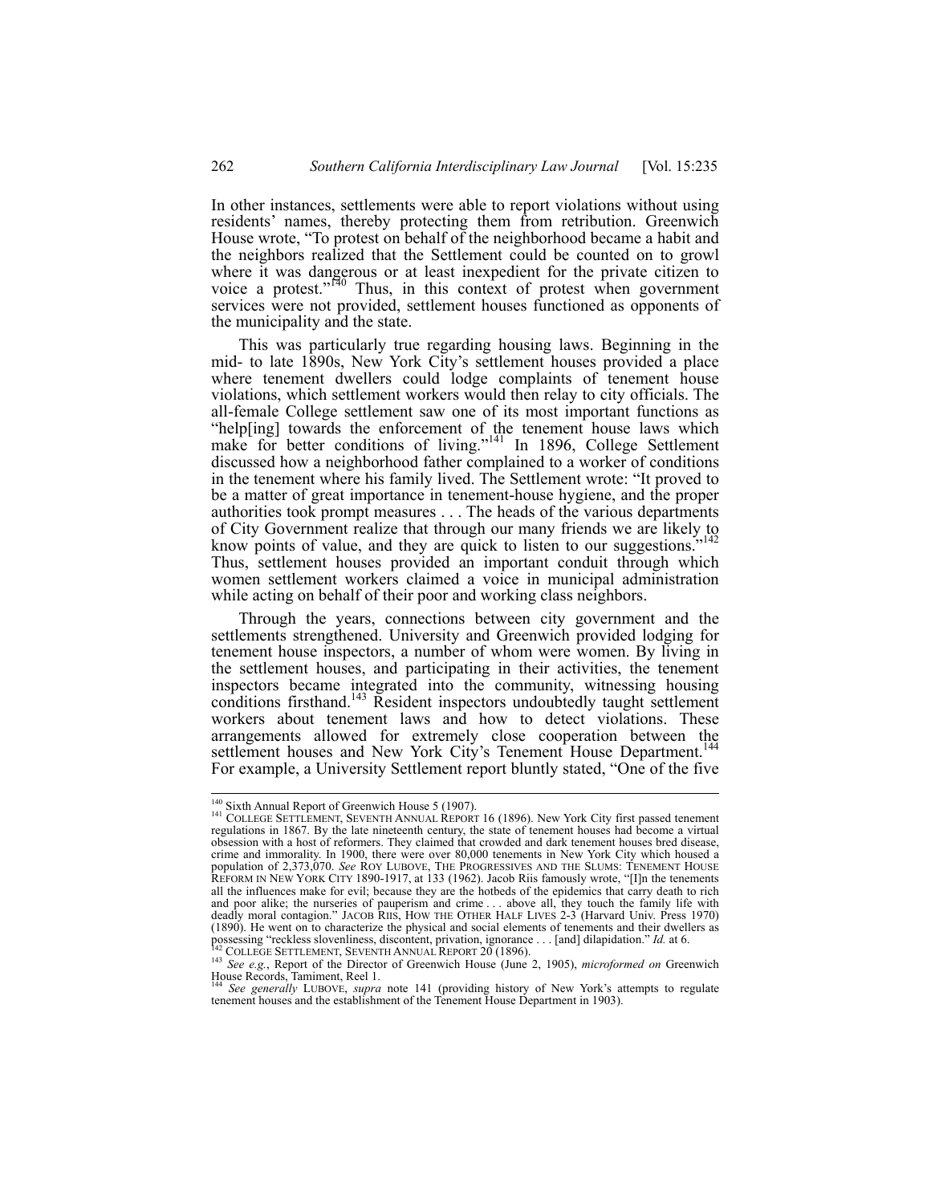In other instances, settlements were able to report violations without using residents' names, thereby protecting them from retribution. Greenwich House wrote, "To protest on behalf of the neighborhood became a habit and the neighbors realized that the Settlement could be counted on to growl where it was dangerous or at least inexpedient for the private citizen to voice a protest."[140] Thus, in this context of protest when government services were not provided, settlement houses functioned as opponents of the municipality and the state.

This was particularly true regarding housing laws. Beginning in the mid- to late 1890s, New York City's settlement houses provided a place where tenement dwellers could lodge complaints of tenement house violations, which settlement workers would then relay to city officials. The all-female College settlement saw one of its most important functions as "help[ing] towards the enforcement of the tenement house laws which make for better conditions of living."[141] In 1896, College Settlement discussed how a neighborhood father complained to a worker of conditions in the tenement where his family lived. The Settlement wrote: "It proved to be a matter of great importance in tenement-house hygiene, and the proper authorities took prompt measures . . . The heads of the various departments of City Government realize that through our many friends we are likely to know points of value, and they are quick to listen to our suggestions."[142] Thus, settlement houses provided an important conduit through which women settlement workers claimed a voice in municipal administration while acting on behalf of their poor and working class neighbors.

Through the years, connections between city government and the settlements strengthened. University and Greenwich provided lodging for tenement house inspectors, a number of whom were women. By living in the settlement houses, and participating in their activities, the tenement inspectors became integrated into the community, witnessing housing conditions firsthand.[143] Resident inspectors undoubtedly taught settlement workers about tenement laws and how to detect violations. These arrangements allowed for extremely close cooperation between the settlement houses and New York City's Tenement House Department.[144] For example, a University Settlement report bluntly stated, "One of the five

---

[140] Sixth Annual Report of Greenwich House 5 (1907).

[141] COLLEGE SETTLEMENT, SEVENTH ANNUAL REPORT 16 (1896). New York City first passed tenement regulations in 1867. By the late nineteenth century, the state of tenement houses had become a virtual obsession with a host of reformers. They claimed that crowded and dark tenement houses bred disease, crime and immorality. In 1900, there were over 80,000 tenements in New York City which housed a population of 2,373,070. *See* ROY LUBOVE, THE PROGRESSIVES AND THE SLUMS: TENEMENT HOUSE REFORM IN NEW YORK CITY 1890-1917, at 133 (1962). Jacob Riis famously wrote, "[I]n the tenements all the influences make for evil; because they are the hotbeds of the epidemics that carry death to rich and poor alike; the nurseries of pauperism and crime . . . above all, they touch the family life with deadly moral contagion." JACOB RIIS, HOW THE OTHER HALF LIVES 2-3 (Harvard Univ. Press 1970) (1890). He went on to characterize the physical and social elements of tenements and their dwellers as possessing "reckless slovenliness, discontent, privation, ignorance . . . [and] dilapidation." *Id.* at 6.

[142] COLLEGE SETTLEMENT, SEVENTH ANNUAL REPORT 20 (1896).

[143] *See e.g.*, Report of the Director of Greenwich House (June 2, 1905), *microformed on* Greenwich House Records, Tamiment, Reel 1.

[144] *See generally* LUBOVE, *supra* note 141 (providing history of New York's attempts to regulate tenement houses and the establishment of the Tenement House Department in 1903).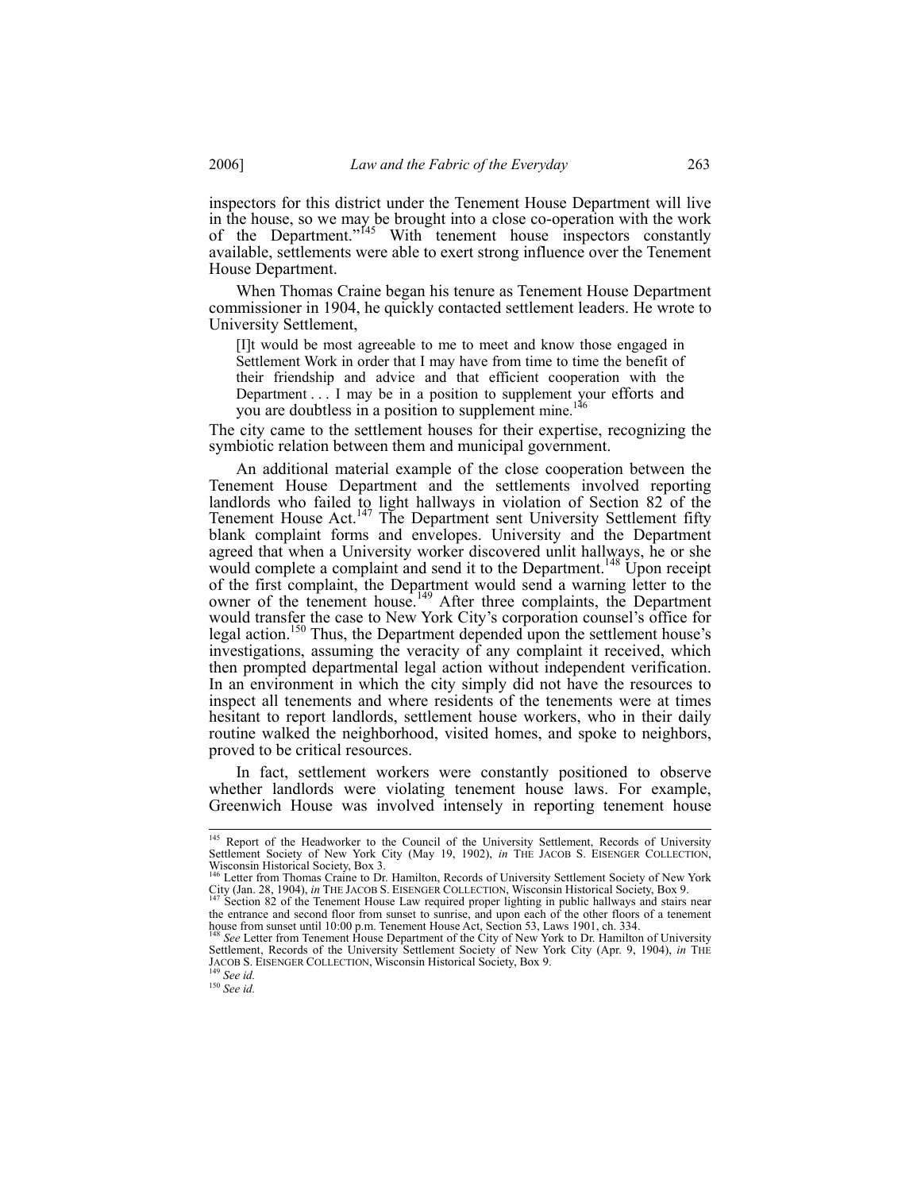inspectors for this district under the Tenement House Department will live in the house, so we may be brought into a close co-operation with the work of the Department."[145] With tenement house inspectors constantly available, settlements were able to exert strong influence over the Tenement House Department.

When Thomas Craine began his tenure as Tenement House Department commissioner in 1904, he quickly contacted settlement leaders. He wrote to University Settlement,

> [I]t would be most agreeable to me to meet and know those engaged in Settlement Work in order that I may have from time to time the benefit of their friendship and advice and that efficient cooperation with the Department . . . I may be in a position to supplement your efforts and you are doubtless in a position to supplement mine.[146]

The city came to the settlement houses for their expertise, recognizing the symbiotic relation between them and municipal government.

An additional material example of the close cooperation between the Tenement House Department and the settlements involved reporting landlords who failed to light hallways in violation of Section 82 of the Tenement House Act.[147] The Department sent University Settlement fifty blank complaint forms and envelopes. University and the Department agreed that when a University worker discovered unlit hallways, he or she would complete a complaint and send it to the Department.[148] Upon receipt of the first complaint, the Department would send a warning letter to the owner of the tenement house.[149] After three complaints, the Department would transfer the case to New York City's corporation counsel's office for legal action.[150] Thus, the Department depended upon the settlement house's investigations, assuming the veracity of any complaint it received, which then prompted departmental legal action without independent verification. In an environment in which the city simply did not have the resources to inspect all tenements and where residents of the tenements were at times hesitant to report landlords, settlement house workers, who in their daily routine walked the neighborhood, visited homes, and spoke to neighbors, proved to be critical resources.

In fact, settlement workers were constantly positioned to observe whether landlords were violating tenement house laws. For example, Greenwich House was involved intensely in reporting tenement house

---

[145] Report of the Headworker to the Council of the University Settlement, Records of University Settlement Society of New York City (May 19, 1902), *in* THE JACOB S. EISENGER COLLECTION, Wisconsin Historical Society, Box 3.

[146] Letter from Thomas Craine to Dr. Hamilton, Records of University Settlement Society of New York City (Jan. 28, 1904), *in* THE JACOB S. EISENGER COLLECTION, Wisconsin Historical Society, Box 9.

[147] Section 82 of the Tenement House Law required proper lighting in public hallways and stairs near the entrance and second floor from sunset to sunrise, and upon each of the other floors of a tenement house from sunset until 10:00 p.m. Tenement House Act, Section 53, Laws 1901, ch. 334.

[148] *See* Letter from Tenement House Department of the City of New York to Dr. Hamilton of University Settlement, Records of the University Settlement Society of New York City (Apr. 9, 1904), *in* THE JACOB S. EISENGER COLLECTION, Wisconsin Historical Society, Box 9.

[149] *See id.*

[150] *See id.*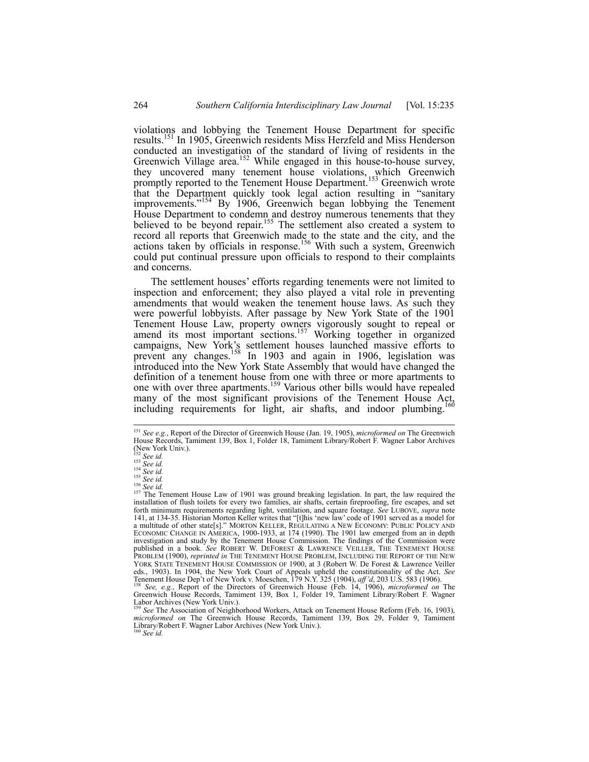violations and lobbying the Tenement House Department for specific results.[151] In 1905, Greenwich residents Miss Herzfeld and Miss Henderson conducted an investigation of the standard of living of residents in the Greenwich Village area.[152] While engaged in this house-to-house survey, they uncovered many tenement house violations, which Greenwich promptly reported to the Tenement House Department.[153] Greenwich wrote that the Department quickly took legal action resulting in "sanitary improvements."[154] By 1906, Greenwich began lobbying the Tenement House Department to condemn and destroy numerous tenements that they believed to be beyond repair.[155] The settlement also created a system to record all reports that Greenwich made to the state and the city, and the actions taken by officials in response.[156] With such a system, Greenwich could put continual pressure upon officials to respond to their complaints and concerns.

The settlement houses' efforts regarding tenements were not limited to inspection and enforcement; they also played a vital role in preventing amendments that would weaken the tenement house laws. As such they were powerful lobbyists. After passage by New York State of the 1901 Tenement House Law, property owners vigorously sought to repeal or amend its most important sections.[157] Working together in organized campaigns, New York's settlement houses launched massive efforts to prevent any changes.[158] In 1903 and again in 1906, legislation was introduced into the New York State Assembly that would have changed the definition of a tenement house from one with three or more apartments to one with over three apartments.[159] Various other bills would have repealed many of the most significant provisions of the Tenement House Act, including requirements for light, air shafts, and indoor plumbing.[160]

---

[151] *See e.g.*, Report of the Director of Greenwich House (Jan. 19, 1905), *microformed on* The Greenwich House Records, Tamiment 139, Box 1, Folder 18, Tamiment Library/Robert F. Wagner Labor Archives (New York Univ.).

[152] *See id.*

[153] *See id.*

[154] *See id.*

[155] *See id.*

[156] *See id.*

[157] The Tenement House Law of 1901 was ground breaking legislation. In part, the law required the installation of flush toilets for every two families, air shafts, certain fireproofing, fire escapes, and set forth minimum requirements regarding light, ventilation, and square footage. *See* LUBOVE, *supra* note 141, at 134-35. Historian Morton Keller writes that "[t]his 'new law' code of 1901 served as a model for a multitude of other state[s]." MORTON KELLER, REGULATING A NEW ECONOMY: PUBLIC POLICY AND ECONOMIC CHANGE IN AMERICA, 1900-1933, at 174 (1990). The 1901 law emerged from an in depth investigation and study by the Tenement House Commission. The findings of the Commission were published in a book. *See* ROBERT W. DEFOREST & LAWRENCE VEILLER, THE TENEMENT HOUSE PROBLEM (1900), *reprinted in* THE TENEMENT HOUSE PROBLEM, INCLUDING THE REPORT OF THE NEW YORK STATE TENEMENT HOUSE COMMISSION OF 1900, at 3 (Robert W. De Forest & Lawrence Veiller eds., 1903). In 1904, the New York Court of Appeals upheld the constitutionality of the Act. *See* Tenement House Dep't of New York v. Moeschen, 179 N.Y. 325 (1904), *aff'd*, 203 U.S. 583 (1906).

[158] *See, e.g.*, Report of the Directors of Greenwich House (Feb. 14, 1906), *microformed on* The Greenwich House Records, Tamiment 139, Box 1, Folder 19, Tamiment Library/Robert F. Wagner Labor Archives (New York Univ.).

[159] *See* The Association of Neighborhood Workers, Attack on Tenement House Reform (Feb. 16, 1903), *microformed on* The Greenwich House Records, Tamiment 139, Box 29, Folder 9, Tamiment Library/Robert F. Wagner Labor Archives (New York Univ.).

[160] *See id.*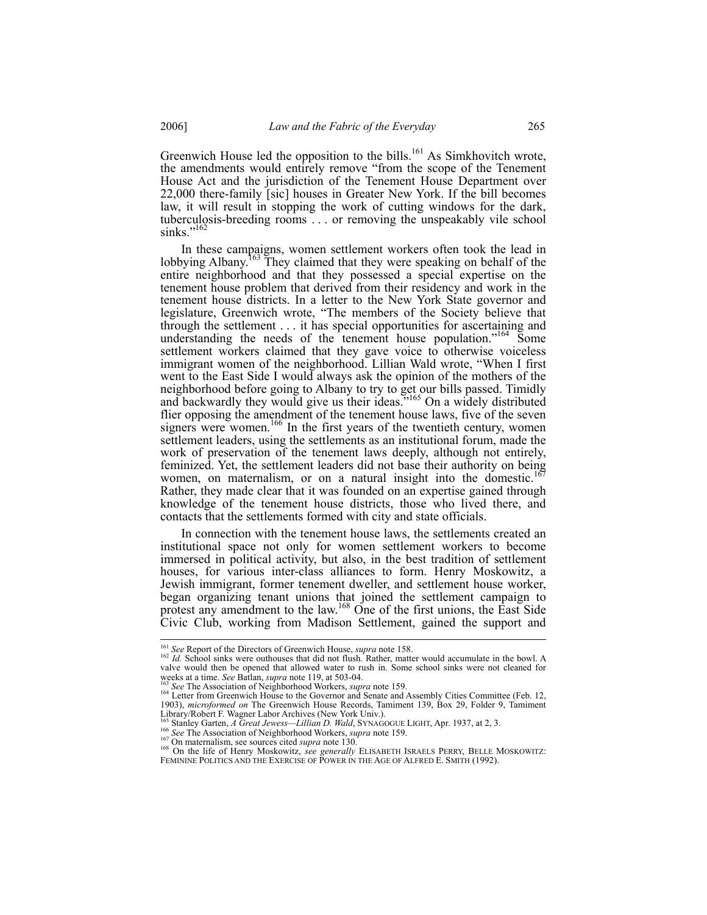Greenwich House led the opposition to the bills.[161] As Simkhovitch wrote, the amendments would entirely remove "from the scope of the Tenement House Act and the jurisdiction of the Tenement House Department over 22,000 there-family [sic] houses in Greater New York. If the bill becomes law, it will result in stopping the work of cutting windows for the dark, tuberculosis-breeding rooms . . . or removing the unspeakably vile school sinks."[162]

In these campaigns, women settlement workers often took the lead in lobbying Albany.[163] They claimed that they were speaking on behalf of the entire neighborhood and that they possessed a special expertise on the tenement house problem that derived from their residency and work in the tenement house districts. In a letter to the New York State governor and legislature, Greenwich wrote, "The members of the Society believe that through the settlement . . . it has special opportunities for ascertaining and understanding the needs of the tenement house population."[164] Some settlement workers claimed that they gave voice to otherwise voiceless immigrant women of the neighborhood. Lillian Wald wrote, "When I first went to the East Side I would always ask the opinion of the mothers of the neighborhood before going to Albany to try to get our bills passed. Timidly and backwardly they would give us their ideas."[165] On a widely distributed flier opposing the amendment of the tenement house laws, five of the seven signers were women.[166] In the first years of the twentieth century, women settlement leaders, using the settlements as an institutional forum, made the work of preservation of the tenement laws deeply, although not entirely, feminized. Yet, the settlement leaders did not base their authority on being women, on maternalism, or on a natural insight into the domestic.[167] Rather, they made clear that it was founded on an expertise gained through knowledge of the tenement house districts, those who lived there, and contacts that the settlements formed with city and state officials.

In connection with the tenement house laws, the settlements created an institutional space not only for women settlement workers to become immersed in political activity, but also, in the best tradition of settlement houses, for various inter-class alliances to form. Henry Moskowitz, a Jewish immigrant, former tenement dweller, and settlement house worker, began organizing tenant unions that joined the settlement campaign to protest any amendment to the law.[168] One of the first unions, the East Side Civic Club, working from Madison Settlement, gained the support and

---

[161] *See* Report of the Directors of Greenwich House, *supra* note 158.

[162] *Id.* School sinks were outhouses that did not flush. Rather, matter would accumulate in the bowl. A valve would then be opened that allowed water to rush in. Some school sinks were not cleaned for weeks at a time. *See* Batlan, *supra* note 119, at 503-04.

[163] *See* The Association of Neighborhood Workers, *supra* note 159.

[164] Letter from Greenwich House to the Governor and Senate and Assembly Cities Committee (Feb. 12, 1903), *microformed on* The Greenwich House Records, Tamiment 139, Box 29, Folder 9, Tamiment Library/Robert F. Wagner Labor Archives (New York Univ.).

[165] Stanley Garten, *A Great Jewess—Lillian D. Wald*, SYNAGOGUE LIGHT, Apr. 1937, at 2, 3.

[166] *See* The Association of Neighborhood Workers, *supra* note 159.

[167] On maternalism, see sources cited *supra* note 130.

[168] On the life of Henry Moskowitz, *see generally* ELISABETH ISRAELS PERRY, BELLE MOSKOWITZ: FEMININE POLITICS AND THE EXERCISE OF POWER IN THE AGE OF ALFRED E. SMITH (1992).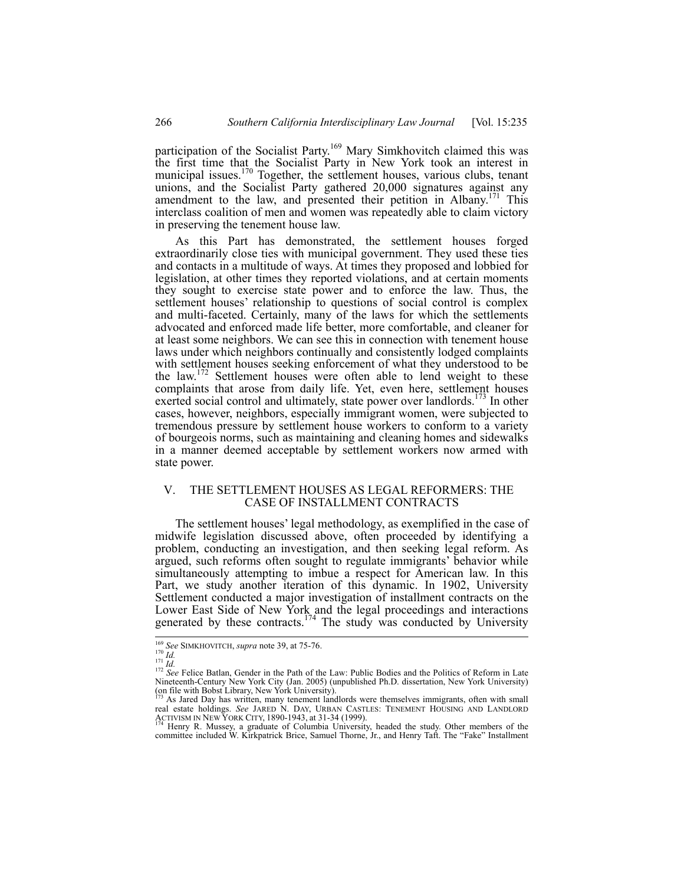participation of the Socialist Party.[169] Mary Simkhovitch claimed this was the first time that the Socialist Party in New York took an interest in municipal issues.[170] Together, the settlement houses, various clubs, tenant unions, and the Socialist Party gathered 20,000 signatures against any amendment to the law, and presented their petition in Albany.[171] This interclass coalition of men and women was repeatedly able to claim victory in preserving the tenement house law.

As this Part has demonstrated, the settlement houses forged extraordinarily close ties with municipal government. They used these ties and contacts in a multitude of ways. At times they proposed and lobbied for legislation, at other times they reported violations, and at certain moments they sought to exercise state power and to enforce the law. Thus, the settlement houses' relationship to questions of social control is complex and multi-faceted. Certainly, many of the laws for which the settlements advocated and enforced made life better, more comfortable, and cleaner for at least some neighbors. We can see this in connection with tenement house laws under which neighbors continually and consistently lodged complaints with settlement houses seeking enforcement of what they understood to be the law.[172] Settlement houses were often able to lend weight to these complaints that arose from daily life. Yet, even here, settlement houses exerted social control and ultimately, state power over landlords.[173] In other cases, however, neighbors, especially immigrant women, were subjected to tremendous pressure by settlement house workers to conform to a variety of bourgeois norms, such as maintaining and cleaning homes and sidewalks in a manner deemed acceptable by settlement workers now armed with state power.

## V. THE SETTLEMENT HOUSES AS LEGAL REFORMERS: THE CASE OF INSTALLMENT CONTRACTS

The settlement houses' legal methodology, as exemplified in the case of midwife legislation discussed above, often proceeded by identifying a problem, conducting an investigation, and then seeking legal reform. As argued, such reforms often sought to regulate immigrants' behavior while simultaneously attempting to imbue a respect for American law. In this Part, we study another iteration of this dynamic. In 1902, University Settlement conducted a major investigation of installment contracts on the Lower East Side of New York and the legal proceedings and interactions generated by these contracts.[174] The study was conducted by University

---

[169] *See* SIMKHOVITCH, *supra* note 39, at 75-76.

[170] *Id.*

[171] *Id.*

[172] *See* Felice Batlan, Gender in the Path of the Law: Public Bodies and the Politics of Reform in Late Nineteenth-Century New York City (Jan. 2005) (unpublished Ph.D. dissertation, New York University) (on file with Bobst Library, New York University).

[173] As Jared Day has written, many tenement landlords were themselves immigrants, often with small real estate holdings. *See* JARED N. DAY, URBAN CASTLES: TENEMENT HOUSING AND LANDLORD ACTIVISM IN NEW YORK CITY, 1890-1943, at 31-34 (1999).

[174] Henry R. Mussey, a graduate of Columbia University, headed the study. Other members of the committee included W. Kirkpatrick Brice, Samuel Thorne, Jr., and Henry Taft. The "Fake" Installment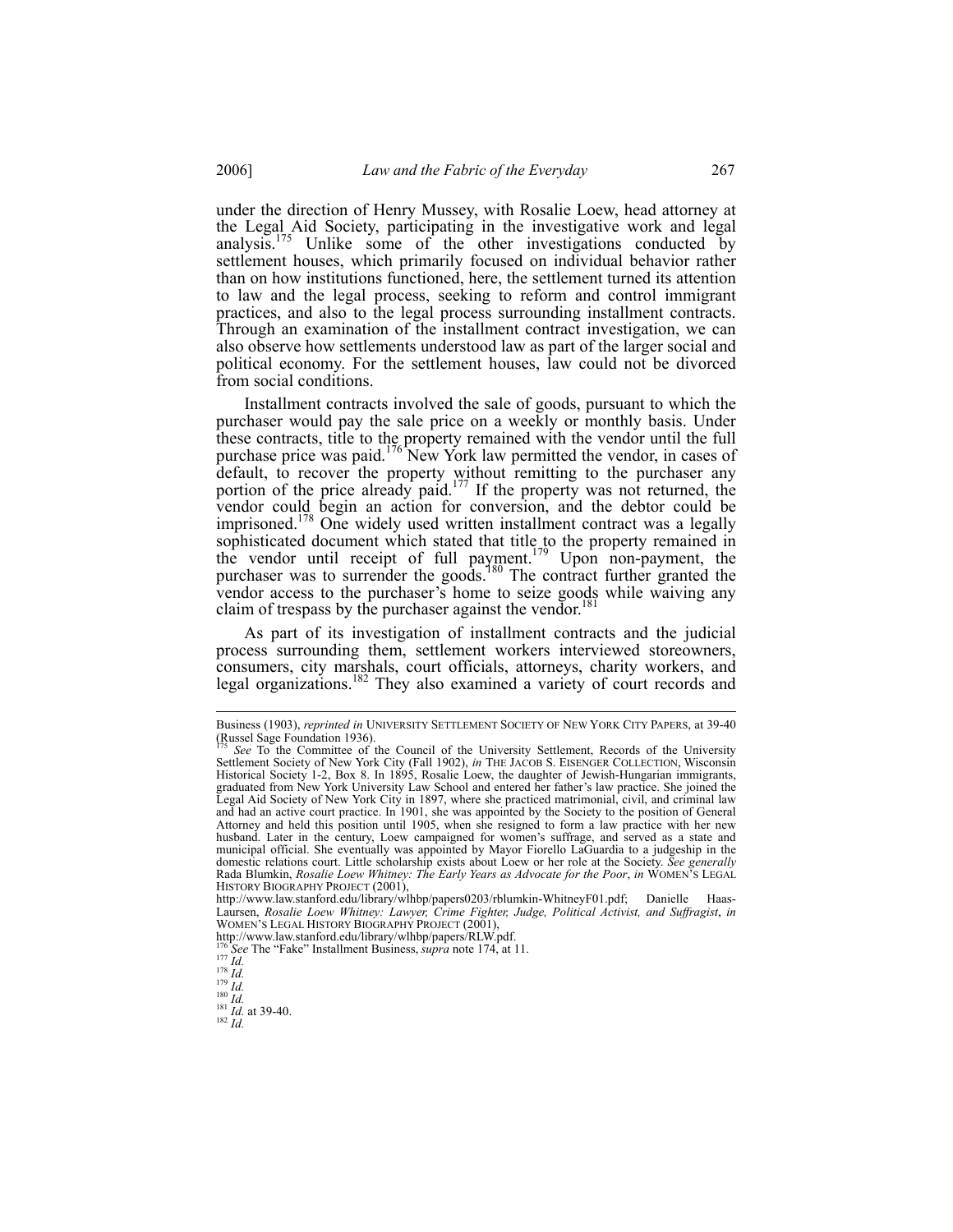under the direction of Henry Mussey, with Rosalie Loew, head attorney at the Legal Aid Society, participating in the investigative work and legal analysis.[175] Unlike some of the other investigations conducted by settlement houses, which primarily focused on individual behavior rather than on how institutions functioned, here, the settlement turned its attention to law and the legal process, seeking to reform and control immigrant practices, and also to the legal process surrounding installment contracts. Through an examination of the installment contract investigation, we can also observe how settlements understood law as part of the larger social and political economy. For the settlement houses, law could not be divorced from social conditions.

Installment contracts involved the sale of goods, pursuant to which the purchaser would pay the sale price on a weekly or monthly basis. Under these contracts, title to the property remained with the vendor until the full purchase price was paid.[176] New York law permitted the vendor, in cases of default, to recover the property without remitting to the purchaser any portion of the price already paid.[177] If the property was not returned, the vendor could begin an action for conversion, and the debtor could be imprisoned.[178] One widely used written installment contract was a legally sophisticated document which stated that title to the property remained in the vendor until receipt of full payment.[179] Upon non-payment, the purchaser was to surrender the goods.[180] The contract further granted the vendor access to the purchaser's home to seize goods while waiving any claim of trespass by the purchaser against the vendor.[181]

As part of its investigation of installment contracts and the judicial process surrounding them, settlement workers interviewed storeowners, consumers, city marshals, court officials, attorneys, charity workers, and legal organizations.[182] They also examined a variety of court records and

---

Business (1903), *reprinted in* UNIVERSITY SETTLEMENT SOCIETY OF NEW YORK CITY PAPERS, at 39-40 (Russel Sage Foundation 1936).

[175] *See* To the Committee of the Council of the University Settlement, Records of the University Settlement Society of New York City (Fall 1902), *in* THE JACOB S. EISENGER COLLECTION, Wisconsin Historical Society 1-2, Box 8. In 1895, Rosalie Loew, the daughter of Jewish-Hungarian immigrants, graduated from New York University Law School and entered her father's law practice. She joined the Legal Aid Society of New York City in 1897, where she practiced matrimonial, civil, and criminal law and had an active court practice. In 1901, she was appointed by the Society to the position of General Attorney and held this position until 1905, when she resigned to form a law practice with her new husband. Later in the century, Loew campaigned for women's suffrage, and served as a state and municipal official. She eventually was appointed by Mayor Fiorello LaGuardia to a judgeship in the domestic relations court. Little scholarship exists about Loew or her role at the Society. *See generally* Rada Blumkin, *Rosalie Loew Whitney: The Early Years as Advocate for the Poor*, *in* WOMEN'S LEGAL HISTORY BIOGRAPHY PROJECT (2001), http://www.law.stanford.edu/library/wlhbp/papers0203/rblumkin-WhitneyF01.pdf; Danielle Haas-Laursen, *Rosalie Loew Whitney: Lawyer, Crime Fighter, Judge, Political Activist, and Suffragist*, *in* WOMEN'S LEGAL HISTORY BIOGRAPHY PROJECT (2001), http://www.law.stanford.edu/library/wlhbp/papers/RLW.pdf.

[176] *See* The "Fake" Installment Business, *supra* note 174, at 11.

[177] *Id.*

[178] *Id.*

[179] *Id.*

[180] *Id.*

[181] *Id.* at 39-40.

[182] *Id.*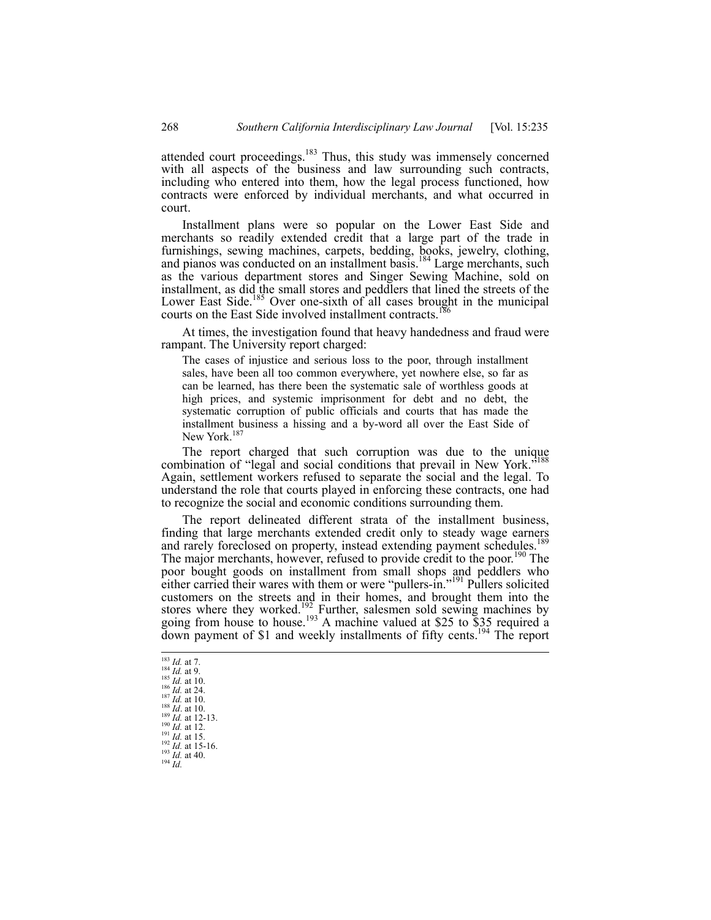attended court proceedings.[183] Thus, this study was immensely concerned with all aspects of the business and law surrounding such contracts, including who entered into them, how the legal process functioned, how contracts were enforced by individual merchants, and what occurred in court.

Installment plans were so popular on the Lower East Side and merchants so readily extended credit that a large part of the trade in furnishings, sewing machines, carpets, bedding, books, jewelry, clothing, and pianos was conducted on an installment basis.[184] Large merchants, such as the various department stores and Singer Sewing Machine, sold on installment, as did the small stores and peddlers that lined the streets of the Lower East Side.[185] Over one-sixth of all cases brought in the municipal courts on the East Side involved installment contracts.[186]

At times, the investigation found that heavy handedness and fraud were rampant. The University report charged:

> The cases of injustice and serious loss to the poor, through installment sales, have been all too common everywhere, yet nowhere else, so far as can be learned, has there been the systematic sale of worthless goods at high prices, and systemic imprisonment for debt and no debt, the systematic corruption of public officials and courts that has made the installment business a hissing and a by-word all over the East Side of New York.[187]

The report charged that such corruption was due to the unique combination of "legal and social conditions that prevail in New York."[188] Again, settlement workers refused to separate the social and the legal. To understand the role that courts played in enforcing these contracts, one had to recognize the social and economic conditions surrounding them.

The report delineated different strata of the installment business, finding that large merchants extended credit only to steady wage earners and rarely foreclosed on property, instead extending payment schedules.[189] The major merchants, however, refused to provide credit to the poor.[190] The poor bought goods on installment from small shops and peddlers who either carried their wares with them or were "pullers-in."[191] Pullers solicited customers on the streets and in their homes, and brought them into the stores where they worked.[192] Further, salesmen sold sewing machines by going from house to house.[193] A machine valued at $25 to $35 required a down payment of $1 and weekly installments of fifty cents.[194] The report

---

[183] *Id.* at 7.
[184] *Id.* at 9.
[185] *Id.* at 10.
[186] *Id.* at 24.
[187] *Id.* at 10.
[188] *Id*. at 10.
[189] *Id.* at 12-13.
[190] *Id.* at 12.
[191] *Id.* at 15.
[192] *Id.* at 15-16.
[193] *Id.* at 40.
[194] *Id.*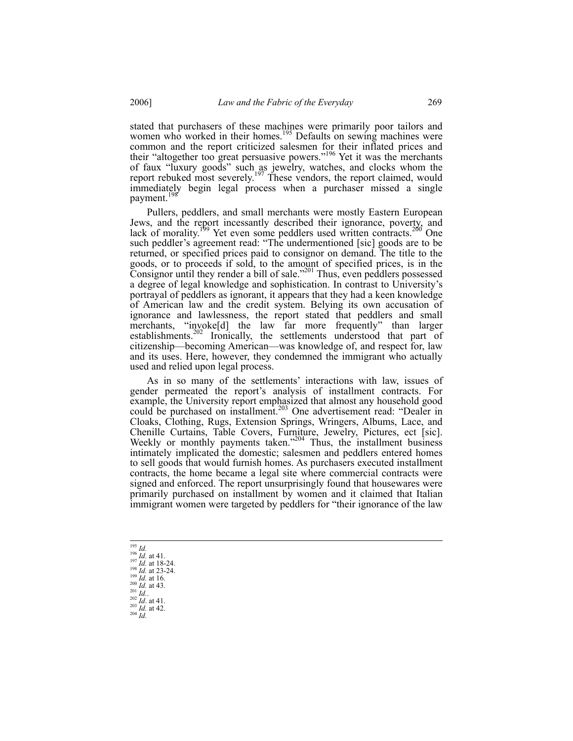stated that purchasers of these machines were primarily poor tailors and women who worked in their homes.[195] Defaults on sewing machines were common and the report criticized salesmen for their inflated prices and their "altogether too great persuasive powers."[196] Yet it was the merchants of faux "luxury goods" such as jewelry, watches, and clocks whom the report rebuked most severely.[197] These vendors, the report claimed, would immediately begin legal process when a purchaser missed a single payment.[198]

Pullers, peddlers, and small merchants were mostly Eastern European Jews, and the report incessantly described their ignorance, poverty, and lack of morality.[199] Yet even some peddlers used written contracts.[200] One such peddler's agreement read: "The undermentioned [sic] goods are to be returned, or specified prices paid to consignor on demand. The title to the goods, or to proceeds if sold, to the amount of specified prices, is in the Consignor until they render a bill of sale."[201] Thus, even peddlers possessed a degree of legal knowledge and sophistication. In contrast to University's portrayal of peddlers as ignorant, it appears that they had a keen knowledge of American law and the credit system. Belying its own accusation of ignorance and lawlessness, the report stated that peddlers and small merchants, "invoke[d] the law far more frequently" than larger establishments.[202] Ironically, the settlements understood that part of citizenship—becoming American—was knowledge of, and respect for, law and its uses. Here, however, they condemned the immigrant who actually used and relied upon legal process.

As in so many of the settlements' interactions with law, issues of gender permeated the report's analysis of installment contracts. For example, the University report emphasized that almost any household good could be purchased on installment.[203] One advertisement read: "Dealer in Cloaks, Clothing, Rugs, Extension Springs, Wringers, Albums, Lace, and Chenille Curtains, Table Covers, Furniture, Jewelry, Pictures, ect [sic]. Weekly or monthly payments taken."[204] Thus, the installment business intimately implicated the domestic; salesmen and peddlers entered homes to sell goods that would furnish homes. As purchasers executed installment contracts, the home became a legal site where commercial contracts were signed and enforced. The report unsurprisingly found that housewares were primarily purchased on installment by women and it claimed that Italian immigrant women were targeted by peddlers for "their ignorance of the law

---

[195] *Id.*
[196] *Id.* at 41.
[197] *Id.* at 18-24.
[198] *Id.* at 23-24.
[199] *Id.* at 16.
[200] *Id.* at 43.
[201] *Id.*.
[202] *Id.* at 41.
[203] *Id.* at 42.
[204] *Id.*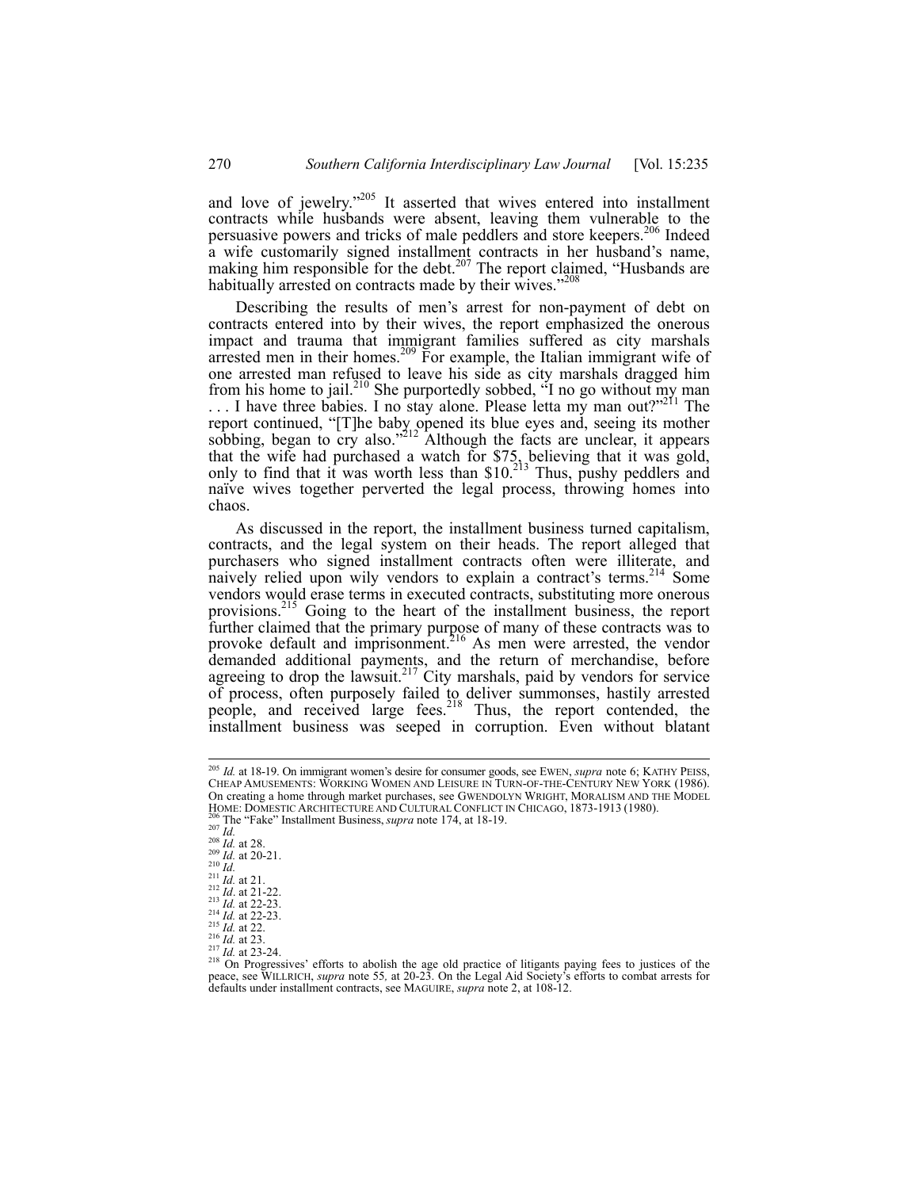and love of jewelry."[205] It asserted that wives entered into installment contracts while husbands were absent, leaving them vulnerable to the persuasive powers and tricks of male peddlers and store keepers.[206] Indeed a wife customarily signed installment contracts in her husband's name, making him responsible for the debt.[207] The report claimed, "Husbands are habitually arrested on contracts made by their wives."[208]

Describing the results of men's arrest for non-payment of debt on contracts entered into by their wives, the report emphasized the onerous impact and trauma that immigrant families suffered as city marshals arrested men in their homes.[209] For example, the Italian immigrant wife of one arrested man refused to leave his side as city marshals dragged him from his home to jail.[210] She purportedly sobbed, "I no go without my man . . . I have three babies. I no stay alone. Please letta my man out?"[211] The report continued, "[T]he baby opened its blue eyes and, seeing its mother sobbing, began to cry also."[212] Although the facts are unclear, it appears that the wife had purchased a watch for $75, believing that it was gold, only to find that it was worth less than $10.[213] Thus, pushy peddlers and naïve wives together perverted the legal process, throwing homes into chaos.

As discussed in the report, the installment business turned capitalism, contracts, and the legal system on their heads. The report alleged that purchasers who signed installment contracts often were illiterate, and naively relied upon wily vendors to explain a contract's terms.[214] Some vendors would erase terms in executed contracts, substituting more onerous provisions.[215] Going to the heart of the installment business, the report further claimed that the primary purpose of many of these contracts was to provoke default and imprisonment.[216] As men were arrested, the vendor demanded additional payments, and the return of merchandise, before agreeing to drop the lawsuit.[217] City marshals, paid by vendors for service of process, often purposely failed to deliver summonses, hastily arrested people, and received large fees.[218] Thus, the report contended, the installment business was seeped in corruption. Even without blatant

---

[205] *Id.* at 18-19. On immigrant women's desire for consumer goods, see EWEN, *supra* note 6; KATHY PEISS, CHEAP AMUSEMENTS: WORKING WOMEN AND LEISURE IN TURN-OF-THE-CENTURY NEW YORK (1986). On creating a home through market purchases, see GWENDOLYN WRIGHT, MORALISM AND THE MODEL HOME: DOMESTIC ARCHITECTURE AND CULTURAL CONFLICT IN CHICAGO, 1873-1913 (1980).

[206] The "Fake" Installment Business, *supra* note 174, at 18-19.

[207] *Id.*

[208] *Id.* at 28.

[209] *Id.* at 20-21.

[210] *Id.*

[211] *Id.* at 21.

[212] *Id*. at 21-22.

[213] *Id.* at 22-23.

[214] *Id.* at 22-23.

[215] *Id.* at 22.

[216] *Id.* at 23.

[217] *Id.* at 23-24.

[218] On Progressives' efforts to abolish the age old practice of litigants paying fees to justices of the peace, see WILLRICH, *supra* note 55, at 20-23. On the Legal Aid Society's efforts to combat arrests for defaults under installment contracts, see MAGUIRE, *supra* note 2, at 108-12.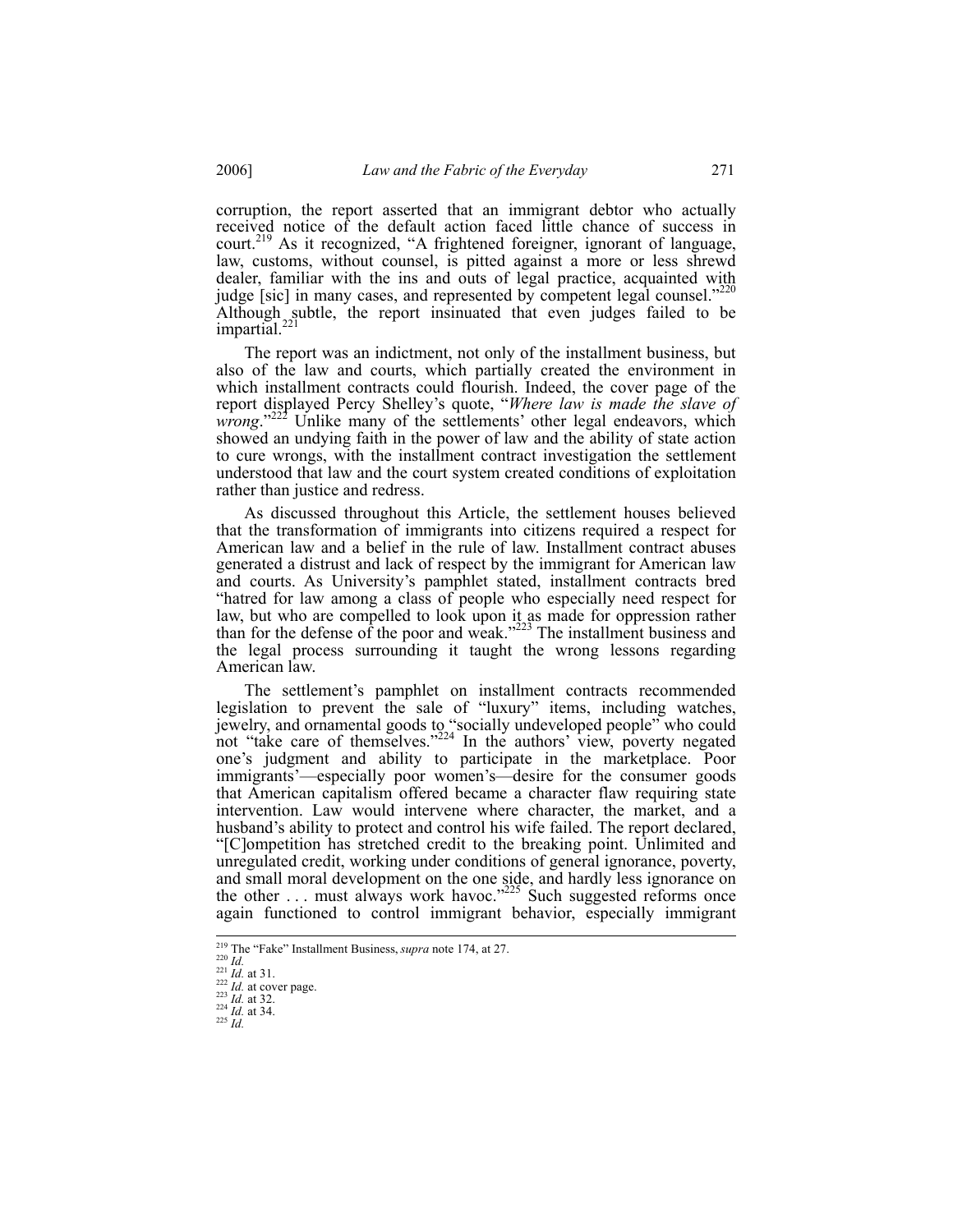corruption, the report asserted that an immigrant debtor who actually received notice of the default action faced little chance of success in court.[219] As it recognized, "A frightened foreigner, ignorant of language, law, customs, without counsel, is pitted against a more or less shrewd dealer, familiar with the ins and outs of legal practice, acquainted with judge [sic] in many cases, and represented by competent legal counsel."[220] Although subtle, the report insinuated that even judges failed to be impartial.[221]

The report was an indictment, not only of the installment business, but also of the law and courts, which partially created the environment in which installment contracts could flourish. Indeed, the cover page of the report displayed Percy Shelley's quote, "*Where law is made the slave of wrong*."[222] Unlike many of the settlements' other legal endeavors, which showed an undying faith in the power of law and the ability of state action to cure wrongs, with the installment contract investigation the settlement understood that law and the court system created conditions of exploitation rather than justice and redress.

As discussed throughout this Article, the settlement houses believed that the transformation of immigrants into citizens required a respect for American law and a belief in the rule of law. Installment contract abuses generated a distrust and lack of respect by the immigrant for American law and courts. As University's pamphlet stated, installment contracts bred "hatred for law among a class of people who especially need respect for law, but who are compelled to look upon it as made for oppression rather than for the defense of the poor and weak."[223] The installment business and the legal process surrounding it taught the wrong lessons regarding American law.

The settlement's pamphlet on installment contracts recommended legislation to prevent the sale of "luxury" items, including watches, jewelry, and ornamental goods to "socially undeveloped people" who could not "take care of themselves."[224] In the authors' view, poverty negated one's judgment and ability to participate in the marketplace. Poor immigrants'—especially poor women's—desire for the consumer goods that American capitalism offered became a character flaw requiring state intervention. Law would intervene where character, the market, and a husband's ability to protect and control his wife failed. The report declared, "[C]ompetition has stretched credit to the breaking point. Unlimited and unregulated credit, working under conditions of general ignorance, poverty, and small moral development on the one side, and hardly less ignorance on the other . . . must always work havoc."[225] Such suggested reforms once again functioned to control immigrant behavior, especially immigrant

---

[219] The "Fake" Installment Business, *supra* note 174, at 27.
[220] *Id.*
[221] *Id.* at 31.
[222] *Id.* at cover page.
[223] *Id.* at 32.
[224] *Id.* at 34.
[225] *Id.*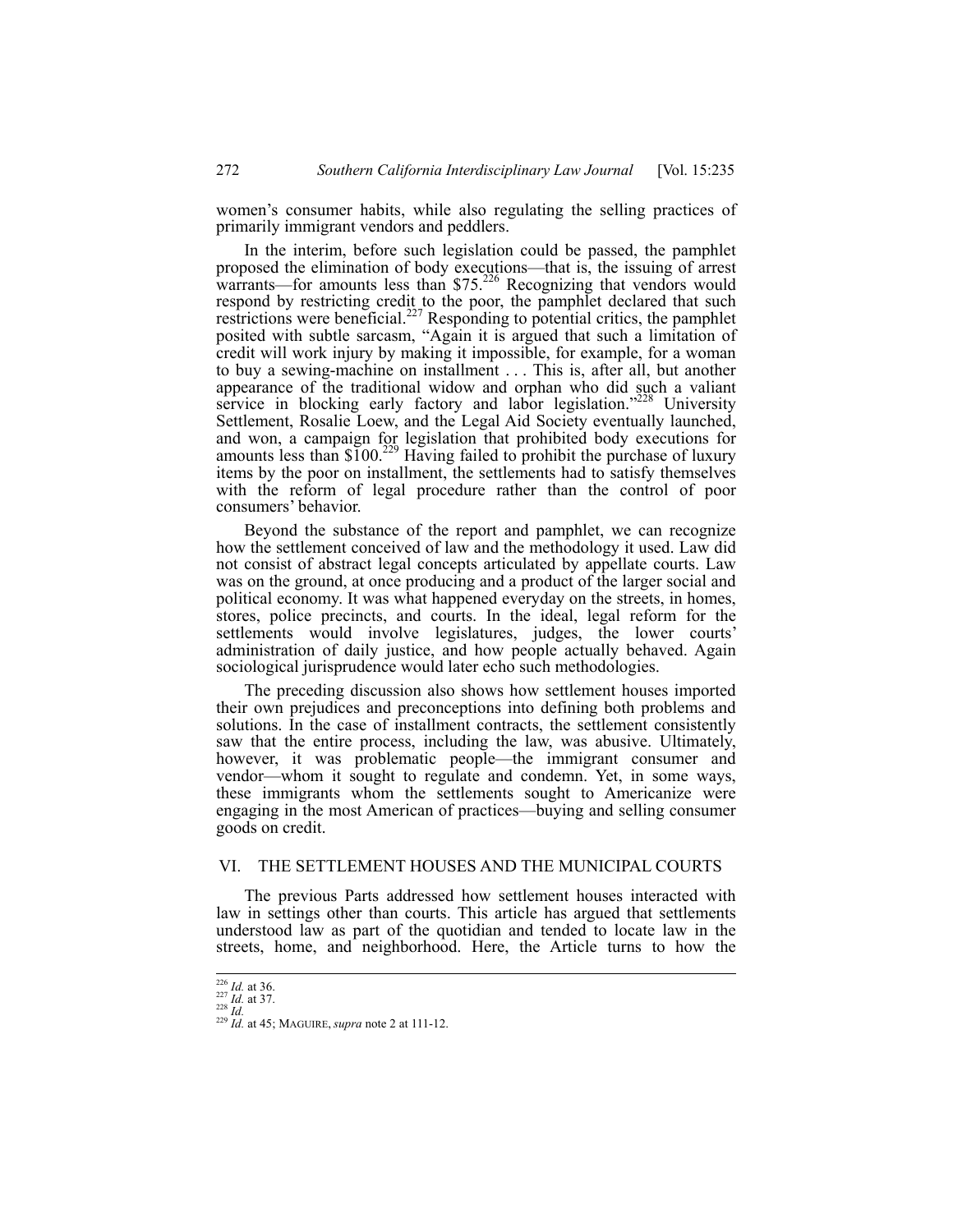women's consumer habits, while also regulating the selling practices of primarily immigrant vendors and peddlers.

In the interim, before such legislation could be passed, the pamphlet proposed the elimination of body executions—that is, the issuing of arrest warrants—for amounts less than $75.[226] Recognizing that vendors would respond by restricting credit to the poor, the pamphlet declared that such restrictions were beneficial.[227] Responding to potential critics, the pamphlet posited with subtle sarcasm, "Again it is argued that such a limitation of credit will work injury by making it impossible, for example, for a woman to buy a sewing-machine on installment . . . This is, after all, but another appearance of the traditional widow and orphan who did such a valiant service in blocking early factory and labor legislation."[228] University Settlement, Rosalie Loew, and the Legal Aid Society eventually launched, and won, a campaign for legislation that prohibited body executions for amounts less than $100.[229] Having failed to prohibit the purchase of luxury items by the poor on installment, the settlements had to satisfy themselves with the reform of legal procedure rather than the control of poor consumers' behavior.

Beyond the substance of the report and pamphlet, we can recognize how the settlement conceived of law and the methodology it used. Law did not consist of abstract legal concepts articulated by appellate courts. Law was on the ground, at once producing and a product of the larger social and political economy. It was what happened everyday on the streets, in homes, stores, police precincts, and courts. In the ideal, legal reform for the settlements would involve legislatures, judges, the lower courts' administration of daily justice, and how people actually behaved. Again sociological jurisprudence would later echo such methodologies.

The preceding discussion also shows how settlement houses imported their own prejudices and preconceptions into defining both problems and solutions. In the case of installment contracts, the settlement consistently saw that the entire process, including the law, was abusive. Ultimately, however, it was problematic people—the immigrant consumer and vendor—whom it sought to regulate and condemn. Yet, in some ways, these immigrants whom the settlements sought to Americanize were engaging in the most American of practices—buying and selling consumer goods on credit.

## VI. THE SETTLEMENT HOUSES AND THE MUNICIPAL COURTS

The previous Parts addressed how settlement houses interacted with law in settings other than courts. This article has argued that settlements understood law as part of the quotidian and tended to locate law in the streets, home, and neighborhood. Here, the Article turns to how the

---

[226] *Id.* at 36.
[227] *Id.* at 37.
[228] *Id.*
[229] *Id.* at 45; MAGUIRE, *supra* note 2 at 111-12.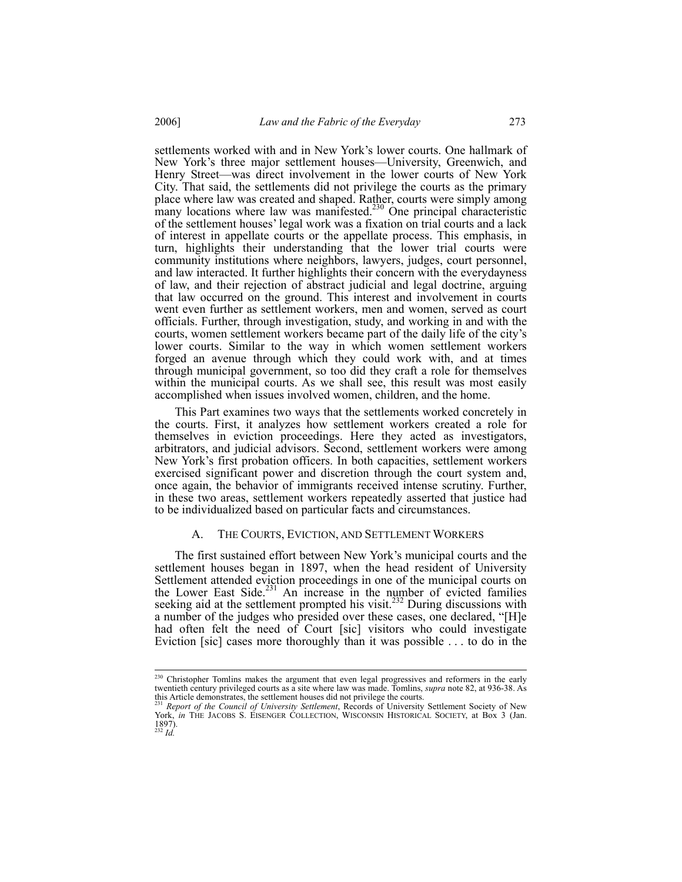settlements worked with and in New York's lower courts. One hallmark of New York's three major settlement houses—University, Greenwich, and Henry Street—was direct involvement in the lower courts of New York City. That said, the settlements did not privilege the courts as the primary place where law was created and shaped. Rather, courts were simply among many locations where law was manifested.[230] One principal characteristic of the settlement houses' legal work was a fixation on trial courts and a lack of interest in appellate courts or the appellate process. This emphasis, in turn, highlights their understanding that the lower trial courts were community institutions where neighbors, lawyers, judges, court personnel, and law interacted. It further highlights their concern with the everydayness of law, and their rejection of abstract judicial and legal doctrine, arguing that law occurred on the ground. This interest and involvement in courts went even further as settlement workers, men and women, served as court officials. Further, through investigation, study, and working in and with the courts, women settlement workers became part of the daily life of the city's lower courts. Similar to the way in which women settlement workers forged an avenue through which they could work with, and at times through municipal government, so too did they craft a role for themselves within the municipal courts. As we shall see, this result was most easily accomplished when issues involved women, children, and the home.

This Part examines two ways that the settlements worked concretely in the courts. First, it analyzes how settlement workers created a role for themselves in eviction proceedings. Here they acted as investigators, arbitrators, and judicial advisors. Second, settlement workers were among New York's first probation officers. In both capacities, settlement workers exercised significant power and discretion through the court system and, once again, the behavior of immigrants received intense scrutiny. Further, in these two areas, settlement workers repeatedly asserted that justice had to be individualized based on particular facts and circumstances.

### A. The Courts, Eviction, and Settlement Workers

The first sustained effort between New York's municipal courts and the settlement houses began in 1897, when the head resident of University Settlement attended eviction proceedings in one of the municipal courts on the Lower East Side.[231] An increase in the number of evicted families seeking aid at the settlement prompted his visit.[232] During discussions with a number of the judges who presided over these cases, one declared, "[H]e had often felt the need of Court [sic] visitors who could investigate Eviction [sic] cases more thoroughly than it was possible . . . to do in the

---

[230] Christopher Tomlins makes the argument that even legal progressives and reformers in the early twentieth century privileged courts as a site where law was made. Tomlins, *supra* note 82, at 936-38. As this Article demonstrates, the settlement houses did not privilege the courts.

[231] *Report of the Council of University Settlement*, Records of University Settlement Society of New York, *in* The Jacobs S. Eisenger Collection, Wisconsin Historical Society, at Box 3 (Jan. 1897).

[232] *Id.*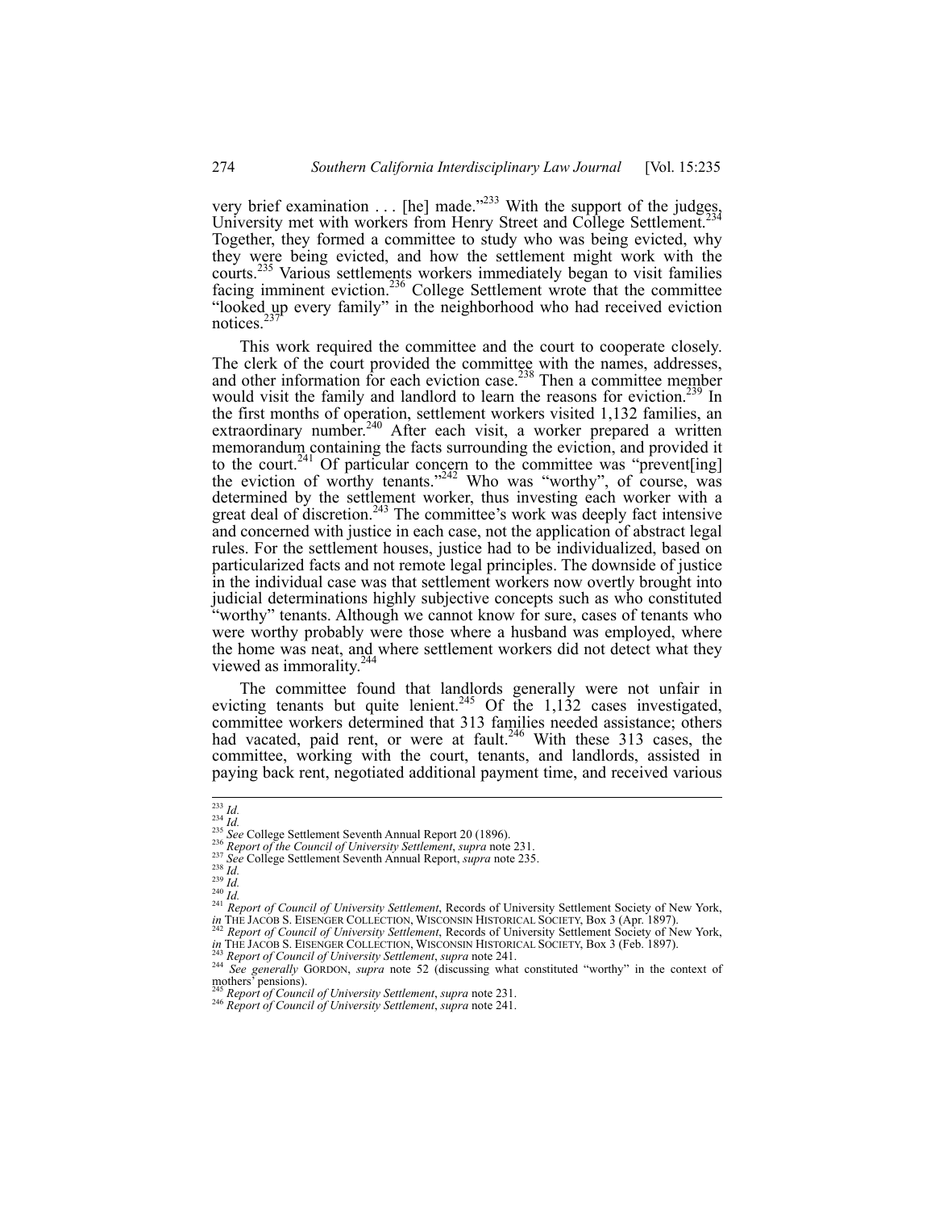very brief examination . . . [he] made."[233] With the support of the judges, University met with workers from Henry Street and College Settlement.[234] Together, they formed a committee to study who was being evicted, why they were being evicted, and how the settlement might work with the courts.[235] Various settlements workers immediately began to visit families facing imminent eviction.[236] College Settlement wrote that the committee "looked up every family" in the neighborhood who had received eviction notices.[237]

This work required the committee and the court to cooperate closely. The clerk of the court provided the committee with the names, addresses, and other information for each eviction case.[238] Then a committee member would visit the family and landlord to learn the reasons for eviction.[239] In the first months of operation, settlement workers visited 1,132 families, an extraordinary number.[240] After each visit, a worker prepared a written memorandum containing the facts surrounding the eviction, and provided it to the court.[241] Of particular concern to the committee was "prevent[ing] the eviction of worthy tenants."[242] Who was "worthy", of course, was determined by the settlement worker, thus investing each worker with a great deal of discretion.[243] The committee's work was deeply fact intensive and concerned with justice in each case, not the application of abstract legal rules. For the settlement houses, justice had to be individualized, based on particularized facts and not remote legal principles. The downside of justice in the individual case was that settlement workers now overtly brought into judicial determinations highly subjective concepts such as who constituted "worthy" tenants. Although we cannot know for sure, cases of tenants who were worthy probably were those where a husband was employed, where the home was neat, and where settlement workers did not detect what they viewed as immorality.[244]

The committee found that landlords generally were not unfair in evicting tenants but quite lenient.[245] Of the 1,132 cases investigated, committee workers determined that 313 families needed assistance; others had vacated, paid rent, or were at fault.[246] With these 313 cases, the committee, working with the court, tenants, and landlords, assisted in paying back rent, negotiated additional payment time, and received various

---

[233] *Id.*

[234] *Id.*

[235] *See* College Settlement Seventh Annual Report 20 (1896).

[236] *Report of the Council of University Settlement*, *supra* note 231.

[237] *See* College Settlement Seventh Annual Report, *supra* note 235.

[238] *Id.*

[239] *Id.*

[240] *Id.*

[241] *Report of Council of University Settlement*, Records of University Settlement Society of New York, *in* THE JACOB S. EISENGER COLLECTION, WISCONSIN HISTORICAL SOCIETY, Box 3 (Apr. 1897).

[242] *Report of Council of University Settlement*, Records of University Settlement Society of New York, *in* THE JACOB S. EISENGER COLLECTION, WISCONSIN HISTORICAL SOCIETY, Box 3 (Feb. 1897).

[243] *Report of Council of University Settlement*, *supra* note 241.

[244] *See generally* GORDON, *supra* note 52 (discussing what constituted "worthy" in the context of mothers' pensions).

[245] *Report of Council of University Settlement*, *supra* note 231.

[246] *Report of Council of University Settlement*, *supra* note 241.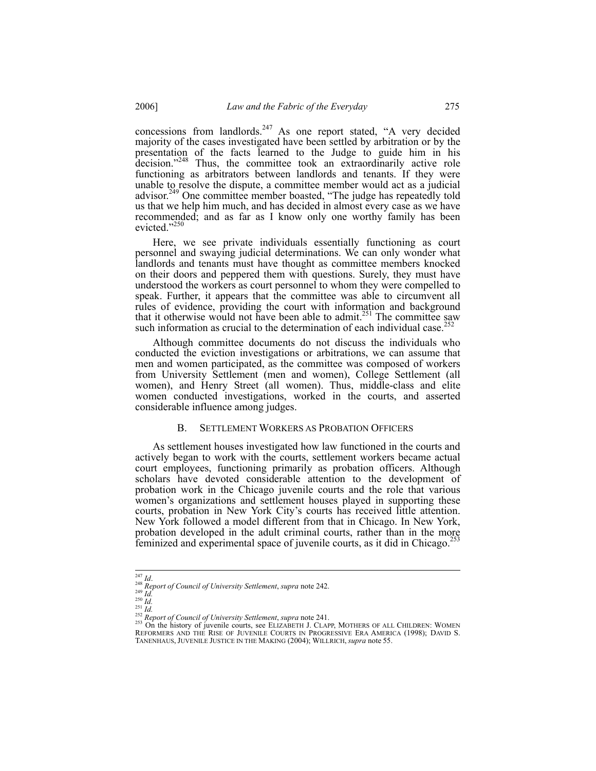concessions from landlords.[247] As one report stated, "A very decided majority of the cases investigated have been settled by arbitration or by the presentation of the facts learned to the Judge to guide him in his decision."[248] Thus, the committee took an extraordinarily active role functioning as arbitrators between landlords and tenants. If they were unable to resolve the dispute, a committee member would act as a judicial advisor.[249] One committee member boasted, "The judge has repeatedly told us that we help him much, and has decided in almost every case as we have recommended; and as far as I know only one worthy family has been evicted."[250]

Here, we see private individuals essentially functioning as court personnel and swaying judicial determinations. We can only wonder what landlords and tenants must have thought as committee members knocked on their doors and peppered them with questions. Surely, they must have understood the workers as court personnel to whom they were compelled to speak. Further, it appears that the committee was able to circumvent all rules of evidence, providing the court with information and background that it otherwise would not have been able to admit.[251] The committee saw such information as crucial to the determination of each individual case.[252]

Although committee documents do not discuss the individuals who conducted the eviction investigations or arbitrations, we can assume that men and women participated, as the committee was composed of workers from University Settlement (men and women), College Settlement (all women), and Henry Street (all women). Thus, middle-class and elite women conducted investigations, worked in the courts, and asserted considerable influence among judges.

### B. SETTLEMENT WORKERS AS PROBATION OFFICERS

As settlement houses investigated how law functioned in the courts and actively began to work with the courts, settlement workers became actual court employees, functioning primarily as probation officers. Although scholars have devoted considerable attention to the development of probation work in the Chicago juvenile courts and the role that various women's organizations and settlement houses played in supporting these courts, probation in New York City's courts has received little attention. New York followed a model different from that in Chicago. In New York, probation developed in the adult criminal courts, rather than in the more feminized and experimental space of juvenile courts, as it did in Chicago.[253]

---

[247] *Id*.

[248] *Report of Council of University Settlement*, *supra* note 242.

[249] *Id.*

[250] *Id.*

[251] *Id.*

[252] *Report of Council of University Settlement*, *supra* note 241.

[253] On the history of juvenile courts, see ELIZABETH J. CLAPP, MOTHERS OF ALL CHILDREN: WOMEN REFORMERS AND THE RISE OF JUVENILE COURTS IN PROGRESSIVE ERA AMERICA (1998); DAVID S. TANENHAUS, JUVENILE JUSTICE IN THE MAKING (2004); WILLRICH, *supra* note 55.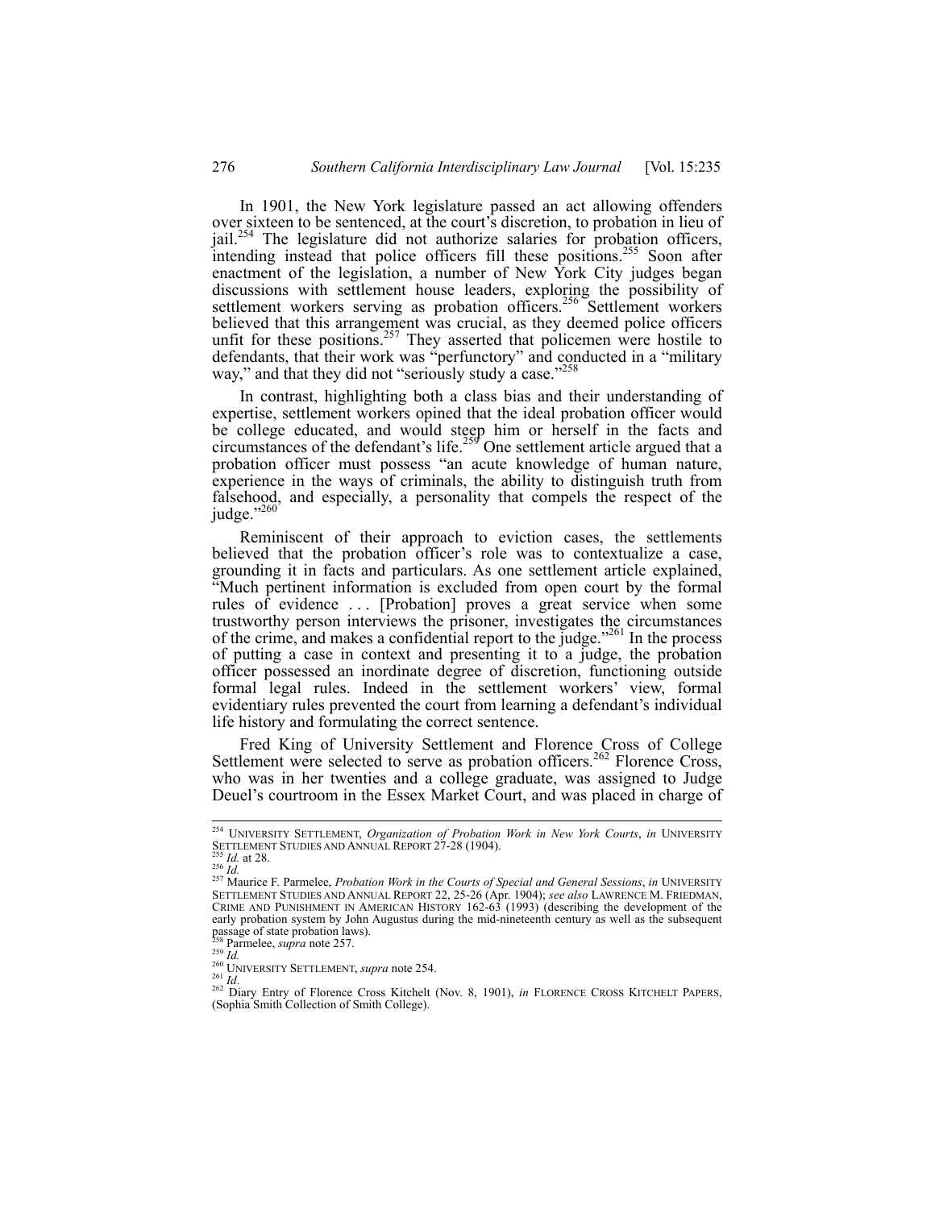In 1901, the New York legislature passed an act allowing offenders over sixteen to be sentenced, at the court's discretion, to probation in lieu of jail.[254] The legislature did not authorize salaries for probation officers, intending instead that police officers fill these positions.[255] Soon after enactment of the legislation, a number of New York City judges began discussions with settlement house leaders, exploring the possibility of settlement workers serving as probation officers.[256] Settlement workers believed that this arrangement was crucial, as they deemed police officers unfit for these positions.[257] They asserted that policemen were hostile to defendants, that their work was "perfunctory" and conducted in a "military way," and that they did not "seriously study a case."[258]

In contrast, highlighting both a class bias and their understanding of expertise, settlement workers opined that the ideal probation officer would be college educated, and would steep him or herself in the facts and circumstances of the defendant's life.[259] One settlement article argued that a probation officer must possess "an acute knowledge of human nature, experience in the ways of criminals, the ability to distinguish truth from falsehood, and especially, a personality that compels the respect of the judge."[260]

Reminiscent of their approach to eviction cases, the settlements believed that the probation officer's role was to contextualize a case, grounding it in facts and particulars. As one settlement article explained, "Much pertinent information is excluded from open court by the formal rules of evidence . . . [Probation] proves a great service when some trustworthy person interviews the prisoner, investigates the circumstances of the crime, and makes a confidential report to the judge."[261] In the process of putting a case in context and presenting it to a judge, the probation officer possessed an inordinate degree of discretion, functioning outside formal legal rules. Indeed in the settlement workers' view, formal evidentiary rules prevented the court from learning a defendant's individual life history and formulating the correct sentence.

Fred King of University Settlement and Florence Cross of College Settlement were selected to serve as probation officers.[262] Florence Cross, who was in her twenties and a college graduate, was assigned to Judge Deuel's courtroom in the Essex Market Court, and was placed in charge of

---

[254] UNIVERSITY SETTLEMENT, *Organization of Probation Work in New York Courts*, *in* UNIVERSITY SETTLEMENT STUDIES AND ANNUAL REPORT 27-28 (1904).

[255] *Id.* at 28.

[256] *Id.*

[257] Maurice F. Parmelee, *Probation Work in the Courts of Special and General Sessions*, *in* UNIVERSITY SETTLEMENT STUDIES AND ANNUAL REPORT 22, 25-26 (Apr. 1904); *see also* LAWRENCE M. FRIEDMAN, CRIME AND PUNISHMENT IN AMERICAN HISTORY 162-63 (1993) (describing the development of the early probation system by John Augustus during the mid-nineteenth century as well as the subsequent passage of state probation laws).

[258] Parmelee, *supra* note 257.

[259] *Id.*

[260] UNIVERSITY SETTLEMENT, *supra* note 254.

[261] *Id*.

[262] Diary Entry of Florence Cross Kitchelt (Nov. 8, 1901), *in* FLORENCE CROSS KITCHELT PAPERS, (Sophia Smith Collection of Smith College).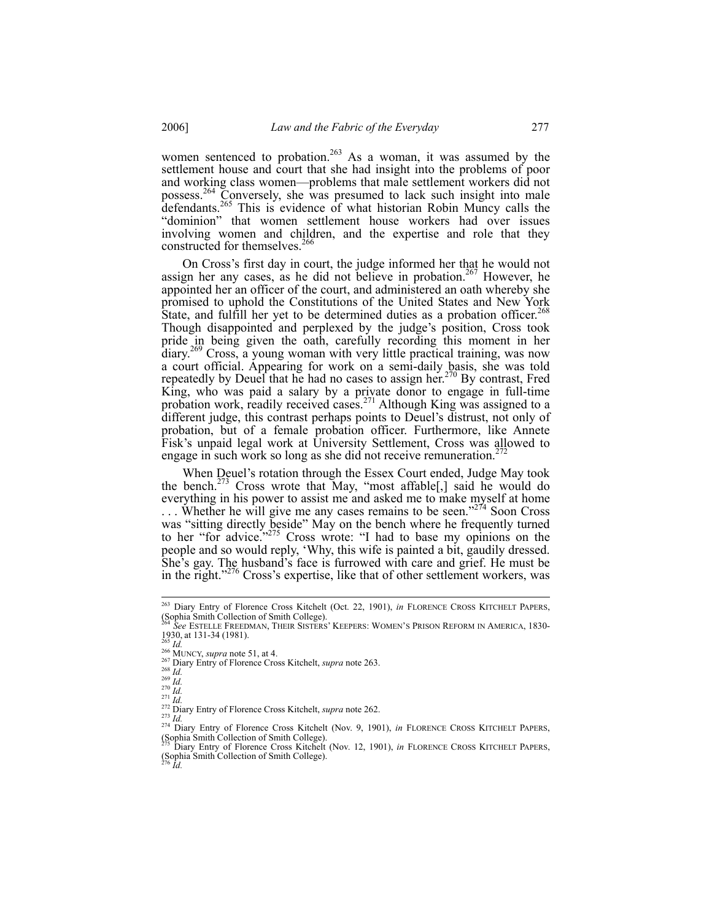women sentenced to probation.[263] As a woman, it was assumed by the settlement house and court that she had insight into the problems of poor and working class women—problems that male settlement workers did not possess.[264] Conversely, she was presumed to lack such insight into male defendants.[265] This is evidence of what historian Robin Muncy calls the "dominion" that women settlement house workers had over issues involving women and children, and the expertise and role that they constructed for themselves.[266]

On Cross's first day in court, the judge informed her that he would not assign her any cases, as he did not believe in probation.[267] However, he appointed her an officer of the court, and administered an oath whereby she promised to uphold the Constitutions of the United States and New York State, and fulfill her yet to be determined duties as a probation officer.[268] Though disappointed and perplexed by the judge's position, Cross took pride in being given the oath, carefully recording this moment in her diary.[269] Cross, a young woman with very little practical training, was now a court official. Appearing for work on a semi-daily basis, she was told repeatedly by Deuel that he had no cases to assign her.[270] By contrast, Fred King, who was paid a salary by a private donor to engage in full-time probation work, readily received cases.[271] Although King was assigned to a different judge, this contrast perhaps points to Deuel's distrust, not only of probation, but of a female probation officer. Furthermore, like Annete Fisk's unpaid legal work at University Settlement, Cross was allowed to engage in such work so long as she did not receive remuneration.[272]

When Deuel's rotation through the Essex Court ended, Judge May took the bench.[273] Cross wrote that May, "most affable[,] said he would do everything in his power to assist me and asked me to make myself at home . . . Whether he will give me any cases remains to be seen."[274] Soon Cross was "sitting directly beside" May on the bench where he frequently turned to her "for advice."[275] Cross wrote: "I had to base my opinions on the people and so would reply, 'Why, this wife is painted a bit, gaudily dressed. She's gay. The husband's face is furrowed with care and grief. He must be in the right.'"[276] Cross's expertise, like that of other settlement workers, was

---

[263] Diary Entry of Florence Cross Kitchelt (Oct. 22, 1901), *in* FLORENCE CROSS KITCHELT PAPERS, (Sophia Smith Collection of Smith College).

[264] *See* ESTELLE FREEDMAN, THEIR SISTERS' KEEPERS: WOMEN'S PRISON REFORM IN AMERICA, 1830-1930, at 131-34 (1981).

[265] *Id.*

[266] MUNCY, *supra* note 51, at 4.

[267] Diary Entry of Florence Cross Kitchelt, *supra* note 263.

[268] *Id.*

[269] *Id.*

[270] *Id.*

[271] *Id.*

[272] Diary Entry of Florence Cross Kitchelt, *supra* note 262.

[273] *Id.*

[274] Diary Entry of Florence Cross Kitchelt (Nov. 9, 1901), *in* FLORENCE CROSS KITCHELT PAPERS, (Sophia Smith Collection of Smith College).

[275] Diary Entry of Florence Cross Kitchelt (Nov. 12, 1901), *in* FLORENCE CROSS KITCHELT PAPERS, (Sophia Smith Collection of Smith College).

[276] *Id.*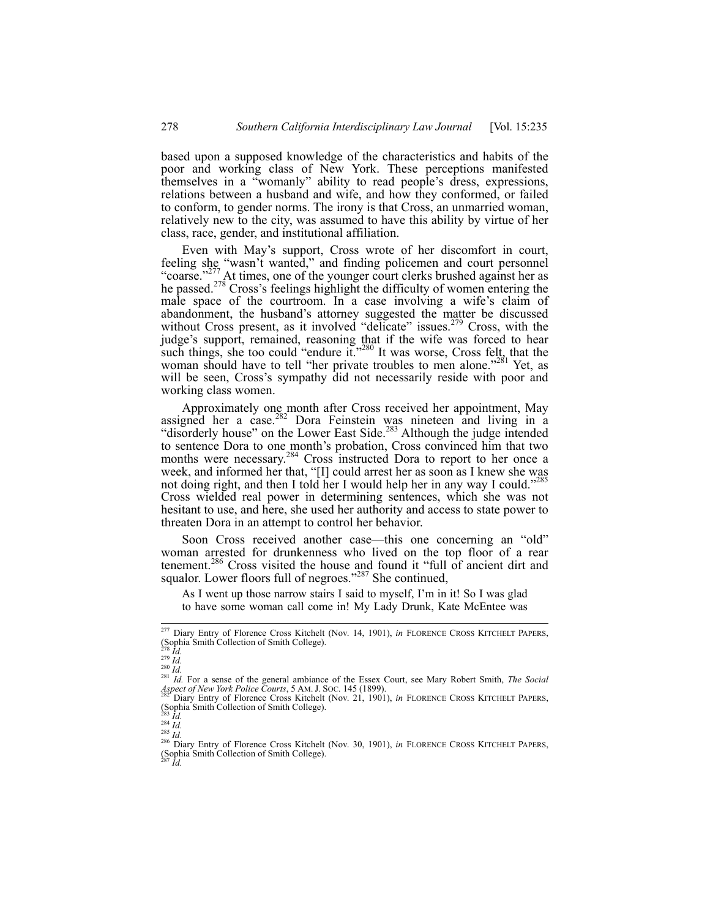based upon a supposed knowledge of the characteristics and habits of the poor and working class of New York. These perceptions manifested themselves in a "womanly" ability to read people's dress, expressions, relations between a husband and wife, and how they conformed, or failed to conform, to gender norms. The irony is that Cross, an unmarried woman, relatively new to the city, was assumed to have this ability by virtue of her class, race, gender, and institutional affiliation.

Even with May's support, Cross wrote of her discomfort in court, feeling she "wasn't wanted," and finding policemen and court personnel "coarse."[277] At times, one of the younger court clerks brushed against her as he passed.[278] Cross's feelings highlight the difficulty of women entering the male space of the courtroom. In a case involving a wife's claim of abandonment, the husband's attorney suggested the matter be discussed without Cross present, as it involved "delicate" issues.[279] Cross, with the judge's support, remained, reasoning that if the wife was forced to hear such things, she too could "endure it."[280] It was worse, Cross felt, that the woman should have to tell "her private troubles to men alone."[281] Yet, as will be seen, Cross's sympathy did not necessarily reside with poor and working class women.

Approximately one month after Cross received her appointment, May assigned her a case.[282] Dora Feinstein was nineteen and living in a "disorderly house" on the Lower East Side.[283] Although the judge intended to sentence Dora to one month's probation, Cross convinced him that two months were necessary.[284] Cross instructed Dora to report to her once a week, and informed her that, "[I] could arrest her as soon as I knew she was not doing right, and then I told her I would help her in any way I could."[285] Cross wielded real power in determining sentences, which she was not hesitant to use, and here, she used her authority and access to state power to threaten Dora in an attempt to control her behavior.

Soon Cross received another case—this one concerning an "old" woman arrested for drunkenness who lived on the top floor of a rear tenement.[286] Cross visited the house and found it "full of ancient dirt and squalor. Lower floors full of negroes."[287] She continued,

> As I went up those narrow stairs I said to myself, I'm in it! So I was glad to have some woman call come in! My Lady Drunk, Kate McEntee was

---

[277] Diary Entry of Florence Cross Kitchelt (Nov. 14, 1901), *in* FLORENCE CROSS KITCHELT PAPERS, (Sophia Smith Collection of Smith College).

[278] *Id.*

[279] *Id.*

[280] *Id.*

[281] *Id.* For a sense of the general ambiance of the Essex Court, see Mary Robert Smith, *The Social Aspect of New York Police Courts*, 5 AM. J. SOC. 145 (1899).

[282] Diary Entry of Florence Cross Kitchelt (Nov. 21, 1901), *in* FLORENCE CROSS KITCHELT PAPERS, (Sophia Smith Collection of Smith College).

[283] *Id.*

[284] *Id.*

[285] *Id.*

[286] Diary Entry of Florence Cross Kitchelt (Nov. 30, 1901), *in* FLORENCE CROSS KITCHELT PAPERS, (Sophia Smith Collection of Smith College).

[287] *Id.*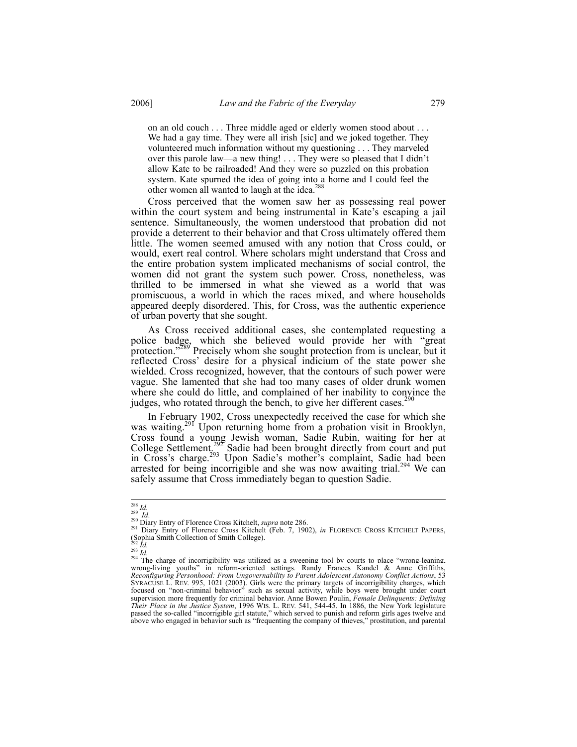> on an old couch . . . Three middle aged or elderly women stood about . . . We had a gay time. They were all irish [sic] and we joked together. They volunteered much information without my questioning . . . They marveled over this parole law—a new thing! . . . They were so pleased that I didn't allow Kate to be railroaded! And they were so puzzled on this probation system. Kate spurned the idea of going into a home and I could feel the other women all wanted to laugh at the idea.[288]

Cross perceived that the women saw her as possessing real power within the court system and being instrumental in Kate's escaping a jail sentence. Simultaneously, the women understood that probation did not provide a deterrent to their behavior and that Cross ultimately offered them little. The women seemed amused with any notion that Cross could, or would, exert real control. Where scholars might understand that Cross and the entire probation system implicated mechanisms of social control, the women did not grant the system such power. Cross, nonetheless, was thrilled to be immersed in what she viewed as a world that was promiscuous, a world in which the races mixed, and where households appeared deeply disordered. This, for Cross, was the authentic experience of urban poverty that she sought.

As Cross received additional cases, she contemplated requesting a police badge, which she believed would provide her with "great protection."[289] Precisely whom she sought protection from is unclear, but it reflected Cross' desire for a physical indicium of the state power she wielded. Cross recognized, however, that the contours of such power were vague. She lamented that she had too many cases of older drunk women where she could do little, and complained of her inability to convince the judges, who rotated through the bench, to give her different cases.[290]

In February 1902, Cross unexpectedly received the case for which she was waiting.[291] Upon returning home from a probation visit in Brooklyn, Cross found a young Jewish woman, Sadie Rubin, waiting for her at College Settlement.[292] Sadie had been brought directly from court and put in Cross's charge.[293] Upon Sadie's mother's complaint, Sadie had been arrested for being incorrigible and she was now awaiting trial.[294] We can safely assume that Cross immediately began to question Sadie.

---

[288] *Id.*

[289] *Id.*

[290] Diary Entry of Florence Cross Kitchelt, *supra* note 286.

[291] Diary Entry of Florence Cross Kitchelt (Feb. 7, 1902), *in* FLORENCE CROSS KITCHELT PAPERS, (Sophia Smith Collection of Smith College).

[292] *Id.*

[293] *Id.*

[294] The charge of incorrigibility was utilized as a sweeping tool by courts to place "wrong-leaning, wrong-living youths" in reform-oriented settings. Randy Frances Kandel & Anne Griffiths, *Reconfiguring Personhood: From Ungovernability to Parent Adolescent Autonomy Conflict Actions*, 53 SYRACUSE L. REV. 995, 1021 (2003). Girls were the primary targets of incorrigibility charges, which focused on "non-criminal behavior" such as sexual activity, while boys were brought under court supervision more frequently for criminal behavior. Anne Bowen Poulin, *Female Delinquents: Defining Their Place in the Justice System*, 1996 WIS. L. REV. 541, 544-45. In 1886, the New York legislature passed the so-called "incorrigible girl statute," which served to punish and reform girls ages twelve and above who engaged in behavior such as "frequenting the company of thieves," prostitution, and parental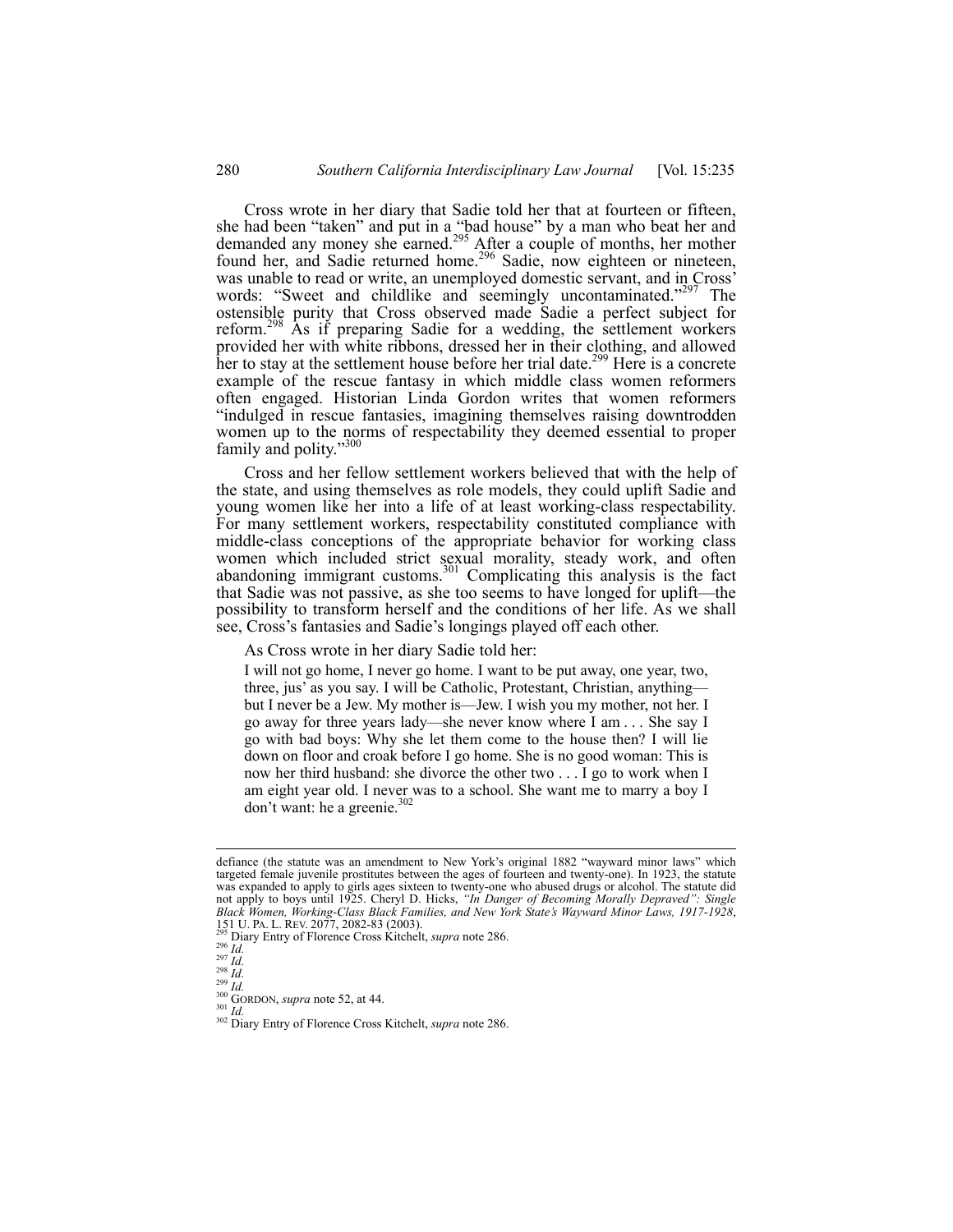Cross wrote in her diary that Sadie told her that at fourteen or fifteen, she had been "taken" and put in a "bad house" by a man who beat her and demanded any money she earned.[295] After a couple of months, her mother found her, and Sadie returned home.[296] Sadie, now eighteen or nineteen, was unable to read or write, an unemployed domestic servant, and in Cross' words: "Sweet and childlike and seemingly uncontaminated."[297] The ostensible purity that Cross observed made Sadie a perfect subject for reform.[298] As if preparing Sadie for a wedding, the settlement workers provided her with white ribbons, dressed her in their clothing, and allowed her to stay at the settlement house before her trial date.[299] Here is a concrete example of the rescue fantasy in which middle class women reformers often engaged. Historian Linda Gordon writes that women reformers "indulged in rescue fantasies, imagining themselves raising downtrodden women up to the norms of respectability they deemed essential to proper family and polity."[300]

Cross and her fellow settlement workers believed that with the help of the state, and using themselves as role models, they could uplift Sadie and young women like her into a life of at least working-class respectability. For many settlement workers, respectability constituted compliance with middle-class conceptions of the appropriate behavior for working class women which included strict sexual morality, steady work, and often abandoning immigrant customs.[301] Complicating this analysis is the fact that Sadie was not passive, as she too seems to have longed for uplift—the possibility to transform herself and the conditions of her life. As we shall see, Cross's fantasies and Sadie's longings played off each other.

As Cross wrote in her diary Sadie told her:

> I will not go home, I never go home. I want to be put away, one year, two, three, jus' as you say. I will be Catholic, Protestant, Christian, anything—but I never be a Jew. My mother is—Jew. I wish you my mother, not her. I go away for three years lady—she never know where I am . . . She say I go with bad boys: Why she let them come to the house then? I will lie down on floor and croak before I go home. She is no good woman: This is now her third husband: she divorce the other two . . . I go to work when I am eight year old. I never was to a school. She want me to marry a boy I don't want: he a greenie.[302]

---

defiance (the statute was an amendment to New York's original 1882 "wayward minor laws" which targeted female juvenile prostitutes between the ages of fourteen and twenty-one). In 1923, the statute was expanded to apply to girls ages sixteen to twenty-one who abused drugs or alcohol. The statute did not apply to boys until 1925. Cheryl D. Hicks, *"In Danger of Becoming Morally Depraved": Single Black Women, Working-Class Black Families, and New York State's Wayward Minor Laws, 1917-1928*, 151 U. PA. L. REV. 2077, 2082-83 (2003).

[295] Diary Entry of Florence Cross Kitchelt, *supra* note 286.

[296] *Id.*

[297] *Id.*

[298] *Id.*

[299] *Id.*

[300] GORDON, *supra* note 52, at 44.

[301] *Id.*

[302] Diary Entry of Florence Cross Kitchelt, *supra* note 286.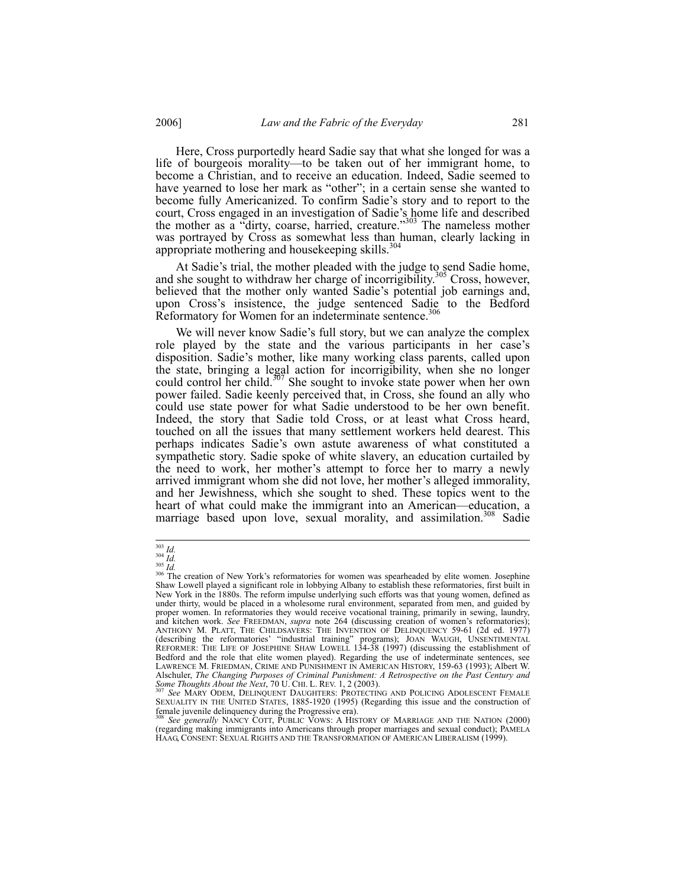Here, Cross purportedly heard Sadie say that what she longed for was a life of bourgeois morality—to be taken out of her immigrant home, to become a Christian, and to receive an education. Indeed, Sadie seemed to have yearned to lose her mark as "other"; in a certain sense she wanted to become fully Americanized. To confirm Sadie's story and to report to the court, Cross engaged in an investigation of Sadie's home life and described the mother as a "dirty, coarse, harried, creature."[303] The nameless mother was portrayed by Cross as somewhat less than human, clearly lacking in appropriate mothering and housekeeping skills.[304]

At Sadie's trial, the mother pleaded with the judge to send Sadie home, and she sought to withdraw her charge of incorrigibility.[305] Cross, however, believed that the mother only wanted Sadie's potential job earnings and, upon Cross's insistence, the judge sentenced Sadie to the Bedford Reformatory for Women for an indeterminate sentence.[306]

We will never know Sadie's full story, but we can analyze the complex role played by the state and the various participants in her case's disposition. Sadie's mother, like many working class parents, called upon the state, bringing a legal action for incorrigibility, when she no longer could control her child.[307] She sought to invoke state power when her own power failed. Sadie keenly perceived that, in Cross, she found an ally who could use state power for what Sadie understood to be her own benefit. Indeed, the story that Sadie told Cross, or at least what Cross heard, touched on all the issues that many settlement workers held dearest. This perhaps indicates Sadie's own astute awareness of what constituted a sympathetic story. Sadie spoke of white slavery, an education curtailed by the need to work, her mother's attempt to force her to marry a newly arrived immigrant whom she did not love, her mother's alleged immorality, and her Jewishness, which she sought to shed. These topics went to the heart of what could make the immigrant into an American—education, a marriage based upon love, sexual morality, and assimilation.[308] Sadie

---

[303] *Id.*

[304] *Id.*

[305] *Id.*

[306] The creation of New York's reformatories for women was spearheaded by elite women. Josephine Shaw Lowell played a significant role in lobbying Albany to establish these reformatories, first built in New York in the 1880s. The reform impulse underlying such efforts was that young women, defined as under thirty, would be placed in a wholesome rural environment, separated from men, and guided by proper women. In reformatories they would receive vocational training, primarily in sewing, laundry, and kitchen work. *See* FREEDMAN, *supra* note 264 (discussing creation of women's reformatories); ANTHONY M. PLATT, THE CHILDSAVERS: THE INVENTION OF DELINQUENCY 59-61 (2d ed. 1977) (describing the reformatories' "industrial training" programs); JOAN WAUGH, UNSENTIMENTAL REFORMER: THE LIFE OF JOSEPHINE SHAW LOWELL 134-38 (1997) (discussing the establishment of Bedford and the role that elite women played). Regarding the use of indeterminate sentences, see LAWRENCE M. FRIEDMAN, CRIME AND PUNISHMENT IN AMERICAN HISTORY, 159-63 (1993); Albert W. Alschuler, *The Changing Purposes of Criminal Punishment: A Retrospective on the Past Century and Some Thoughts About the Next*, 70 U. CHI. L. REV. 1, 2 (2003).

[307] *See* MARY ODEM, DELINQUENT DAUGHTERS: PROTECTING AND POLICING ADOLESCENT FEMALE SEXUALITY IN THE UNITED STATES, 1885-1920 (1995) (Regarding this issue and the construction of female juvenile delinquency during the Progressive era).

[308] *See generally* NANCY COTT, PUBLIC VOWS: A HISTORY OF MARRIAGE AND THE NATION (2000) (regarding making immigrants into Americans through proper marriages and sexual conduct); PAMELA HAAG, CONSENT: SEXUAL RIGHTS AND THE TRANSFORMATION OF AMERICAN LIBERALISM (1999).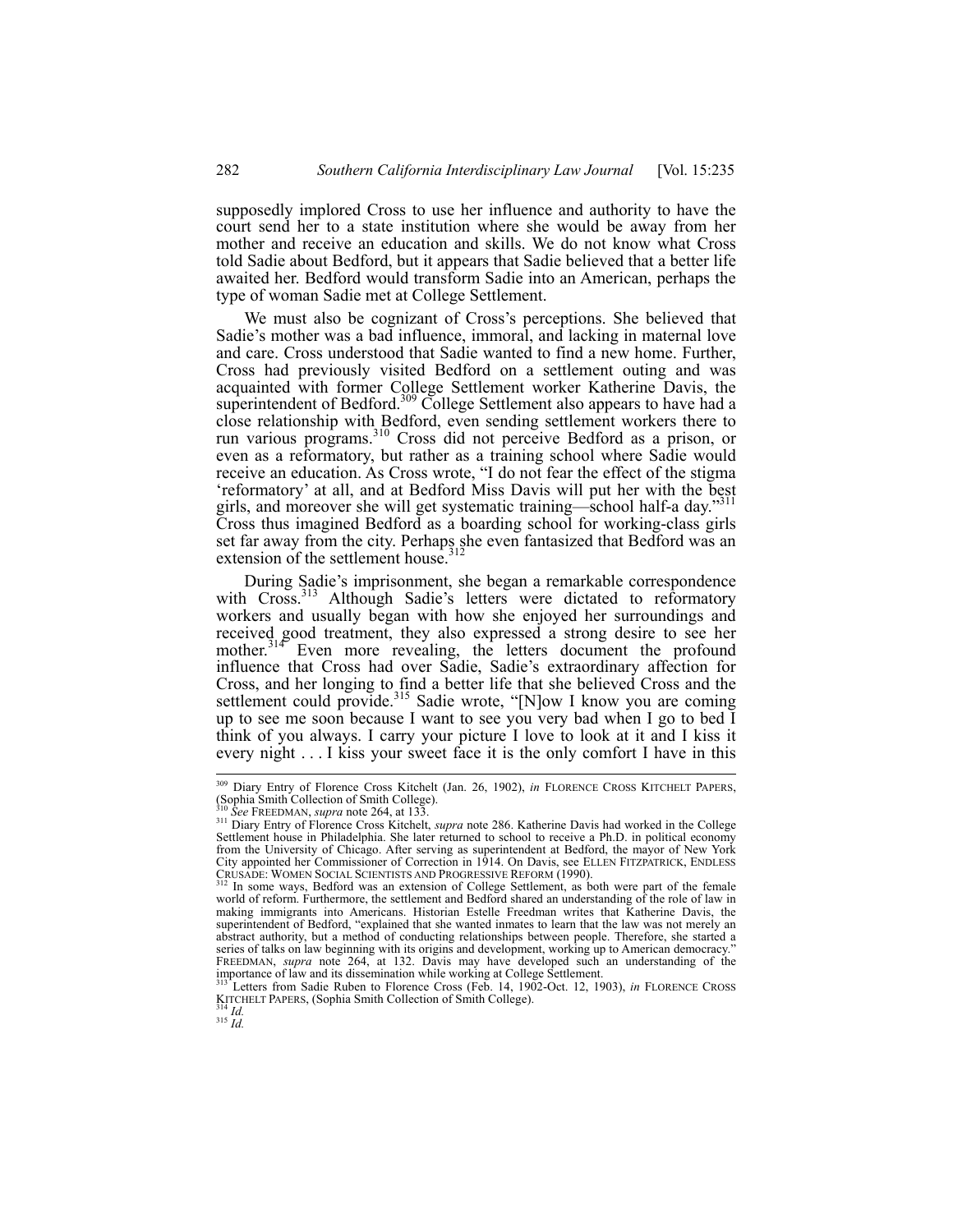supposedly implored Cross to use her influence and authority to have the court send her to a state institution where she would be away from her mother and receive an education and skills. We do not know what Cross told Sadie about Bedford, but it appears that Sadie believed that a better life awaited her. Bedford would transform Sadie into an American, perhaps the type of woman Sadie met at College Settlement.

We must also be cognizant of Cross's perceptions. She believed that Sadie's mother was a bad influence, immoral, and lacking in maternal love and care. Cross understood that Sadie wanted to find a new home. Further, Cross had previously visited Bedford on a settlement outing and was acquainted with former College Settlement worker Katherine Davis, the superintendent of Bedford.[309] College Settlement also appears to have had a close relationship with Bedford, even sending settlement workers there to run various programs.[310] Cross did not perceive Bedford as a prison, or even as a reformatory, but rather as a training school where Sadie would receive an education. As Cross wrote, "I do not fear the effect of the stigma 'reformatory' at all, and at Bedford Miss Davis will put her with the best girls, and moreover she will get systematic training—school half-a day."[311] Cross thus imagined Bedford as a boarding school for working-class girls set far away from the city. Perhaps she even fantasized that Bedford was an extension of the settlement house.[312]

During Sadie's imprisonment, she began a remarkable correspondence with Cross.[313] Although Sadie's letters were dictated to reformatory workers and usually began with how she enjoyed her surroundings and received good treatment, they also expressed a strong desire to see her mother.[314] Even more revealing, the letters document the profound influence that Cross had over Sadie, Sadie's extraordinary affection for Cross, and her longing to find a better life that she believed Cross and the settlement could provide.[315] Sadie wrote, "[N]ow I know you are coming up to see me soon because I want to see you very bad when I go to bed I think of you always. I carry your picture I love to look at it and I kiss it every night . . . I kiss your sweet face it is the only comfort I have in this

---

[309] Diary Entry of Florence Cross Kitchelt (Jan. 26, 1902), *in* FLORENCE CROSS KITCHELT PAPERS, (Sophia Smith Collection of Smith College).

[310] *See* FREEDMAN, *supra* note 264, at 133.

[311] Diary Entry of Florence Cross Kitchelt, *supra* note 286. Katherine Davis had worked in the College Settlement house in Philadelphia. She later returned to school to receive a Ph.D. in political economy from the University of Chicago. After serving as superintendent at Bedford, the mayor of New York City appointed her Commissioner of Correction in 1914. On Davis, see ELLEN FITZPATRICK, ENDLESS CRUSADE: WOMEN SOCIAL SCIENTISTS AND PROGRESSIVE REFORM (1990).

[312] In some ways, Bedford was an extension of College Settlement, as both were part of the female world of reform. Furthermore, the settlement and Bedford shared an understanding of the role of law in making immigrants into Americans. Historian Estelle Freedman writes that Katherine Davis, the superintendent of Bedford, "explained that she wanted inmates to learn that the law was not merely an abstract authority, but a method of conducting relationships between people. Therefore, she started a series of talks on law beginning with its origins and development, working up to American democracy." FREEDMAN, *supra* note 264, at 132. Davis may have developed such an understanding of the importance of law and its dissemination while working at College Settlement.

[313] Letters from Sadie Ruben to Florence Cross (Feb. 14, 1902-Oct. 12, 1903), *in* FLORENCE CROSS KITCHELT PAPERS, (Sophia Smith Collection of Smith College).

[314] *Id.*

[315] *Id.*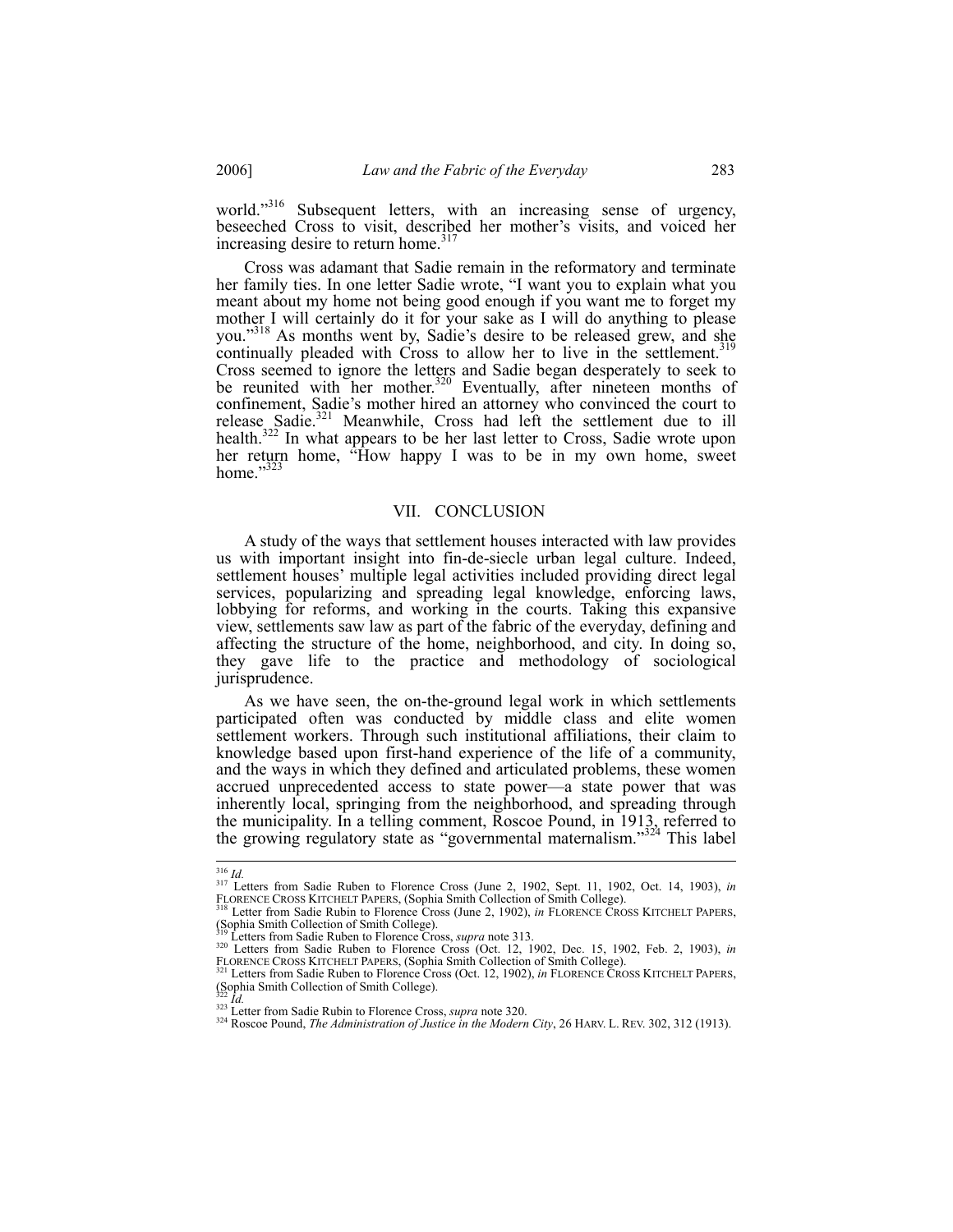world."[316] Subsequent letters, with an increasing sense of urgency, beseeched Cross to visit, described her mother's visits, and voiced her increasing desire to return home.[317]

Cross was adamant that Sadie remain in the reformatory and terminate her family ties. In one letter Sadie wrote, "I want you to explain what you meant about my home not being good enough if you want me to forget my mother I will certainly do it for your sake as I will do anything to please you."[318] As months went by, Sadie's desire to be released grew, and she continually pleaded with Cross to allow her to live in the settlement.[319] Cross seemed to ignore the letters and Sadie began desperately to seek to be reunited with her mother.[320] Eventually, after nineteen months of confinement, Sadie's mother hired an attorney who convinced the court to release Sadie.[321] Meanwhile, Cross had left the settlement due to ill health.[322] In what appears to be her last letter to Cross, Sadie wrote upon her return home, "How happy I was to be in my own home, sweet home."[323]

## VII. CONCLUSION

A study of the ways that settlement houses interacted with law provides us with important insight into fin-de-siecle urban legal culture. Indeed, settlement houses' multiple legal activities included providing direct legal services, popularizing and spreading legal knowledge, enforcing laws, lobbying for reforms, and working in the courts. Taking this expansive view, settlements saw law as part of the fabric of the everyday, defining and affecting the structure of the home, neighborhood, and city. In doing so, they gave life to the practice and methodology of sociological jurisprudence.

As we have seen, the on-the-ground legal work in which settlements participated often was conducted by middle class and elite women settlement workers. Through such institutional affiliations, their claim to knowledge based upon first-hand experience of the life of a community, and the ways in which they defined and articulated problems, these women accrued unprecedented access to state power—a state power that was inherently local, springing from the neighborhood, and spreading through the municipality. In a telling comment, Roscoe Pound, in 1913, referred to the growing regulatory state as "governmental maternalism."[324] This label

---

[316] *Id.*

[317] Letters from Sadie Ruben to Florence Cross (June 2, 1902, Sept. 11, 1902, Oct. 14, 1903), *in* FLORENCE CROSS KITCHELT PAPERS, (Sophia Smith Collection of Smith College).

[318] Letter from Sadie Rubin to Florence Cross (June 2, 1902), *in* FLORENCE CROSS KITCHELT PAPERS, (Sophia Smith Collection of Smith College).

[319] Letters from Sadie Ruben to Florence Cross, *supra* note 313.

[320] Letters from Sadie Ruben to Florence Cross (Oct. 12, 1902, Dec. 15, 1902, Feb. 2, 1903), *in* FLORENCE CROSS KITCHELT PAPERS, (Sophia Smith Collection of Smith College).

[321] Letters from Sadie Ruben to Florence Cross (Oct. 12, 1902), *in* FLORENCE CROSS KITCHELT PAPERS, (Sophia Smith Collection of Smith College).

[322] *Id.*

[323] Letter from Sadie Rubin to Florence Cross, *supra* note 320.

[324] Roscoe Pound, *The Administration of Justice in the Modern City*, 26 HARV. L. REV. 302, 312 (1913).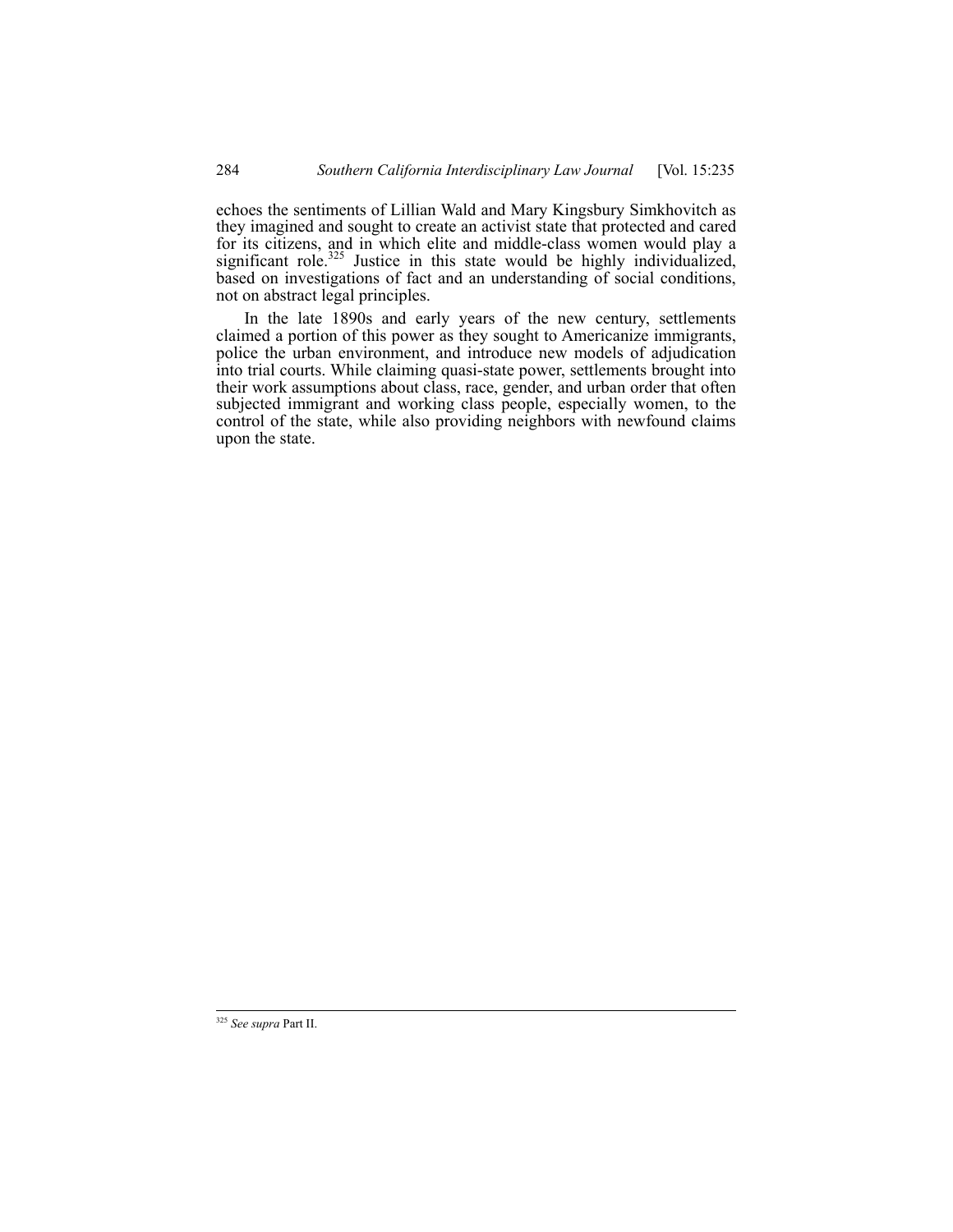echoes the sentiments of Lillian Wald and Mary Kingsbury Simkhovitch as they imagined and sought to create an activist state that protected and cared for its citizens, and in which elite and middle-class women would play a significant role.[325] Justice in this state would be highly individualized, based on investigations of fact and an understanding of social conditions, not on abstract legal principles.

In the late 1890s and early years of the new century, settlements claimed a portion of this power as they sought to Americanize immigrants, police the urban environment, and introduce new models of adjudication into trial courts. While claiming quasi-state power, settlements brought into their work assumptions about class, race, gender, and urban order that often subjected immigrant and working class people, especially women, to the control of the state, while also providing neighbors with newfound claims upon the state.

---

[325] *See supra* Part II.